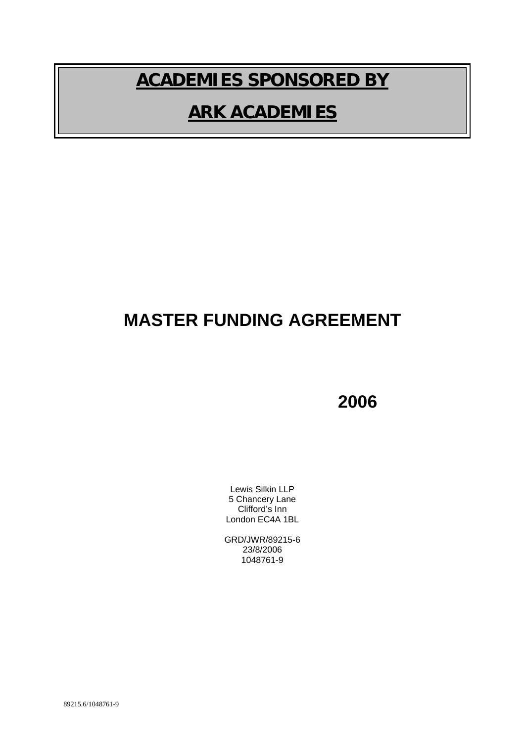# ACADEMIES SPONSORED BY

# ARK ACADEMIES

## MASTER FUNDING AGREEMENT

**2006**

Lewis Silkin LLP
5 Chancery Lane
Clifford's Inn
London EC4A 1BL

GRD/JWR/89215-6
23/8/2006
1048761-9

89215.6/1048761-9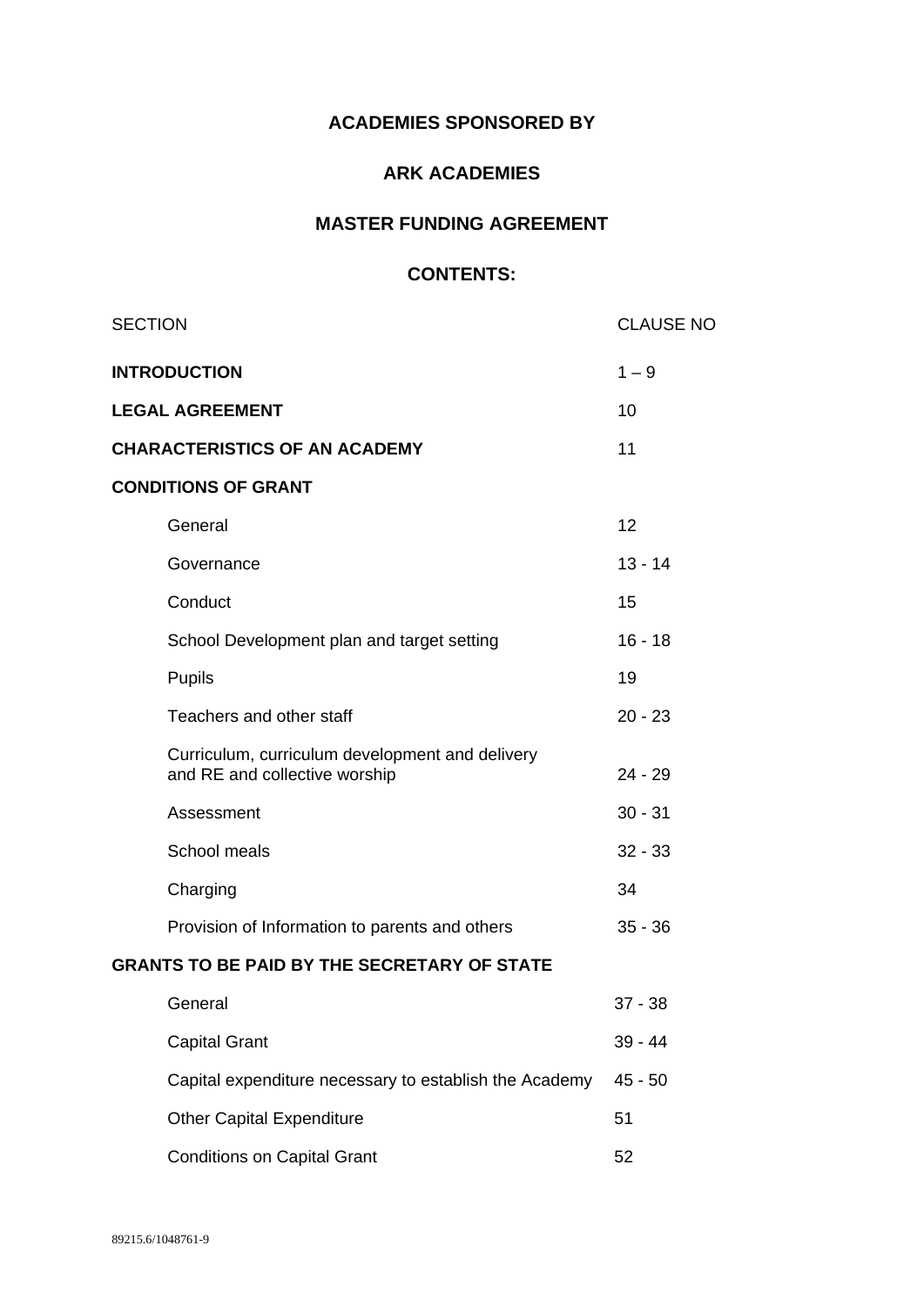**ACADEMIES SPONSORED BY**

**ARK ACADEMIES**

**MASTER FUNDING AGREEMENT**

**CONTENTS:**

| SECTION | CLAUSE NO |
| --- | --- |
| **INTRODUCTION** | 1 – 9 |
| **LEGAL AGREEMENT** | 10 |
| **CHARACTERISTICS OF AN ACADEMY** | 11 |
| **CONDITIONS OF GRANT** | |
| General | 12 |
| Governance | 13 - 14 |
| Conduct | 15 |
| School Development plan and target setting | 16 - 18 |
| Pupils | 19 |
| Teachers and other staff | 20 - 23 |
| Curriculum, curriculum development and delivery and RE and collective worship | 24 - 29 |
| Assessment | 30 - 31 |
| School meals | 32 - 33 |
| Charging | 34 |
| Provision of Information to parents and others | 35 - 36 |
| **GRANTS TO BE PAID BY THE SECRETARY OF STATE** | |
| General | 37 - 38 |
| Capital Grant | 39 - 44 |
| Capital expenditure necessary to establish the Academy | 45 - 50 |
| Other Capital Expenditure | 51 |
| Conditions on Capital Grant | 52 |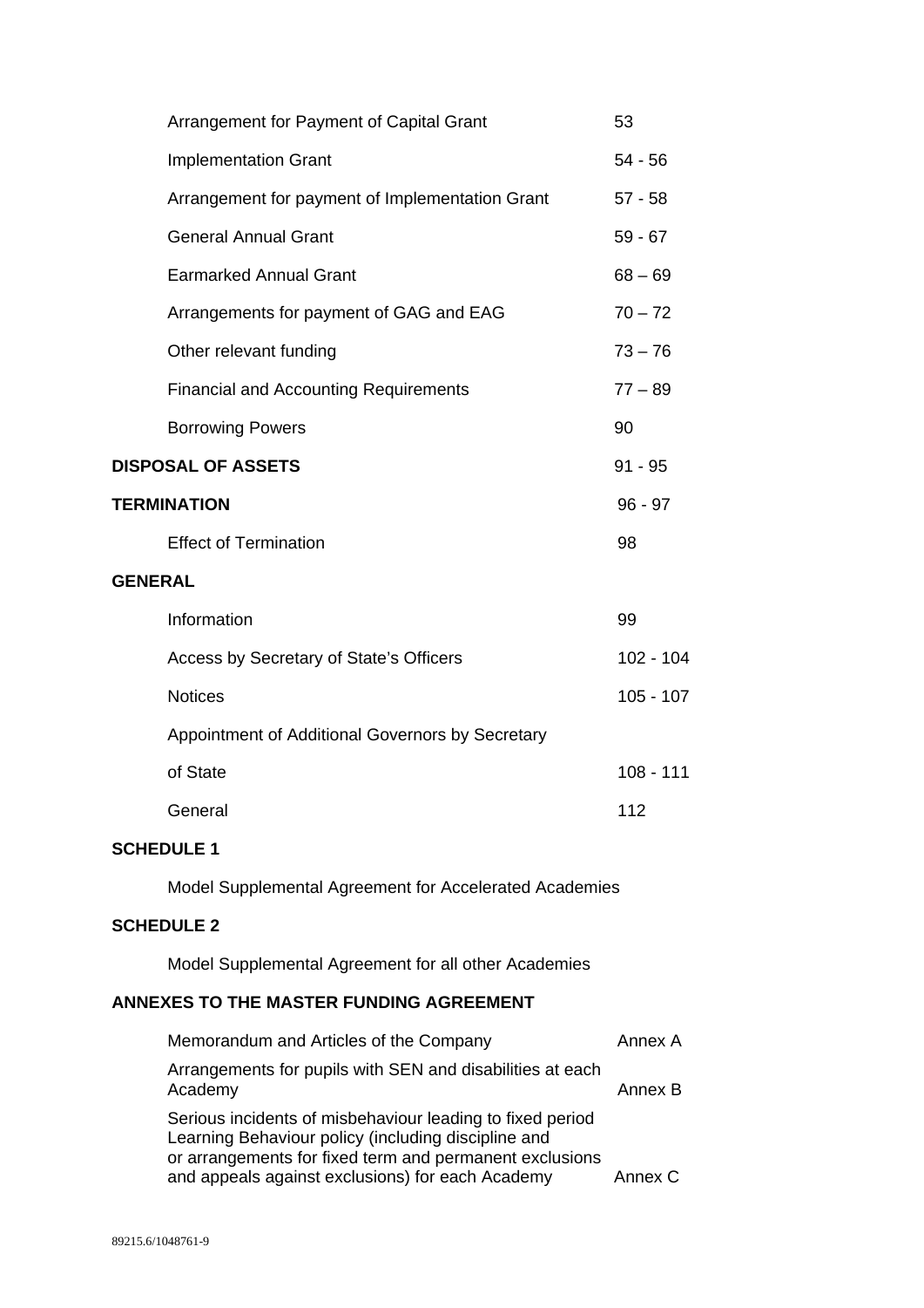| | |
|---|---|
| Arrangement for Payment of Capital Grant | 53 |
| Implementation Grant | 54 - 56 |
| Arrangement for payment of Implementation Grant | 57 - 58 |
| General Annual Grant | 59 - 67 |
| Earmarked Annual Grant | 68 – 69 |
| Arrangements for payment of GAG and EAG | 70 – 72 |
| Other relevant funding | 73 – 76 |
| Financial and Accounting Requirements | 77 – 89 |
| Borrowing Powers | 90 |
| **DISPOSAL OF ASSETS** | 91 - 95 |
| **TERMINATION** | 96 - 97 |
| Effect of Termination | 98 |
| **GENERAL** | |
| Information | 99 |
| Access by Secretary of State's Officers | 102 - 104 |
| Notices | 105 - 107 |
| Appointment of Additional Governors by Secretary of State | 108 - 111 |
| General | 112 |

**SCHEDULE 1**

Model Supplemental Agreement for Accelerated Academies

**SCHEDULE 2**

Model Supplemental Agreement for all other Academies

**ANNEXES TO THE MASTER FUNDING AGREEMENT**

| | |
|---|---|
| Memorandum and Articles of the Company | Annex A |
| Arrangements for pupils with SEN and disabilities at each Academy | Annex B |
| Serious incidents of misbehaviour leading to fixed period Learning Behaviour policy (including discipline and or arrangements for fixed term and permanent exclusions and appeals against exclusions) for each Academy | Annex C |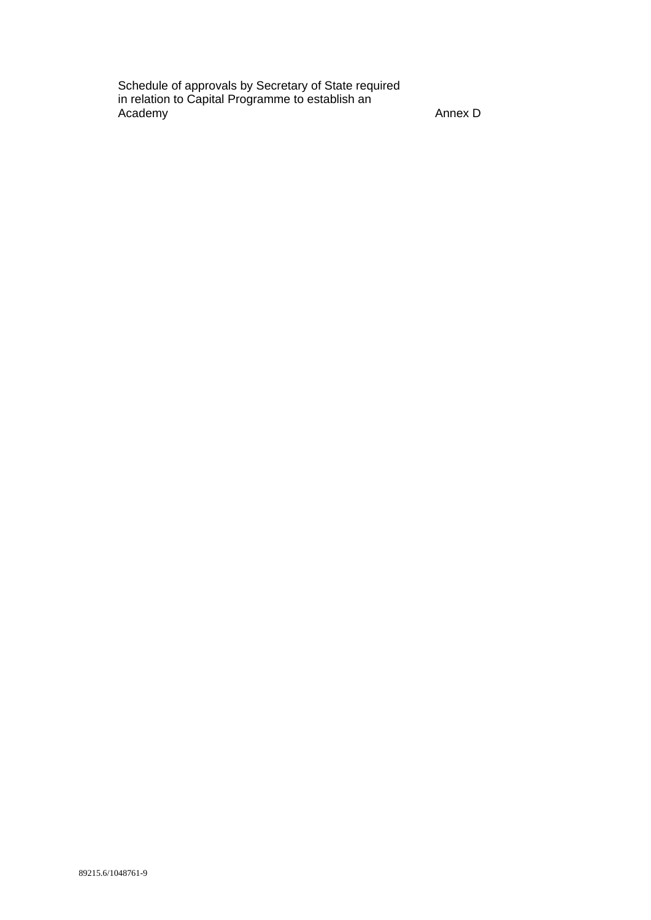Schedule of approvals by Secretary of State required in relation to Capital Programme to establish an Academy

Annex D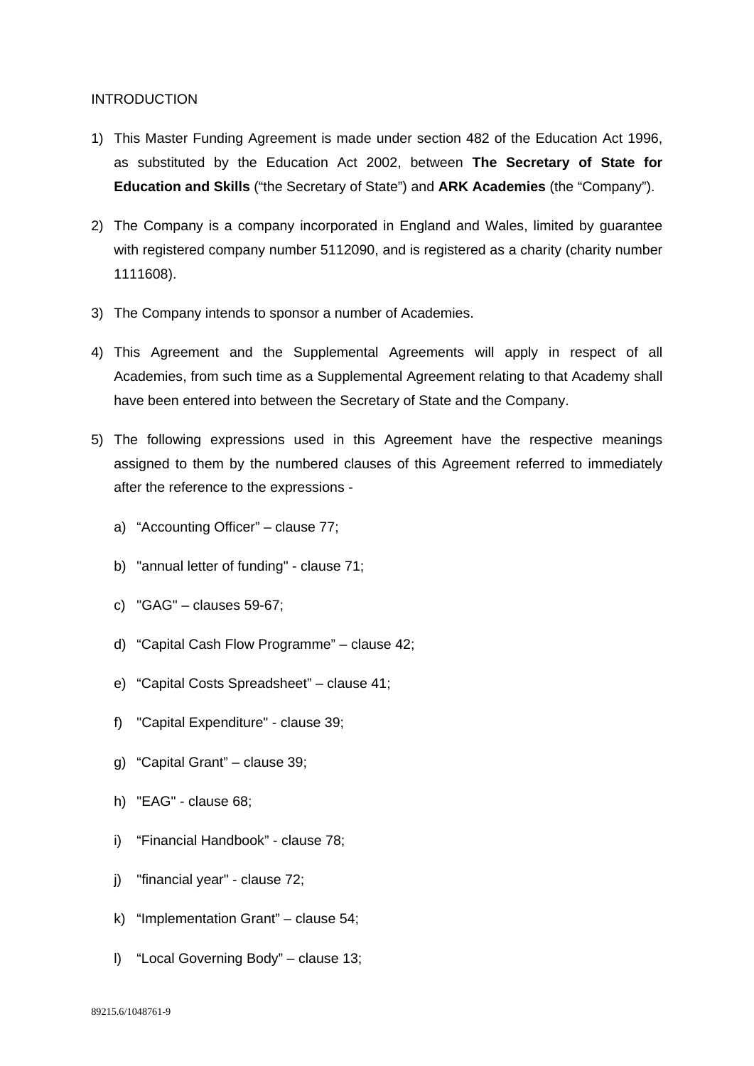INTRODUCTION

1) This Master Funding Agreement is made under section 482 of the Education Act 1996, as substituted by the Education Act 2002, between **The Secretary of State for Education and Skills** ("the Secretary of State") and **ARK Academies** (the "Company").

2) The Company is a company incorporated in England and Wales, limited by guarantee with registered company number 5112090, and is registered as a charity (charity number 1111608).

3) The Company intends to sponsor a number of Academies.

4) This Agreement and the Supplemental Agreements will apply in respect of all Academies, from such time as a Supplemental Agreement relating to that Academy shall have been entered into between the Secretary of State and the Company.

5) The following expressions used in this Agreement have the respective meanings assigned to them by the numbered clauses of this Agreement referred to immediately after the reference to the expressions -

   a) "Accounting Officer" – clause 77;

   b) "annual letter of funding" - clause 71;

   c) "GAG" – clauses 59-67;

   d) "Capital Cash Flow Programme" – clause 42;

   e) "Capital Costs Spreadsheet" – clause 41;

   f) "Capital Expenditure" - clause 39;

   g) "Capital Grant" – clause 39;

   h) "EAG" - clause 68;

   i) "Financial Handbook" - clause 78;

   j) "financial year" - clause 72;

   k) "Implementation Grant" – clause 54;

   l) "Local Governing Body" – clause 13;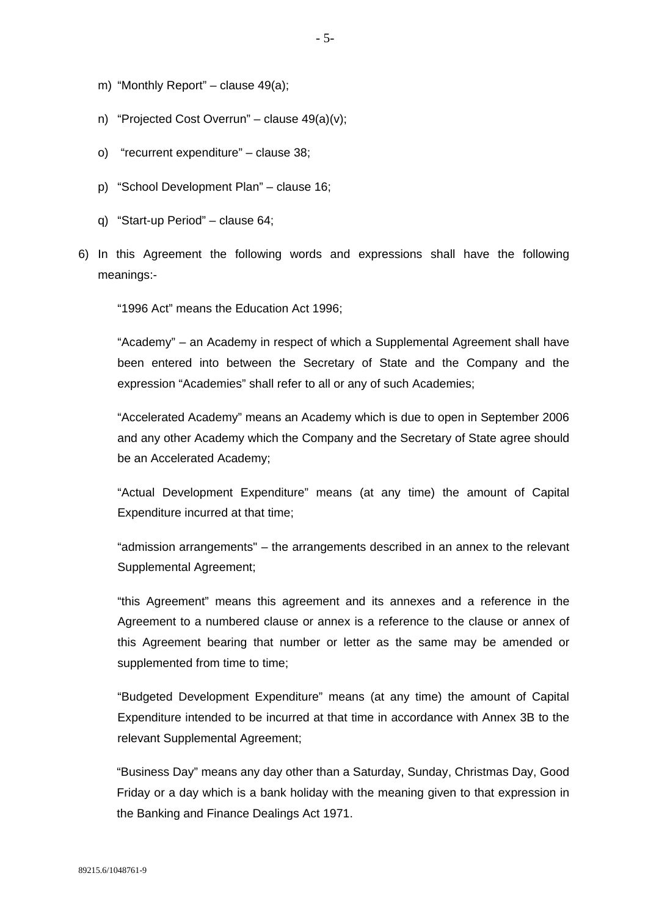m) “Monthly Report” – clause 49(a);

n) “Projected Cost Overrun” – clause 49(a)(v);

o) “recurrent expenditure” – clause 38;

p) “School Development Plan” – clause 16;

q) “Start-up Period” – clause 64;

6) In this Agreement the following words and expressions shall have the following meanings:-

“1996 Act” means the Education Act 1996;

“Academy” – an Academy in respect of which a Supplemental Agreement shall have been entered into between the Secretary of State and the Company and the expression “Academies” shall refer to all or any of such Academies;

“Accelerated Academy” means an Academy which is due to open in September 2006 and any other Academy which the Company and the Secretary of State agree should be an Accelerated Academy;

“Actual Development Expenditure” means (at any time) the amount of Capital Expenditure incurred at that time;

“admission arrangements" – the arrangements described in an annex to the relevant Supplemental Agreement;

“this Agreement” means this agreement and its annexes and a reference in the Agreement to a numbered clause or annex is a reference to the clause or annex of this Agreement bearing that number or letter as the same may be amended or supplemented from time to time;

“Budgeted Development Expenditure” means (at any time) the amount of Capital Expenditure intended to be incurred at that time in accordance with Annex 3B to the relevant Supplemental Agreement;

“Business Day” means any day other than a Saturday, Sunday, Christmas Day, Good Friday or a day which is a bank holiday with the meaning given to that expression in the Banking and Finance Dealings Act 1971.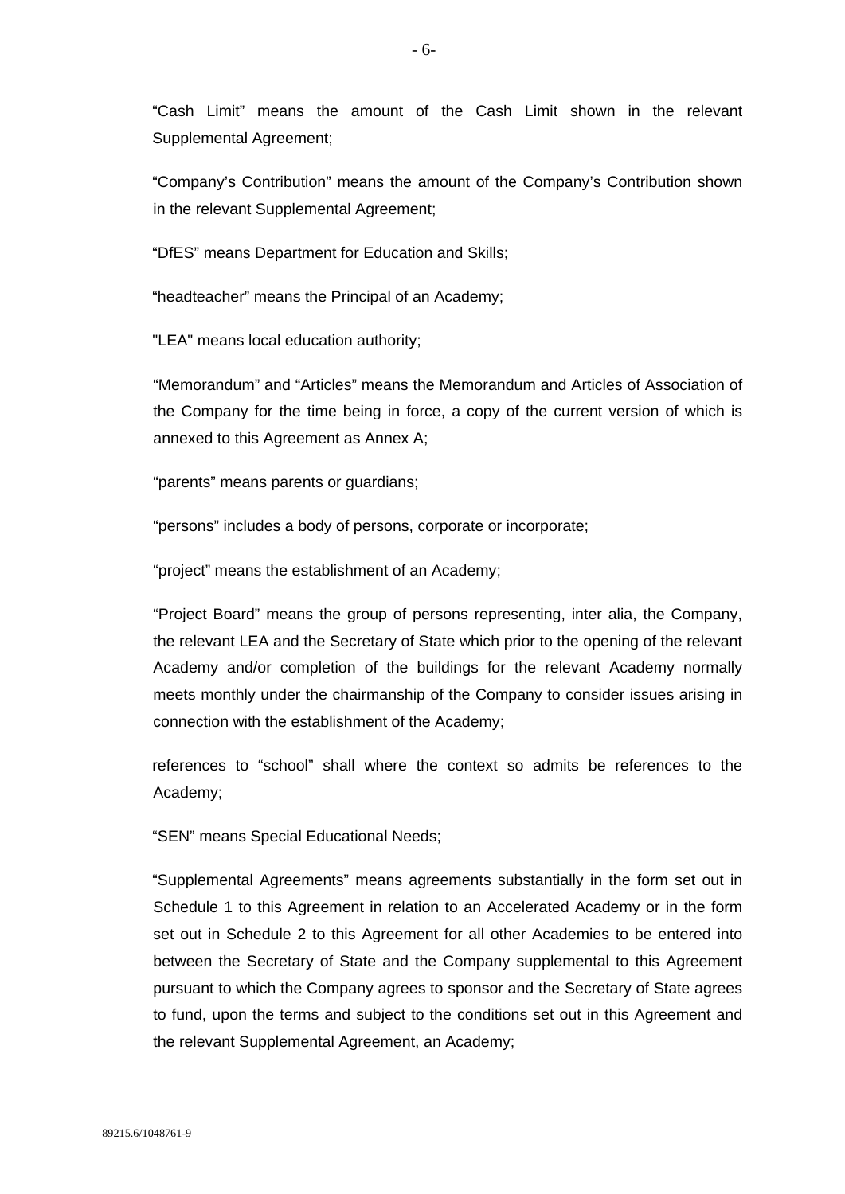"Cash Limit" means the amount of the Cash Limit shown in the relevant Supplemental Agreement;

"Company's Contribution" means the amount of the Company's Contribution shown in the relevant Supplemental Agreement;

"DfES" means Department for Education and Skills;

"headteacher" means the Principal of an Academy;

"LEA" means local education authority;

"Memorandum" and "Articles" means the Memorandum and Articles of Association of the Company for the time being in force, a copy of the current version of which is annexed to this Agreement as Annex A;

"parents" means parents or guardians;

"persons" includes a body of persons, corporate or incorporate;

"project" means the establishment of an Academy;

"Project Board" means the group of persons representing, inter alia, the Company, the relevant LEA and the Secretary of State which prior to the opening of the relevant Academy and/or completion of the buildings for the relevant Academy normally meets monthly under the chairmanship of the Company to consider issues arising in connection with the establishment of the Academy;

references to "school" shall where the context so admits be references to the Academy;

"SEN" means Special Educational Needs;

"Supplemental Agreements" means agreements substantially in the form set out in Schedule 1 to this Agreement in relation to an Accelerated Academy or in the form set out in Schedule 2 to this Agreement for all other Academies to be entered into between the Secretary of State and the Company supplemental to this Agreement pursuant to which the Company agrees to sponsor and the Secretary of State agrees to fund, upon the terms and subject to the conditions set out in this Agreement and the relevant Supplemental Agreement, an Academy;

89215.6/1048761-9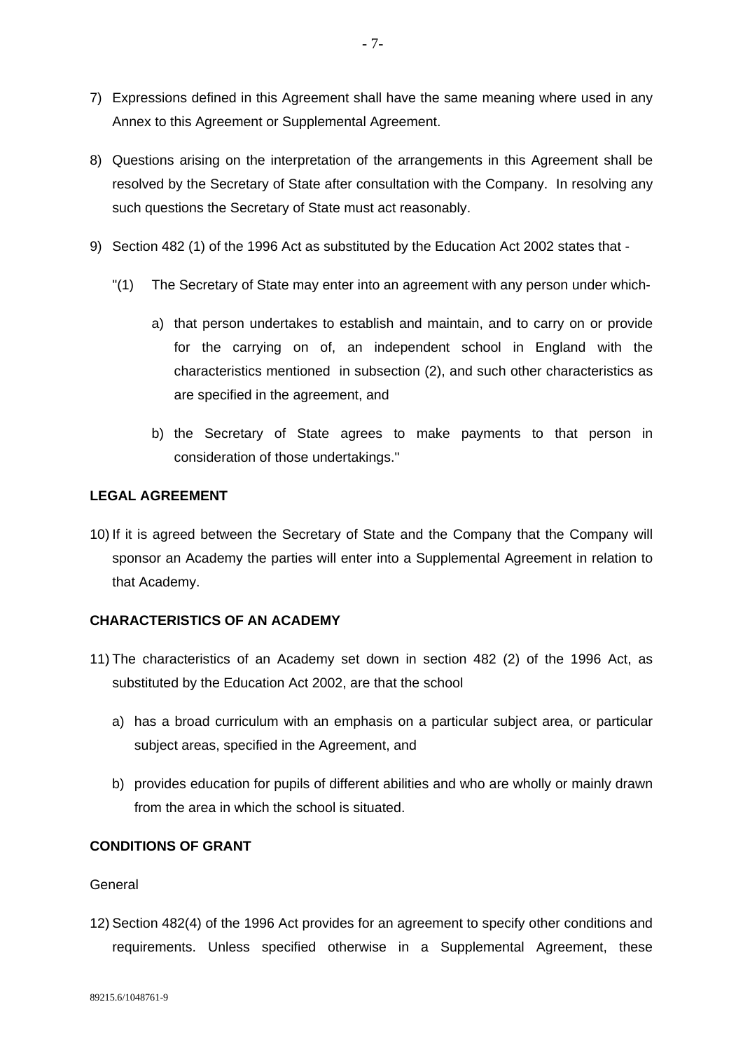7) Expressions defined in this Agreement shall have the same meaning where used in any Annex to this Agreement or Supplemental Agreement.

8) Questions arising on the interpretation of the arrangements in this Agreement shall be resolved by the Secretary of State after consultation with the Company. In resolving any such questions the Secretary of State must act reasonably.

9) Section 482 (1) of the 1996 Act as substituted by the Education Act 2002 states that -

   "(1) The Secretary of State may enter into an agreement with any person under which-

   a) that person undertakes to establish and maintain, and to carry on or provide for the carrying on of, an independent school in England with the characteristics mentioned in subsection (2), and such other characteristics as are specified in the agreement, and

   b) the Secretary of State agrees to make payments to that person in consideration of those undertakings."

**LEGAL AGREEMENT**

10) If it is agreed between the Secretary of State and the Company that the Company will sponsor an Academy the parties will enter into a Supplemental Agreement in relation to that Academy.

**CHARACTERISTICS OF AN ACADEMY**

11) The characteristics of an Academy set down in section 482 (2) of the 1996 Act, as substituted by the Education Act 2002, are that the school

   a) has a broad curriculum with an emphasis on a particular subject area, or particular subject areas, specified in the Agreement, and

   b) provides education for pupils of different abilities and who are wholly or mainly drawn from the area in which the school is situated.

**CONDITIONS OF GRANT**

General

12) Section 482(4) of the 1996 Act provides for an agreement to specify other conditions and requirements. Unless specified otherwise in a Supplemental Agreement, these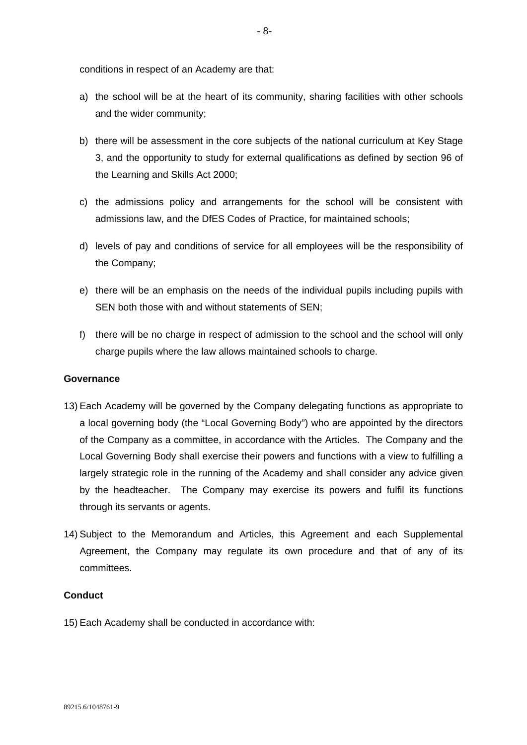conditions in respect of an Academy are that:

a) the school will be at the heart of its community, sharing facilities with other schools and the wider community;

b) there will be assessment in the core subjects of the national curriculum at Key Stage 3, and the opportunity to study for external qualifications as defined by section 96 of the Learning and Skills Act 2000;

c) the admissions policy and arrangements for the school will be consistent with admissions law, and the DfES Codes of Practice, for maintained schools;

d) levels of pay and conditions of service for all employees will be the responsibility of the Company;

e) there will be an emphasis on the needs of the individual pupils including pupils with SEN both those with and without statements of SEN;

f) there will be no charge in respect of admission to the school and the school will only charge pupils where the law allows maintained schools to charge.

**Governance**

13) Each Academy will be governed by the Company delegating functions as appropriate to a local governing body (the "Local Governing Body") who are appointed by the directors of the Company as a committee, in accordance with the Articles. The Company and the Local Governing Body shall exercise their powers and functions with a view to fulfilling a largely strategic role in the running of the Academy and shall consider any advice given by the headteacher. The Company may exercise its powers and fulfil its functions through its servants or agents.

14) Subject to the Memorandum and Articles, this Agreement and each Supplemental Agreement, the Company may regulate its own procedure and that of any of its committees.

**Conduct**

15) Each Academy shall be conducted in accordance with: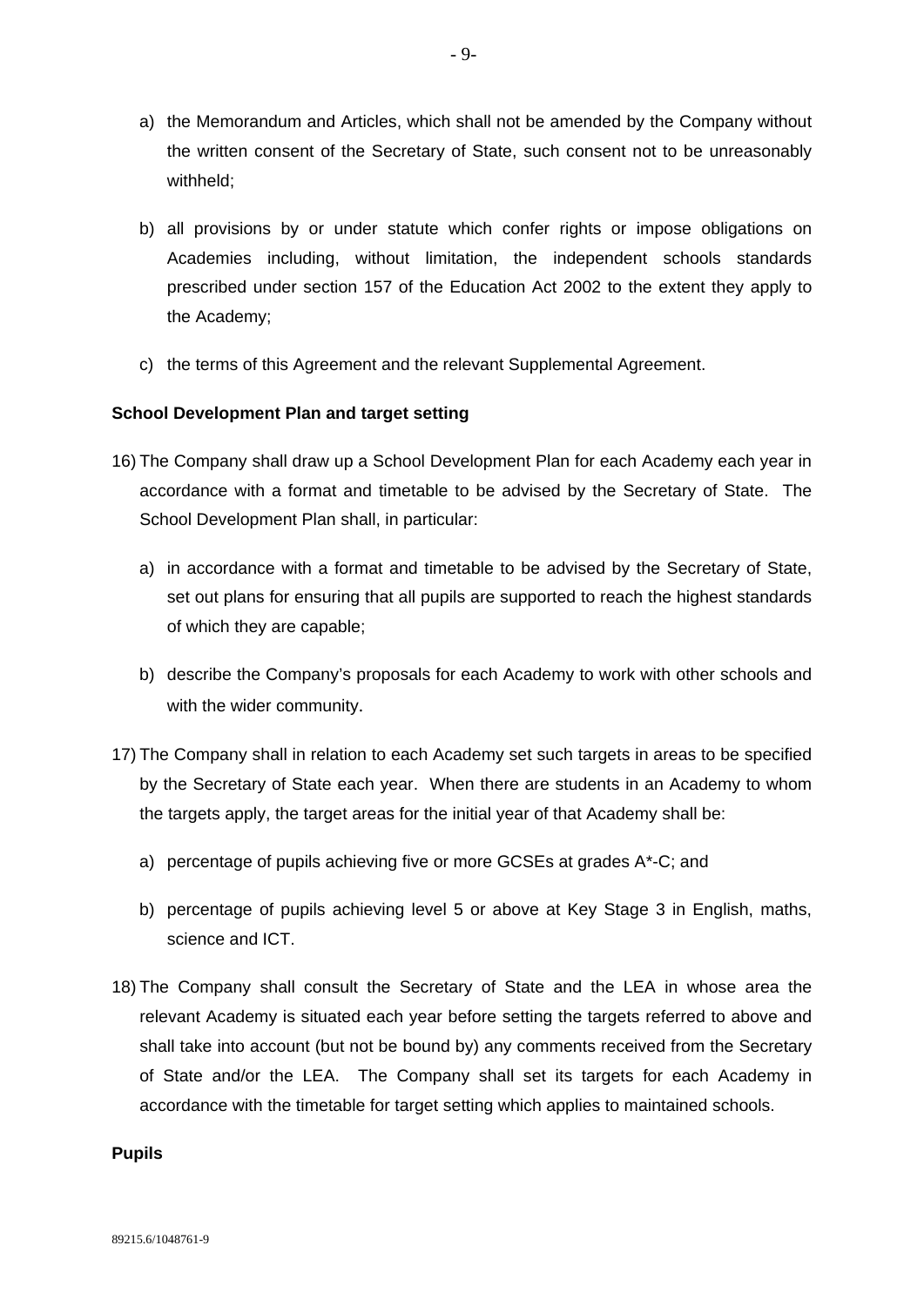a) the Memorandum and Articles, which shall not be amended by the Company without the written consent of the Secretary of State, such consent not to be unreasonably withheld;

b) all provisions by or under statute which confer rights or impose obligations on Academies including, without limitation, the independent schools standards prescribed under section 157 of the Education Act 2002 to the extent they apply to the Academy;

c) the terms of this Agreement and the relevant Supplemental Agreement.

**School Development Plan and target setting**

16) The Company shall draw up a School Development Plan for each Academy each year in accordance with a format and timetable to be advised by the Secretary of State. The School Development Plan shall, in particular:

  a) in accordance with a format and timetable to be advised by the Secretary of State, set out plans for ensuring that all pupils are supported to reach the highest standards of which they are capable;

  b) describe the Company's proposals for each Academy to work with other schools and with the wider community.

17) The Company shall in relation to each Academy set such targets in areas to be specified by the Secretary of State each year. When there are students in an Academy to whom the targets apply, the target areas for the initial year of that Academy shall be:

  a) percentage of pupils achieving five or more GCSEs at grades A*-C; and

  b) percentage of pupils achieving level 5 or above at Key Stage 3 in English, maths, science and ICT.

18) The Company shall consult the Secretary of State and the LEA in whose area the relevant Academy is situated each year before setting the targets referred to above and shall take into account (but not be bound by) any comments received from the Secretary of State and/or the LEA. The Company shall set its targets for each Academy in accordance with the timetable for target setting which applies to maintained schools.

**Pupils**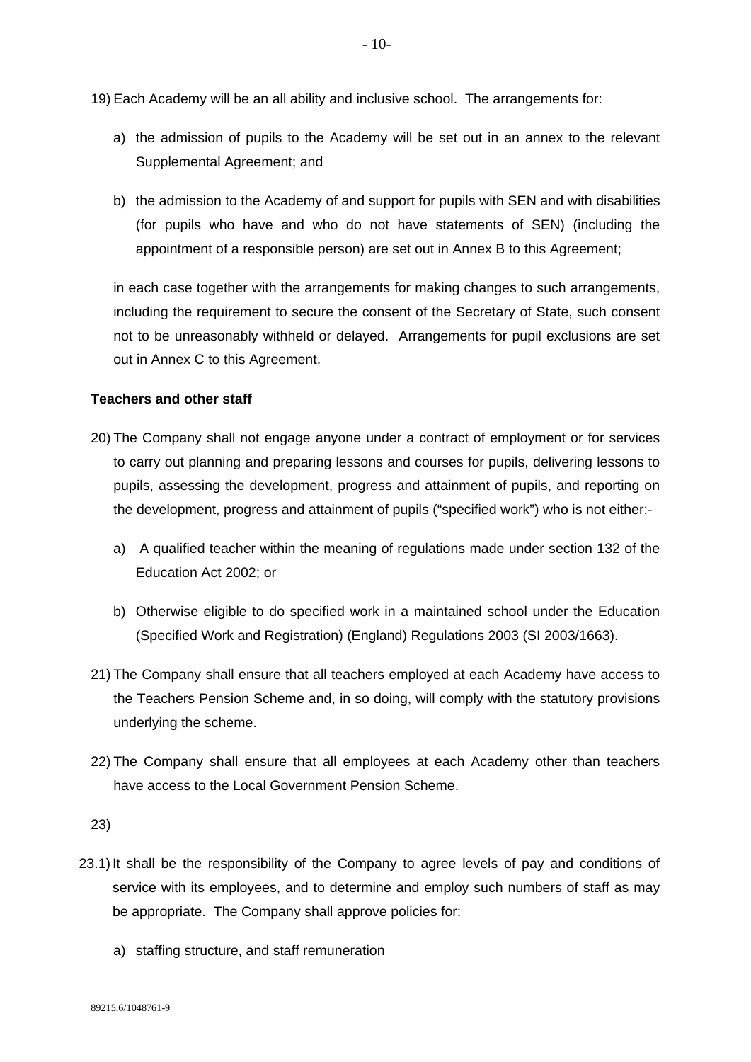19) Each Academy will be an all ability and inclusive school. The arrangements for:

   a) the admission of pupils to the Academy will be set out in an annex to the relevant Supplemental Agreement; and

   b) the admission to the Academy of and support for pupils with SEN and with disabilities (for pupils who have and who do not have statements of SEN) (including the appointment of a responsible person) are set out in Annex B to this Agreement;

   in each case together with the arrangements for making changes to such arrangements, including the requirement to secure the consent of the Secretary of State, such consent not to be unreasonably withheld or delayed. Arrangements for pupil exclusions are set out in Annex C to this Agreement.

**Teachers and other staff**

20) The Company shall not engage anyone under a contract of employment or for services to carry out planning and preparing lessons and courses for pupils, delivering lessons to pupils, assessing the development, progress and attainment of pupils, and reporting on the development, progress and attainment of pupils ("specified work") who is not either:-

   a) A qualified teacher within the meaning of regulations made under section 132 of the Education Act 2002; or

   b) Otherwise eligible to do specified work in a maintained school under the Education (Specified Work and Registration) (England) Regulations 2003 (SI 2003/1663).

21) The Company shall ensure that all teachers employed at each Academy have access to the Teachers Pension Scheme and, in so doing, will comply with the statutory provisions underlying the scheme.

22) The Company shall ensure that all employees at each Academy other than teachers have access to the Local Government Pension Scheme.

23)

23.1) It shall be the responsibility of the Company to agree levels of pay and conditions of service with its employees, and to determine and employ such numbers of staff as may be appropriate. The Company shall approve policies for:

   a) staffing structure, and staff remuneration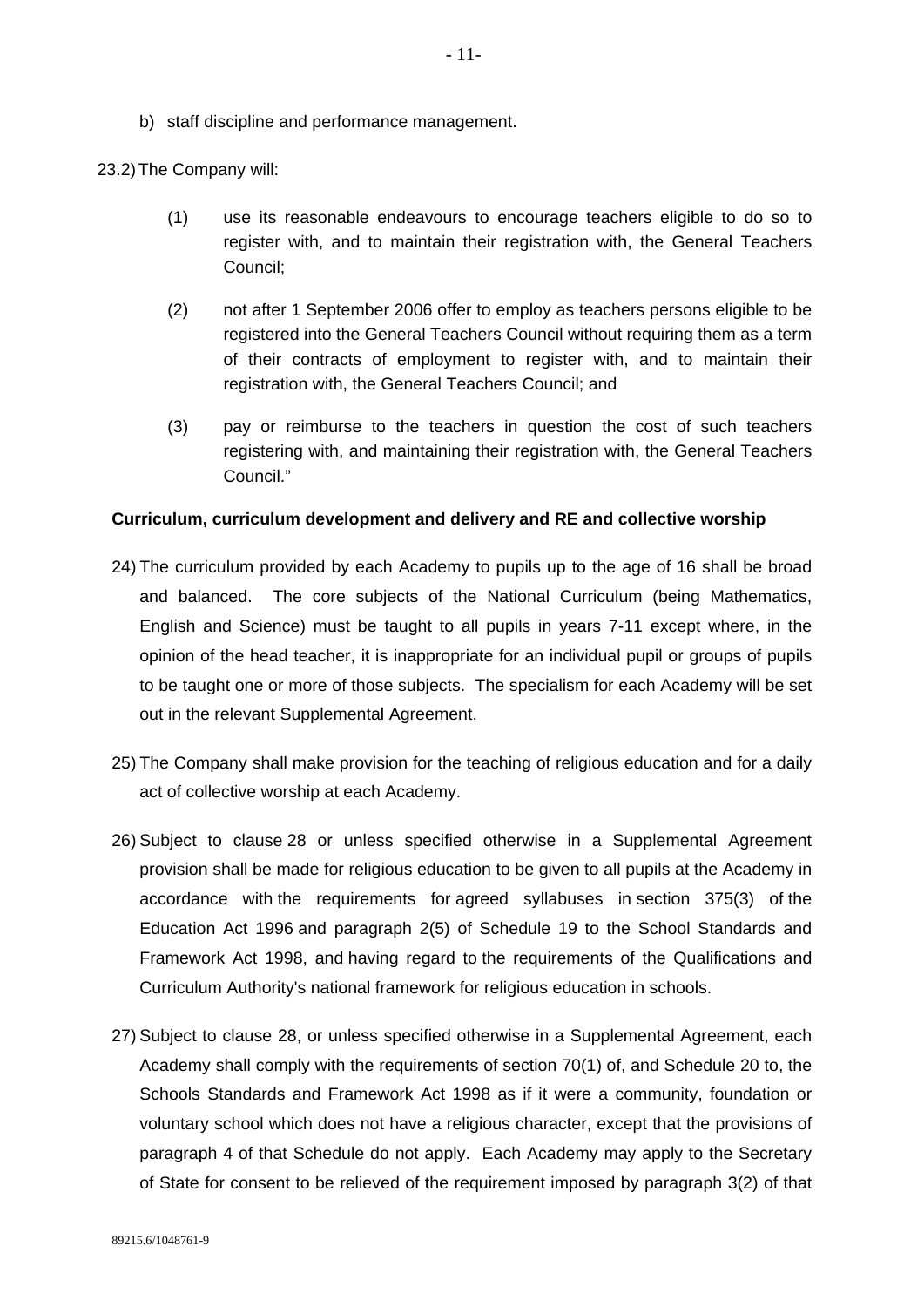b) staff discipline and performance management.

23.2) The Company will:

(1) use its reasonable endeavours to encourage teachers eligible to do so to register with, and to maintain their registration with, the General Teachers Council;

(2) not after 1 September 2006 offer to employ as teachers persons eligible to be registered into the General Teachers Council without requiring them as a term of their contracts of employment to register with, and to maintain their registration with, the General Teachers Council; and

(3) pay or reimburse to the teachers in question the cost of such teachers registering with, and maintaining their registration with, the General Teachers Council."

**Curriculum, curriculum development and delivery and RE and collective worship**

24) The curriculum provided by each Academy to pupils up to the age of 16 shall be broad and balanced. The core subjects of the National Curriculum (being Mathematics, English and Science) must be taught to all pupils in years 7-11 except where, in the opinion of the head teacher, it is inappropriate for an individual pupil or groups of pupils to be taught one or more of those subjects. The specialism for each Academy will be set out in the relevant Supplemental Agreement.

25) The Company shall make provision for the teaching of religious education and for a daily act of collective worship at each Academy.

26) Subject to clause 28 or unless specified otherwise in a Supplemental Agreement provision shall be made for religious education to be given to all pupils at the Academy in accordance with the requirements for agreed syllabuses in section 375(3) of the Education Act 1996 and paragraph 2(5) of Schedule 19 to the School Standards and Framework Act 1998, and having regard to the requirements of the Qualifications and Curriculum Authority's national framework for religious education in schools.

27) Subject to clause 28, or unless specified otherwise in a Supplemental Agreement, each Academy shall comply with the requirements of section 70(1) of, and Schedule 20 to, the Schools Standards and Framework Act 1998 as if it were a community, foundation or voluntary school which does not have a religious character, except that the provisions of paragraph 4 of that Schedule do not apply. Each Academy may apply to the Secretary of State for consent to be relieved of the requirement imposed by paragraph 3(2) of that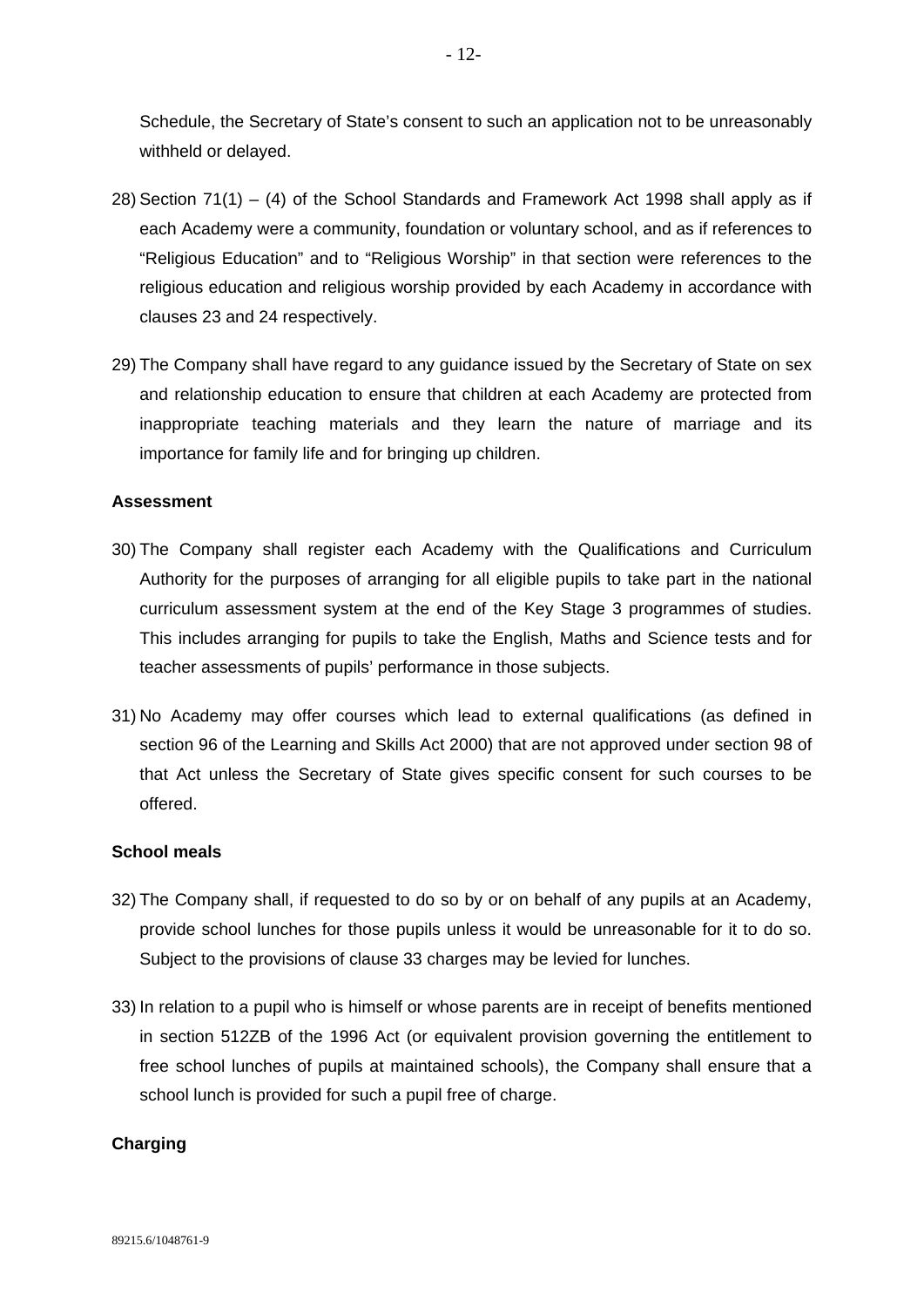Schedule, the Secretary of State's consent to such an application not to be unreasonably withheld or delayed.

28) Section 71(1) – (4) of the School Standards and Framework Act 1998 shall apply as if each Academy were a community, foundation or voluntary school, and as if references to "Religious Education" and to "Religious Worship" in that section were references to the religious education and religious worship provided by each Academy in accordance with clauses 23 and 24 respectively.

29) The Company shall have regard to any guidance issued by the Secretary of State on sex and relationship education to ensure that children at each Academy are protected from inappropriate teaching materials and they learn the nature of marriage and its importance for family life and for bringing up children.

**Assessment**

30) The Company shall register each Academy with the Qualifications and Curriculum Authority for the purposes of arranging for all eligible pupils to take part in the national curriculum assessment system at the end of the Key Stage 3 programmes of studies. This includes arranging for pupils to take the English, Maths and Science tests and for teacher assessments of pupils' performance in those subjects.

31) No Academy may offer courses which lead to external qualifications (as defined in section 96 of the Learning and Skills Act 2000) that are not approved under section 98 of that Act unless the Secretary of State gives specific consent for such courses to be offered.

**School meals**

32) The Company shall, if requested to do so by or on behalf of any pupils at an Academy, provide school lunches for those pupils unless it would be unreasonable for it to do so. Subject to the provisions of clause 33 charges may be levied for lunches.

33) In relation to a pupil who is himself or whose parents are in receipt of benefits mentioned in section 512ZB of the 1996 Act (or equivalent provision governing the entitlement to free school lunches of pupils at maintained schools), the Company shall ensure that a school lunch is provided for such a pupil free of charge.

**Charging**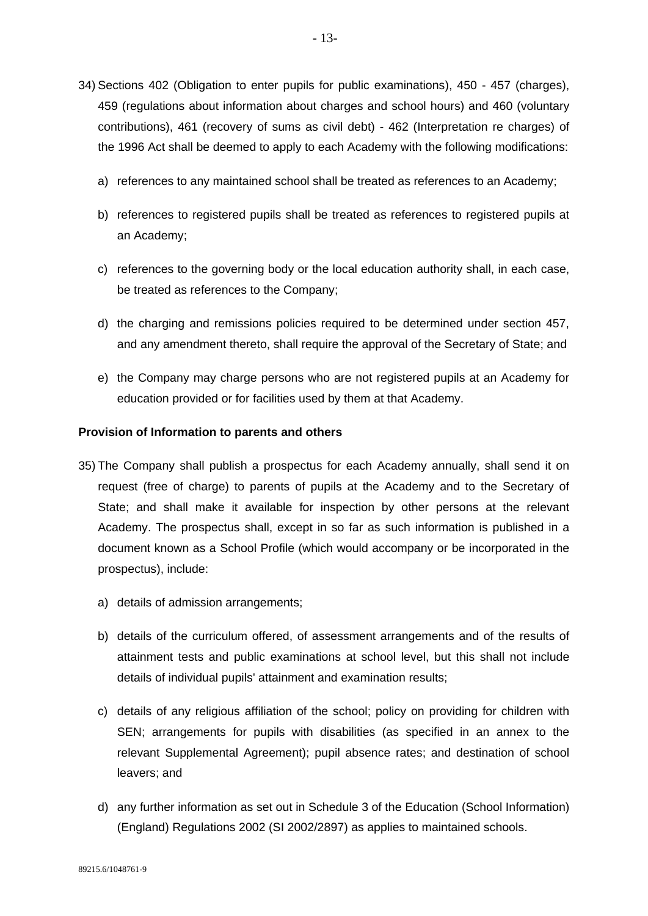34) Sections 402 (Obligation to enter pupils for public examinations), 450 - 457 (charges), 459 (regulations about information about charges and school hours) and 460 (voluntary contributions), 461 (recovery of sums as civil debt) - 462 (Interpretation re charges) of the 1996 Act shall be deemed to apply to each Academy with the following modifications:

   a) references to any maintained school shall be treated as references to an Academy;

   b) references to registered pupils shall be treated as references to registered pupils at an Academy;

   c) references to the governing body or the local education authority shall, in each case, be treated as references to the Company;

   d) the charging and remissions policies required to be determined under section 457, and any amendment thereto, shall require the approval of the Secretary of State; and

   e) the Company may charge persons who are not registered pupils at an Academy for education provided or for facilities used by them at that Academy.

**Provision of Information to parents and others**

35) The Company shall publish a prospectus for each Academy annually, shall send it on request (free of charge) to parents of pupils at the Academy and to the Secretary of State; and shall make it available for inspection by other persons at the relevant Academy. The prospectus shall, except in so far as such information is published in a document known as a School Profile (which would accompany or be incorporated in the prospectus), include:

   a) details of admission arrangements;

   b) details of the curriculum offered, of assessment arrangements and of the results of attainment tests and public examinations at school level, but this shall not include details of individual pupils' attainment and examination results;

   c) details of any religious affiliation of the school; policy on providing for children with SEN; arrangements for pupils with disabilities (as specified in an annex to the relevant Supplemental Agreement); pupil absence rates; and destination of school leavers; and

   d) any further information as set out in Schedule 3 of the Education (School Information) (England) Regulations 2002 (SI 2002/2897) as applies to maintained schools.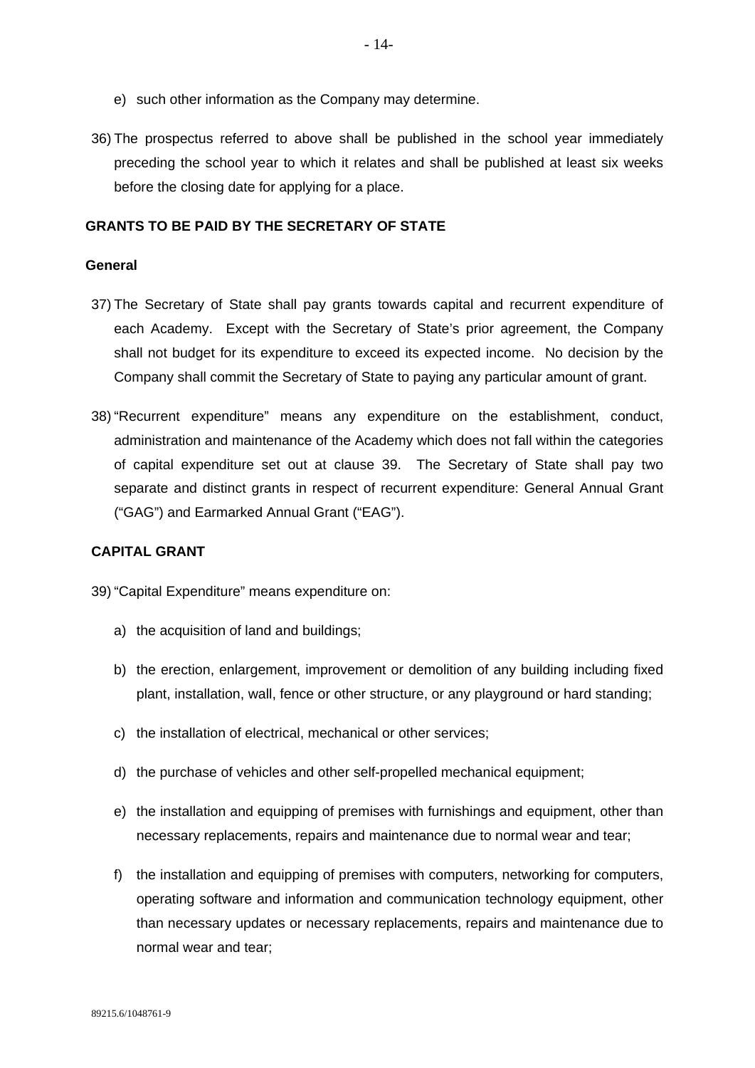e) such other information as the Company may determine.

36) The prospectus referred to above shall be published in the school year immediately preceding the school year to which it relates and shall be published at least six weeks before the closing date for applying for a place.

**GRANTS TO BE PAID BY THE SECRETARY OF STATE**

**General**

37) The Secretary of State shall pay grants towards capital and recurrent expenditure of each Academy. Except with the Secretary of State's prior agreement, the Company shall not budget for its expenditure to exceed its expected income. No decision by the Company shall commit the Secretary of State to paying any particular amount of grant.

38) "Recurrent expenditure" means any expenditure on the establishment, conduct, administration and maintenance of the Academy which does not fall within the categories of capital expenditure set out at clause 39. The Secretary of State shall pay two separate and distinct grants in respect of recurrent expenditure: General Annual Grant ("GAG") and Earmarked Annual Grant ("EAG").

**CAPITAL GRANT**

39) "Capital Expenditure" means expenditure on:

a) the acquisition of land and buildings;

b) the erection, enlargement, improvement or demolition of any building including fixed plant, installation, wall, fence or other structure, or any playground or hard standing;

c) the installation of electrical, mechanical or other services;

d) the purchase of vehicles and other self-propelled mechanical equipment;

e) the installation and equipping of premises with furnishings and equipment, other than necessary replacements, repairs and maintenance due to normal wear and tear;

f) the installation and equipping of premises with computers, networking for computers, operating software and information and communication technology equipment, other than necessary updates or necessary replacements, repairs and maintenance due to normal wear and tear;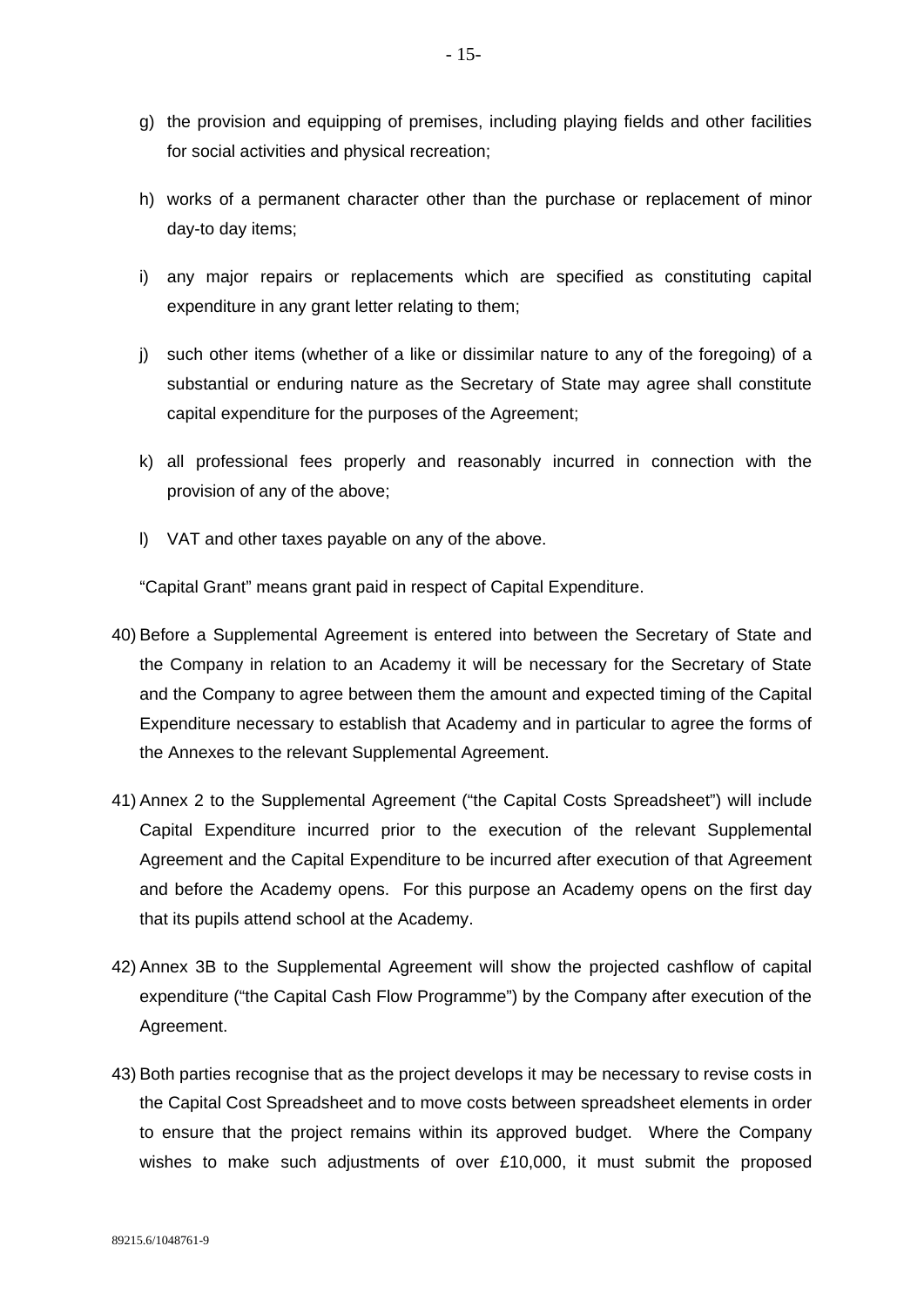g) the provision and equipping of premises, including playing fields and other facilities for social activities and physical recreation;

h) works of a permanent character other than the purchase or replacement of minor day-to day items;

i) any major repairs or replacements which are specified as constituting capital expenditure in any grant letter relating to them;

j) such other items (whether of a like or dissimilar nature to any of the foregoing) of a substantial or enduring nature as the Secretary of State may agree shall constitute capital expenditure for the purposes of the Agreement;

k) all professional fees properly and reasonably incurred in connection with the provision of any of the above;

l) VAT and other taxes payable on any of the above.

"Capital Grant" means grant paid in respect of Capital Expenditure.

40) Before a Supplemental Agreement is entered into between the Secretary of State and the Company in relation to an Academy it will be necessary for the Secretary of State and the Company to agree between them the amount and expected timing of the Capital Expenditure necessary to establish that Academy and in particular to agree the forms of the Annexes to the relevant Supplemental Agreement.

41) Annex 2 to the Supplemental Agreement ("the Capital Costs Spreadsheet") will include Capital Expenditure incurred prior to the execution of the relevant Supplemental Agreement and the Capital Expenditure to be incurred after execution of that Agreement and before the Academy opens. For this purpose an Academy opens on the first day that its pupils attend school at the Academy.

42) Annex 3B to the Supplemental Agreement will show the projected cashflow of capital expenditure ("the Capital Cash Flow Programme") by the Company after execution of the Agreement.

43) Both parties recognise that as the project develops it may be necessary to revise costs in the Capital Cost Spreadsheet and to move costs between spreadsheet elements in order to ensure that the project remains within its approved budget. Where the Company wishes to make such adjustments of over £10,000, it must submit the proposed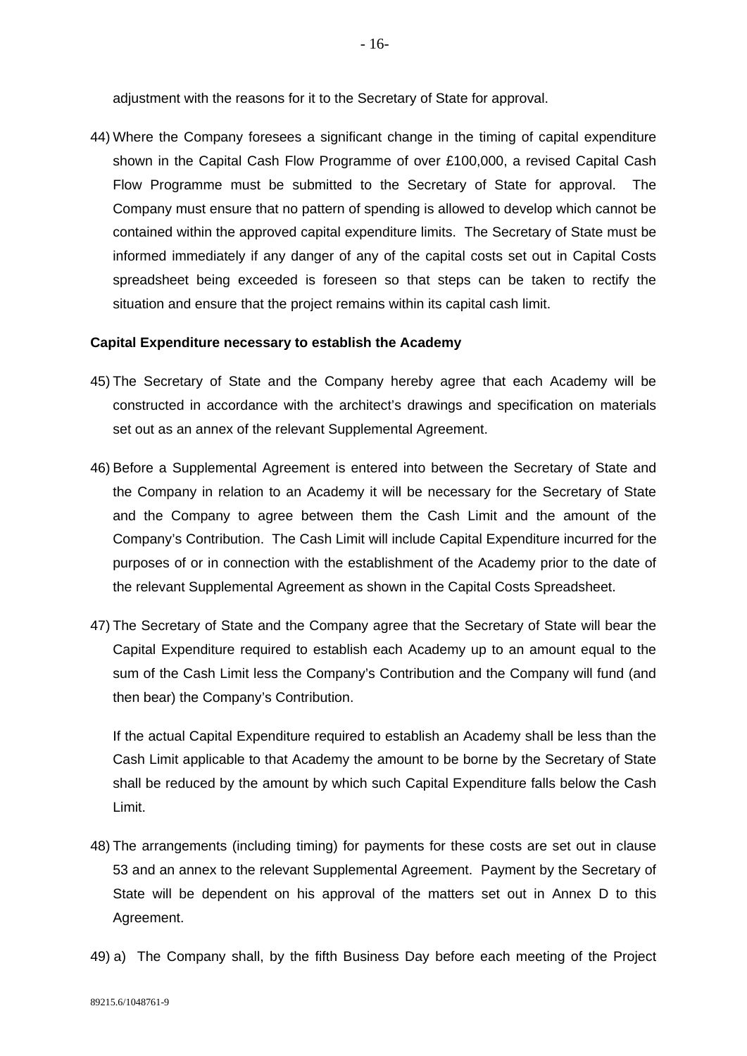adjustment with the reasons for it to the Secretary of State for approval.

44) Where the Company foresees a significant change in the timing of capital expenditure shown in the Capital Cash Flow Programme of over £100,000, a revised Capital Cash Flow Programme must be submitted to the Secretary of State for approval. The Company must ensure that no pattern of spending is allowed to develop which cannot be contained within the approved capital expenditure limits. The Secretary of State must be informed immediately if any danger of any of the capital costs set out in Capital Costs spreadsheet being exceeded is foreseen so that steps can be taken to rectify the situation and ensure that the project remains within its capital cash limit.

**Capital Expenditure necessary to establish the Academy**

45) The Secretary of State and the Company hereby agree that each Academy will be constructed in accordance with the architect's drawings and specification on materials set out as an annex of the relevant Supplemental Agreement.

46) Before a Supplemental Agreement is entered into between the Secretary of State and the Company in relation to an Academy it will be necessary for the Secretary of State and the Company to agree between them the Cash Limit and the amount of the Company's Contribution. The Cash Limit will include Capital Expenditure incurred for the purposes of or in connection with the establishment of the Academy prior to the date of the relevant Supplemental Agreement as shown in the Capital Costs Spreadsheet.

47) The Secretary of State and the Company agree that the Secretary of State will bear the Capital Expenditure required to establish each Academy up to an amount equal to the sum of the Cash Limit less the Company's Contribution and the Company will fund (and then bear) the Company's Contribution.

    If the actual Capital Expenditure required to establish an Academy shall be less than the Cash Limit applicable to that Academy the amount to be borne by the Secretary of State shall be reduced by the amount by which such Capital Expenditure falls below the Cash Limit.

48) The arrangements (including timing) for payments for these costs are set out in clause 53 and an annex to the relevant Supplemental Agreement. Payment by the Secretary of State will be dependent on his approval of the matters set out in Annex D to this Agreement.

49) a) The Company shall, by the fifth Business Day before each meeting of the Project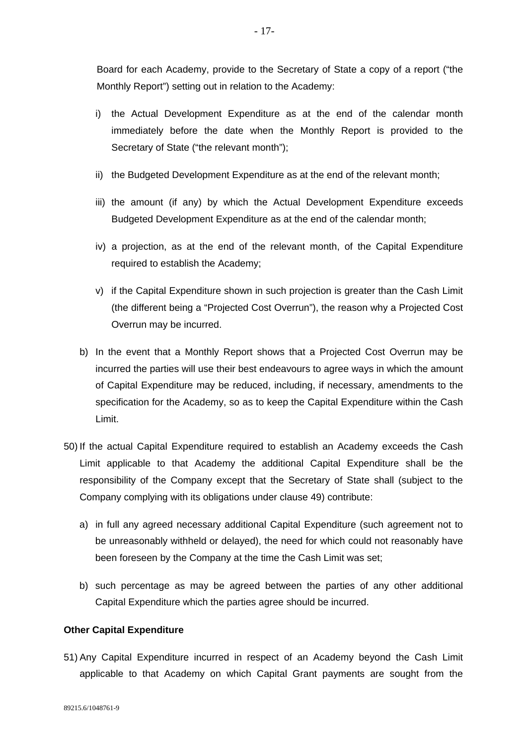Board for each Academy, provide to the Secretary of State a copy of a report ("the Monthly Report") setting out in relation to the Academy:

i) the Actual Development Expenditure as at the end of the calendar month immediately before the date when the Monthly Report is provided to the Secretary of State ("the relevant month");

ii) the Budgeted Development Expenditure as at the end of the relevant month;

iii) the amount (if any) by which the Actual Development Expenditure exceeds Budgeted Development Expenditure as at the end of the calendar month;

iv) a projection, as at the end of the relevant month, of the Capital Expenditure required to establish the Academy;

v) if the Capital Expenditure shown in such projection is greater than the Cash Limit (the different being a "Projected Cost Overrun"), the reason why a Projected Cost Overrun may be incurred.

b) In the event that a Monthly Report shows that a Projected Cost Overrun may be incurred the parties will use their best endeavours to agree ways in which the amount of Capital Expenditure may be reduced, including, if necessary, amendments to the specification for the Academy, so as to keep the Capital Expenditure within the Cash Limit.

50) If the actual Capital Expenditure required to establish an Academy exceeds the Cash Limit applicable to that Academy the additional Capital Expenditure shall be the responsibility of the Company except that the Secretary of State shall (subject to the Company complying with its obligations under clause 49) contribute:

a) in full any agreed necessary additional Capital Expenditure (such agreement not to be unreasonably withheld or delayed), the need for which could not reasonably have been foreseen by the Company at the time the Cash Limit was set;

b) such percentage as may be agreed between the parties of any other additional Capital Expenditure which the parties agree should be incurred.

**Other Capital Expenditure**

51) Any Capital Expenditure incurred in respect of an Academy beyond the Cash Limit applicable to that Academy on which Capital Grant payments are sought from the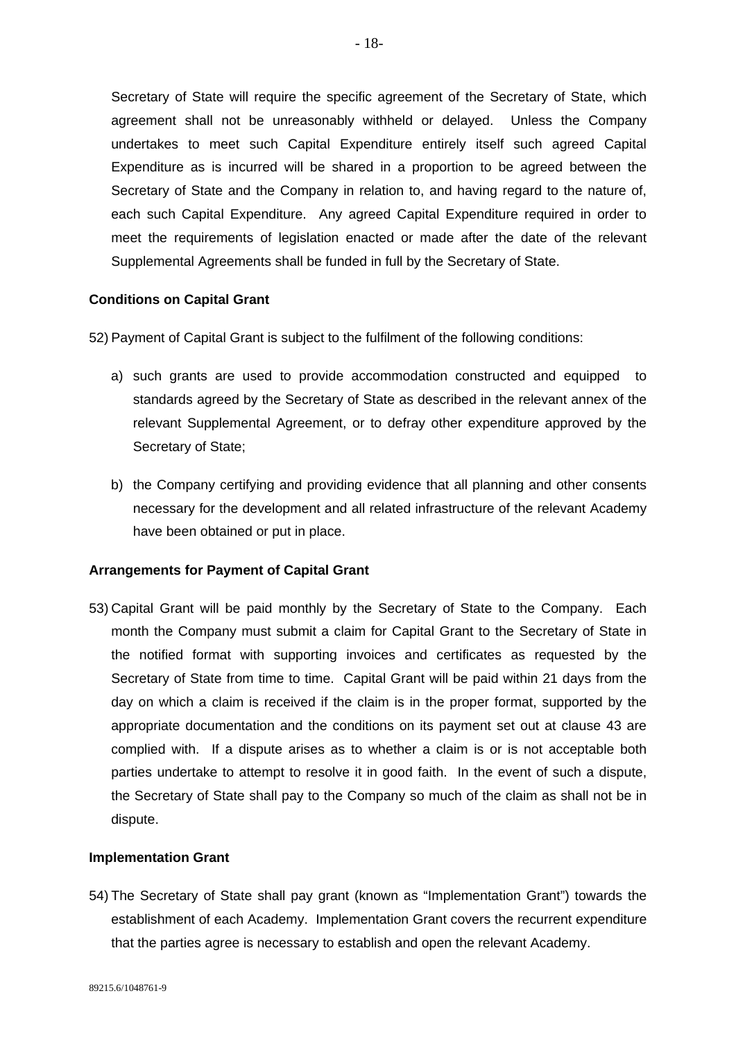Secretary of State will require the specific agreement of the Secretary of State, which agreement shall not be unreasonably withheld or delayed. Unless the Company undertakes to meet such Capital Expenditure entirely itself such agreed Capital Expenditure as is incurred will be shared in a proportion to be agreed between the Secretary of State and the Company in relation to, and having regard to the nature of, each such Capital Expenditure. Any agreed Capital Expenditure required in order to meet the requirements of legislation enacted or made after the date of the relevant Supplemental Agreements shall be funded in full by the Secretary of State.

**Conditions on Capital Grant**

52) Payment of Capital Grant is subject to the fulfilment of the following conditions:

   a) such grants are used to provide accommodation constructed and equipped to standards agreed by the Secretary of State as described in the relevant annex of the relevant Supplemental Agreement, or to defray other expenditure approved by the Secretary of State;

   b) the Company certifying and providing evidence that all planning and other consents necessary for the development and all related infrastructure of the relevant Academy have been obtained or put in place.

**Arrangements for Payment of Capital Grant**

53) Capital Grant will be paid monthly by the Secretary of State to the Company. Each month the Company must submit a claim for Capital Grant to the Secretary of State in the notified format with supporting invoices and certificates as requested by the Secretary of State from time to time. Capital Grant will be paid within 21 days from the day on which a claim is received if the claim is in the proper format, supported by the appropriate documentation and the conditions on its payment set out at clause 43 are complied with. If a dispute arises as to whether a claim is or is not acceptable both parties undertake to attempt to resolve it in good faith. In the event of such a dispute, the Secretary of State shall pay to the Company so much of the claim as shall not be in dispute.

**Implementation Grant**

54) The Secretary of State shall pay grant (known as "Implementation Grant") towards the establishment of each Academy. Implementation Grant covers the recurrent expenditure that the parties agree is necessary to establish and open the relevant Academy.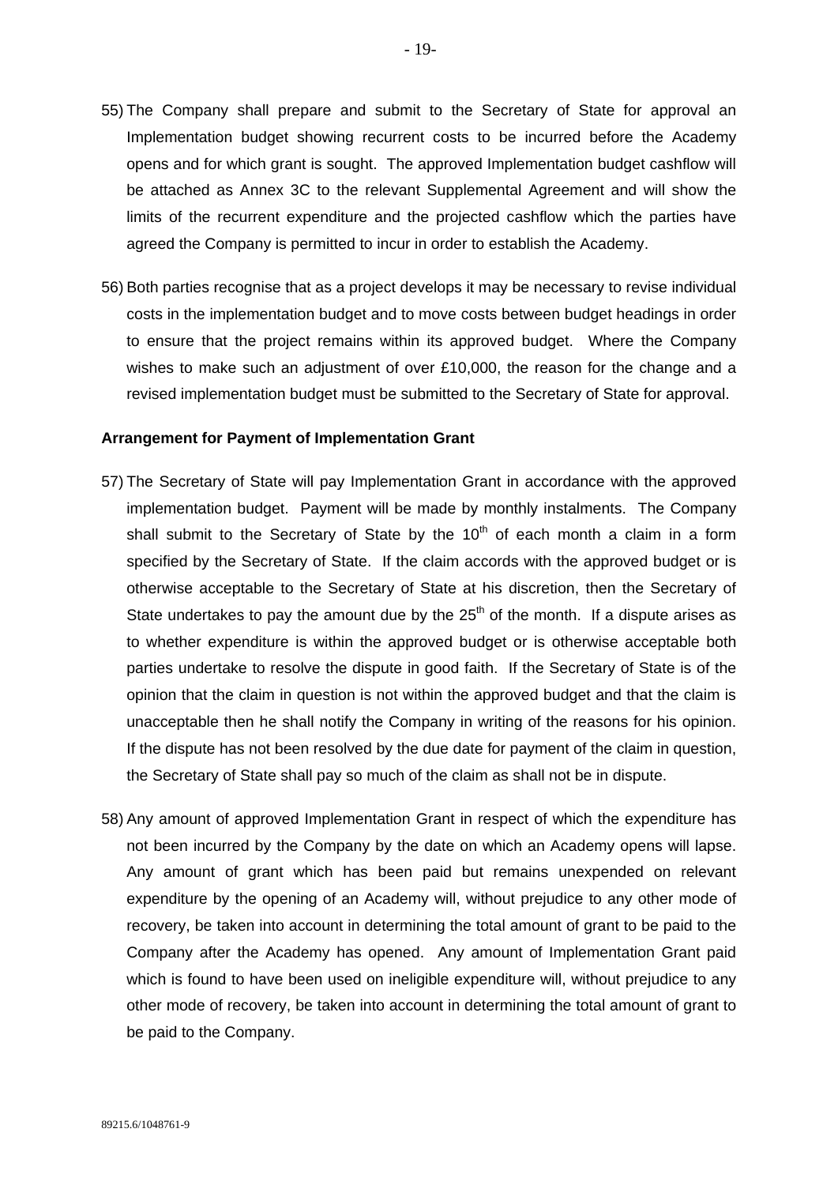55) The Company shall prepare and submit to the Secretary of State for approval an Implementation budget showing recurrent costs to be incurred before the Academy opens and for which grant is sought. The approved Implementation budget cashflow will be attached as Annex 3C to the relevant Supplemental Agreement and will show the limits of the recurrent expenditure and the projected cashflow which the parties have agreed the Company is permitted to incur in order to establish the Academy.

56) Both parties recognise that as a project develops it may be necessary to revise individual costs in the implementation budget and to move costs between budget headings in order to ensure that the project remains within its approved budget. Where the Company wishes to make such an adjustment of over £10,000, the reason for the change and a revised implementation budget must be submitted to the Secretary of State for approval.

**Arrangement for Payment of Implementation Grant**

57) The Secretary of State will pay Implementation Grant in accordance with the approved implementation budget. Payment will be made by monthly instalments. The Company shall submit to the Secretary of State by the 10th of each month a claim in a form specified by the Secretary of State. If the claim accords with the approved budget or is otherwise acceptable to the Secretary of State at his discretion, then the Secretary of State undertakes to pay the amount due by the 25th of the month. If a dispute arises as to whether expenditure is within the approved budget or is otherwise acceptable both parties undertake to resolve the dispute in good faith. If the Secretary of State is of the opinion that the claim in question is not within the approved budget and that the claim is unacceptable then he shall notify the Company in writing of the reasons for his opinion. If the dispute has not been resolved by the due date for payment of the claim in question, the Secretary of State shall pay so much of the claim as shall not be in dispute.

58) Any amount of approved Implementation Grant in respect of which the expenditure has not been incurred by the Company by the date on which an Academy opens will lapse. Any amount of grant which has been paid but remains unexpended on relevant expenditure by the opening of an Academy will, without prejudice to any other mode of recovery, be taken into account in determining the total amount of grant to be paid to the Company after the Academy has opened. Any amount of Implementation Grant paid which is found to have been used on ineligible expenditure will, without prejudice to any other mode of recovery, be taken into account in determining the total amount of grant to be paid to the Company.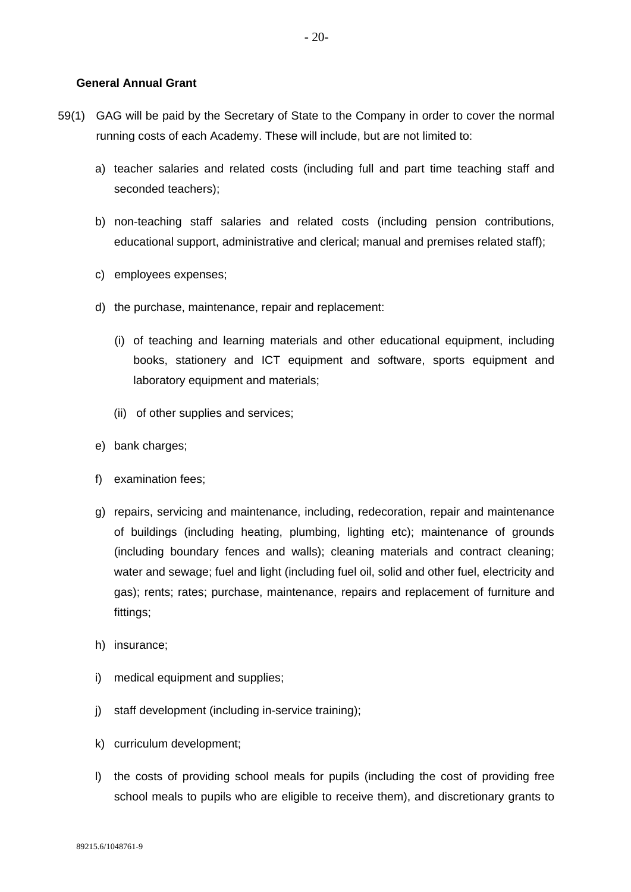**General Annual Grant**

59(1) GAG will be paid by the Secretary of State to the Company in order to cover the normal running costs of each Academy. These will include, but are not limited to:

a) teacher salaries and related costs (including full and part time teaching staff and seconded teachers);

b) non-teaching staff salaries and related costs (including pension contributions, educational support, administrative and clerical; manual and premises related staff);

c) employees expenses;

d) the purchase, maintenance, repair and replacement:

    (i) of teaching and learning materials and other educational equipment, including books, stationery and ICT equipment and software, sports equipment and laboratory equipment and materials;

    (ii) of other supplies and services;

e) bank charges;

f) examination fees;

g) repairs, servicing and maintenance, including, redecoration, repair and maintenance of buildings (including heating, plumbing, lighting etc); maintenance of grounds (including boundary fences and walls); cleaning materials and contract cleaning; water and sewage; fuel and light (including fuel oil, solid and other fuel, electricity and gas); rents; rates; purchase, maintenance, repairs and replacement of furniture and fittings;

h) insurance;

i) medical equipment and supplies;

j) staff development (including in-service training);

k) curriculum development;

l) the costs of providing school meals for pupils (including the cost of providing free school meals to pupils who are eligible to receive them), and discretionary grants to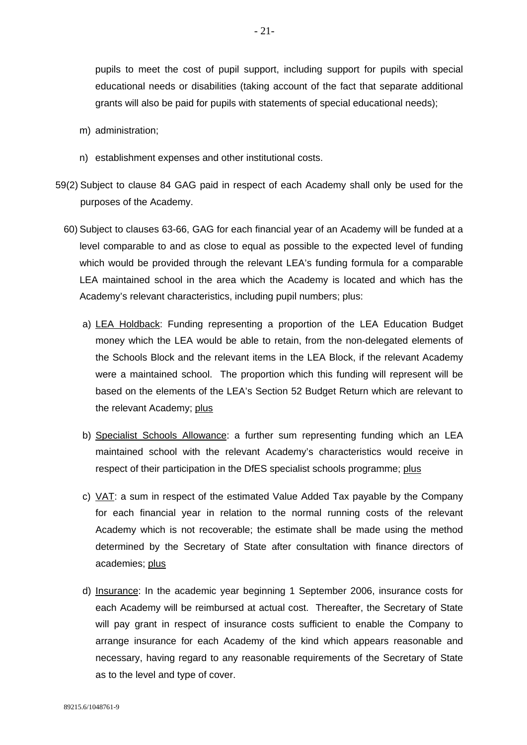pupils to meet the cost of pupil support, including support for pupils with special educational needs or disabilities (taking account of the fact that separate additional grants will also be paid for pupils with statements of special educational needs);

m) administration;

n) establishment expenses and other institutional costs.

59(2) Subject to clause 84 GAG paid in respect of each Academy shall only be used for the purposes of the Academy.

60) Subject to clauses 63-66, GAG for each financial year of an Academy will be funded at a level comparable to and as close to equal as possible to the expected level of funding which would be provided through the relevant LEA's funding formula for a comparable LEA maintained school in the area which the Academy is located and which has the Academy's relevant characteristics, including pupil numbers; plus:

a) LEA Holdback: Funding representing a proportion of the LEA Education Budget money which the LEA would be able to retain, from the non-delegated elements of the Schools Block and the relevant items in the LEA Block, if the relevant Academy were a maintained school. The proportion which this funding will represent will be based on the elements of the LEA's Section 52 Budget Return which are relevant to the relevant Academy; plus

b) Specialist Schools Allowance: a further sum representing funding which an LEA maintained school with the relevant Academy's characteristics would receive in respect of their participation in the DfES specialist schools programme; plus

c) VAT: a sum in respect of the estimated Value Added Tax payable by the Company for each financial year in relation to the normal running costs of the relevant Academy which is not recoverable; the estimate shall be made using the method determined by the Secretary of State after consultation with finance directors of academies; plus

d) Insurance: In the academic year beginning 1 September 2006, insurance costs for each Academy will be reimbursed at actual cost. Thereafter, the Secretary of State will pay grant in respect of insurance costs sufficient to enable the Company to arrange insurance for each Academy of the kind which appears reasonable and necessary, having regard to any reasonable requirements of the Secretary of State as to the level and type of cover.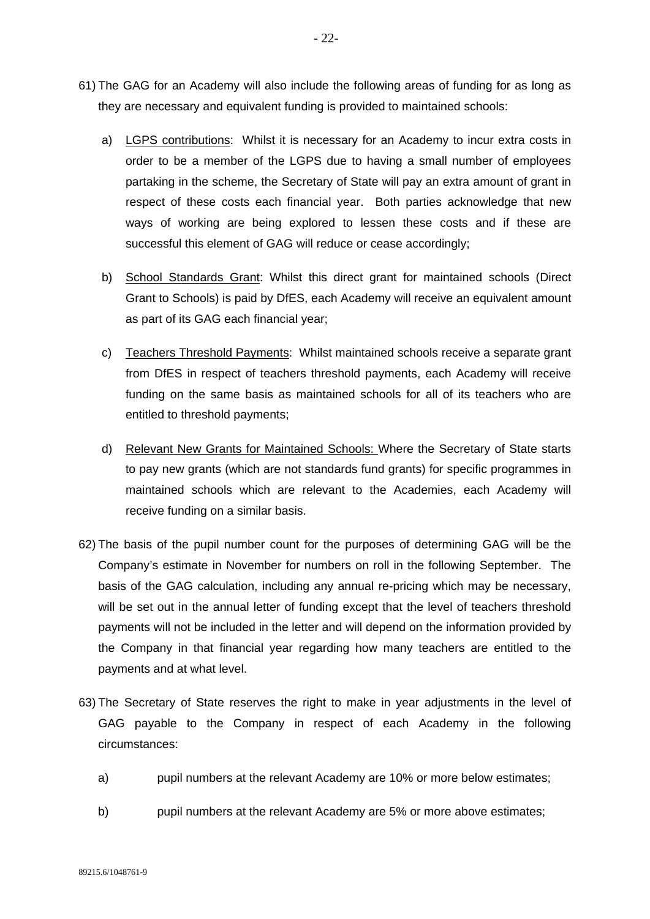61) The GAG for an Academy will also include the following areas of funding for as long as they are necessary and equivalent funding is provided to maintained schools:

   a) LGPS contributions: Whilst it is necessary for an Academy to incur extra costs in order to be a member of the LGPS due to having a small number of employees partaking in the scheme, the Secretary of State will pay an extra amount of grant in respect of these costs each financial year. Both parties acknowledge that new ways of working are being explored to lessen these costs and if these are successful this element of GAG will reduce or cease accordingly;

   b) School Standards Grant: Whilst this direct grant for maintained schools (Direct Grant to Schools) is paid by DfES, each Academy will receive an equivalent amount as part of its GAG each financial year;

   c) Teachers Threshold Payments: Whilst maintained schools receive a separate grant from DfES in respect of teachers threshold payments, each Academy will receive funding on the same basis as maintained schools for all of its teachers who are entitled to threshold payments;

   d) Relevant New Grants for Maintained Schools: Where the Secretary of State starts to pay new grants (which are not standards fund grants) for specific programmes in maintained schools which are relevant to the Academies, each Academy will receive funding on a similar basis.

62) The basis of the pupil number count for the purposes of determining GAG will be the Company's estimate in November for numbers on roll in the following September. The basis of the GAG calculation, including any annual re-pricing which may be necessary, will be set out in the annual letter of funding except that the level of teachers threshold payments will not be included in the letter and will depend on the information provided by the Company in that financial year regarding how many teachers are entitled to the payments and at what level.

63) The Secretary of State reserves the right to make in year adjustments in the level of GAG payable to the Company in respect of each Academy in the following circumstances:

   a) pupil numbers at the relevant Academy are 10% or more below estimates;

   b) pupil numbers at the relevant Academy are 5% or more above estimates;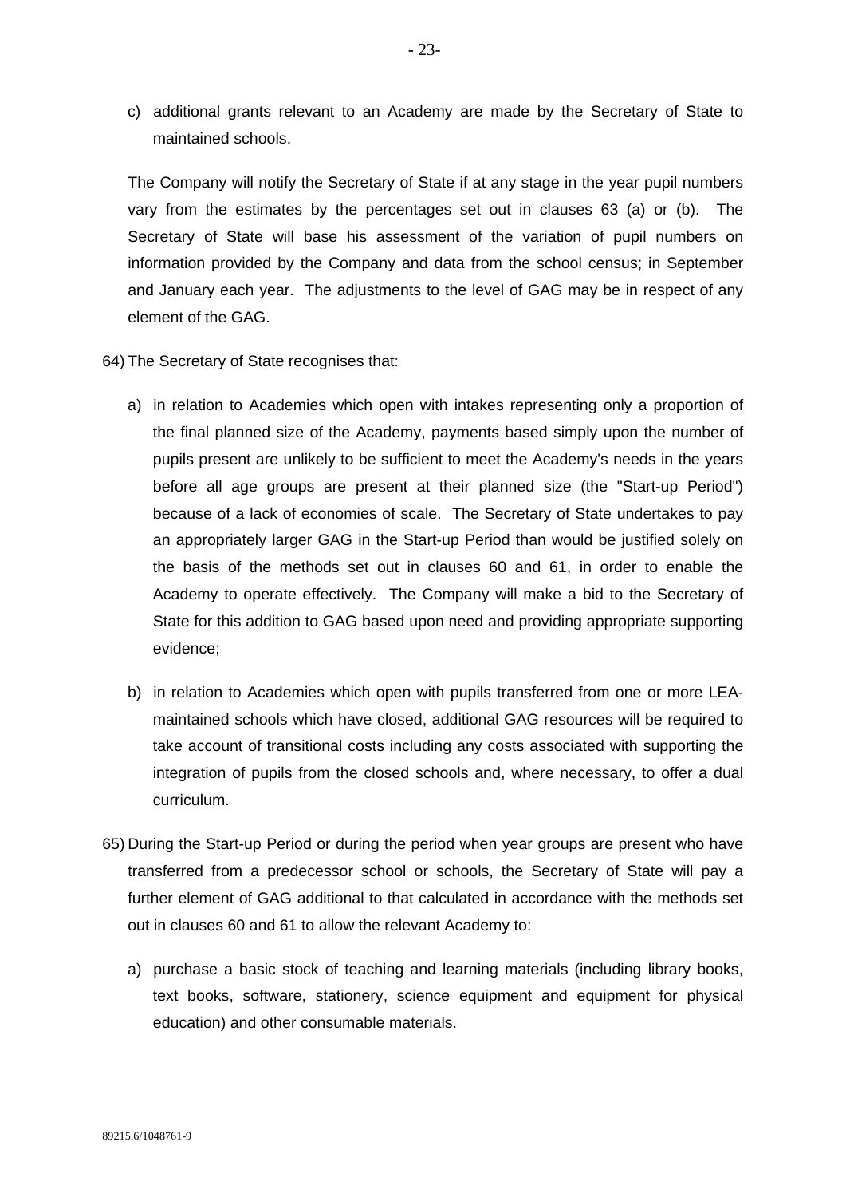c) additional grants relevant to an Academy are made by the Secretary of State to maintained schools.

The Company will notify the Secretary of State if at any stage in the year pupil numbers vary from the estimates by the percentages set out in clauses 63 (a) or (b). The Secretary of State will base his assessment of the variation of pupil numbers on information provided by the Company and data from the school census; in September and January each year. The adjustments to the level of GAG may be in respect of any element of the GAG.

64) The Secretary of State recognises that:

a) in relation to Academies which open with intakes representing only a proportion of the final planned size of the Academy, payments based simply upon the number of pupils present are unlikely to be sufficient to meet the Academy's needs in the years before all age groups are present at their planned size (the "Start-up Period") because of a lack of economies of scale. The Secretary of State undertakes to pay an appropriately larger GAG in the Start-up Period than would be justified solely on the basis of the methods set out in clauses 60 and 61, in order to enable the Academy to operate effectively. The Company will make a bid to the Secretary of State for this addition to GAG based upon need and providing appropriate supporting evidence;

b) in relation to Academies which open with pupils transferred from one or more LEA-maintained schools which have closed, additional GAG resources will be required to take account of transitional costs including any costs associated with supporting the integration of pupils from the closed schools and, where necessary, to offer a dual curriculum.

65) During the Start-up Period or during the period when year groups are present who have transferred from a predecessor school or schools, the Secretary of State will pay a further element of GAG additional to that calculated in accordance with the methods set out in clauses 60 and 61 to allow the relevant Academy to:

a) purchase a basic stock of teaching and learning materials (including library books, text books, software, stationery, science equipment and equipment for physical education) and other consumable materials.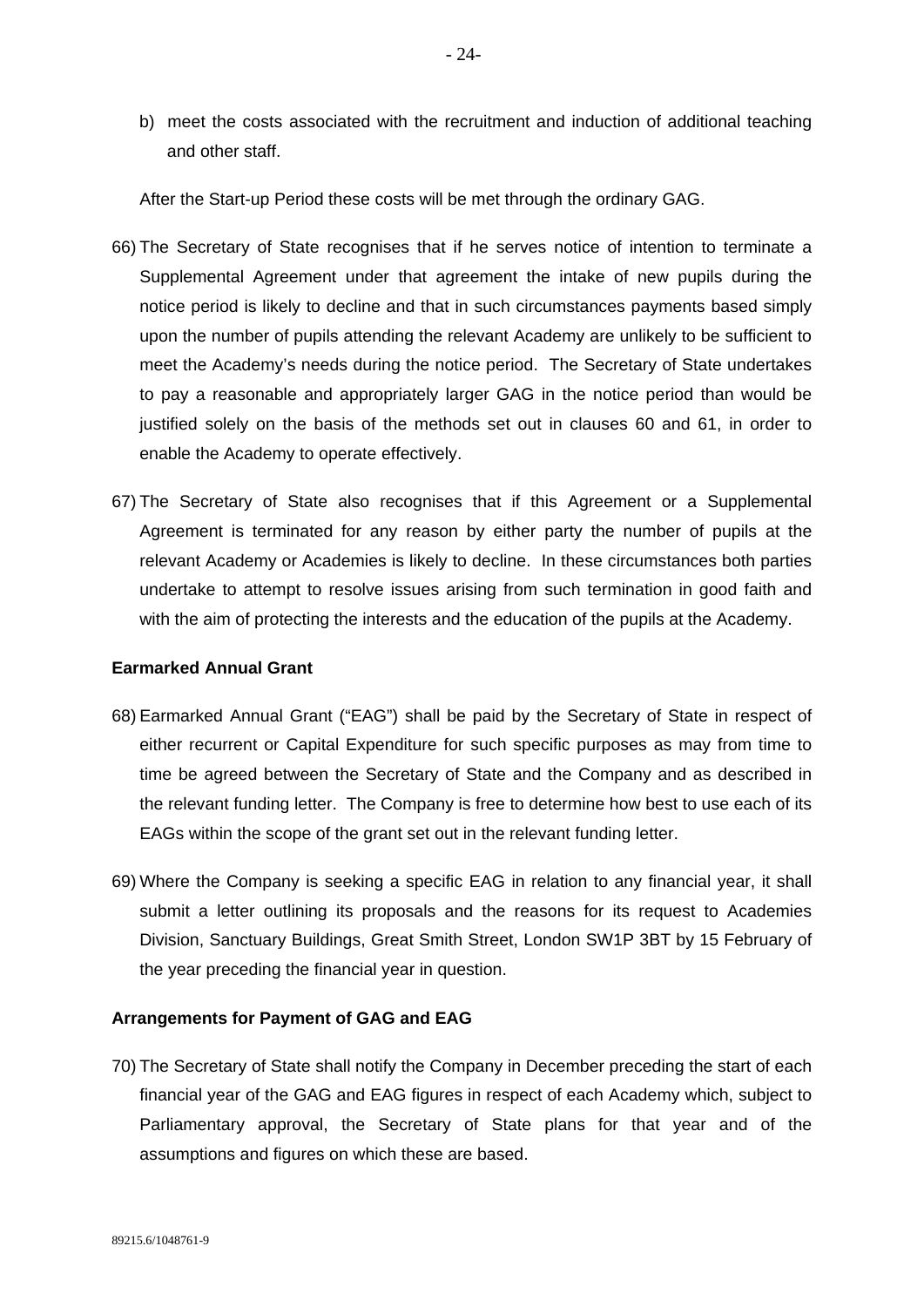b) meet the costs associated with the recruitment and induction of additional teaching and other staff.

After the Start-up Period these costs will be met through the ordinary GAG.

66) The Secretary of State recognises that if he serves notice of intention to terminate a Supplemental Agreement under that agreement the intake of new pupils during the notice period is likely to decline and that in such circumstances payments based simply upon the number of pupils attending the relevant Academy are unlikely to be sufficient to meet the Academy's needs during the notice period. The Secretary of State undertakes to pay a reasonable and appropriately larger GAG in the notice period than would be justified solely on the basis of the methods set out in clauses 60 and 61, in order to enable the Academy to operate effectively.

67) The Secretary of State also recognises that if this Agreement or a Supplemental Agreement is terminated for any reason by either party the number of pupils at the relevant Academy or Academies is likely to decline. In these circumstances both parties undertake to attempt to resolve issues arising from such termination in good faith and with the aim of protecting the interests and the education of the pupils at the Academy.

**Earmarked Annual Grant**

68) Earmarked Annual Grant ("EAG") shall be paid by the Secretary of State in respect of either recurrent or Capital Expenditure for such specific purposes as may from time to time be agreed between the Secretary of State and the Company and as described in the relevant funding letter. The Company is free to determine how best to use each of its EAGs within the scope of the grant set out in the relevant funding letter.

69) Where the Company is seeking a specific EAG in relation to any financial year, it shall submit a letter outlining its proposals and the reasons for its request to Academies Division, Sanctuary Buildings, Great Smith Street, London SW1P 3BT by 15 February of the year preceding the financial year in question.

**Arrangements for Payment of GAG and EAG**

70) The Secretary of State shall notify the Company in December preceding the start of each financial year of the GAG and EAG figures in respect of each Academy which, subject to Parliamentary approval, the Secretary of State plans for that year and of the assumptions and figures on which these are based.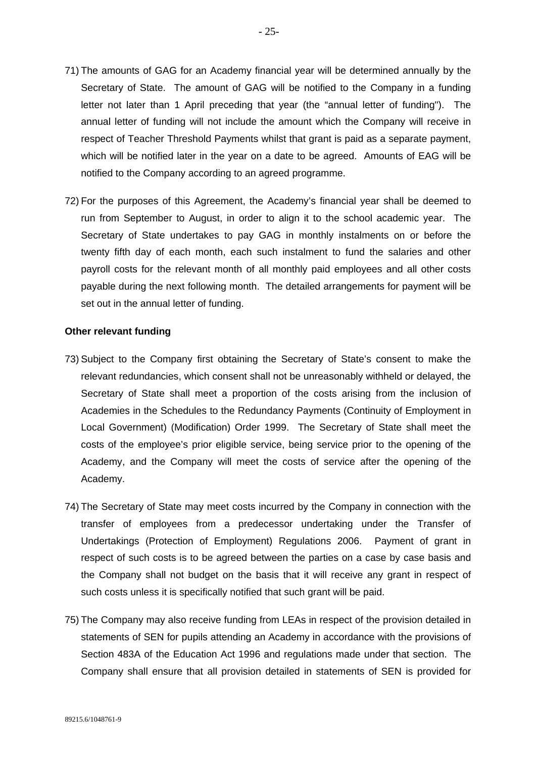71) The amounts of GAG for an Academy financial year will be determined annually by the Secretary of State. The amount of GAG will be notified to the Company in a funding letter not later than 1 April preceding that year (the "annual letter of funding"). The annual letter of funding will not include the amount which the Company will receive in respect of Teacher Threshold Payments whilst that grant is paid as a separate payment, which will be notified later in the year on a date to be agreed. Amounts of EAG will be notified to the Company according to an agreed programme.

72) For the purposes of this Agreement, the Academy's financial year shall be deemed to run from September to August, in order to align it to the school academic year. The Secretary of State undertakes to pay GAG in monthly instalments on or before the twenty fifth day of each month, each such instalment to fund the salaries and other payroll costs for the relevant month of all monthly paid employees and all other costs payable during the next following month. The detailed arrangements for payment will be set out in the annual letter of funding.

**Other relevant funding**

73) Subject to the Company first obtaining the Secretary of State's consent to make the relevant redundancies, which consent shall not be unreasonably withheld or delayed, the Secretary of State shall meet a proportion of the costs arising from the inclusion of Academies in the Schedules to the Redundancy Payments (Continuity of Employment in Local Government) (Modification) Order 1999. The Secretary of State shall meet the costs of the employee's prior eligible service, being service prior to the opening of the Academy, and the Company will meet the costs of service after the opening of the Academy.

74) The Secretary of State may meet costs incurred by the Company in connection with the transfer of employees from a predecessor undertaking under the Transfer of Undertakings (Protection of Employment) Regulations 2006. Payment of grant in respect of such costs is to be agreed between the parties on a case by case basis and the Company shall not budget on the basis that it will receive any grant in respect of such costs unless it is specifically notified that such grant will be paid.

75) The Company may also receive funding from LEAs in respect of the provision detailed in statements of SEN for pupils attending an Academy in accordance with the provisions of Section 483A of the Education Act 1996 and regulations made under that section. The Company shall ensure that all provision detailed in statements of SEN is provided for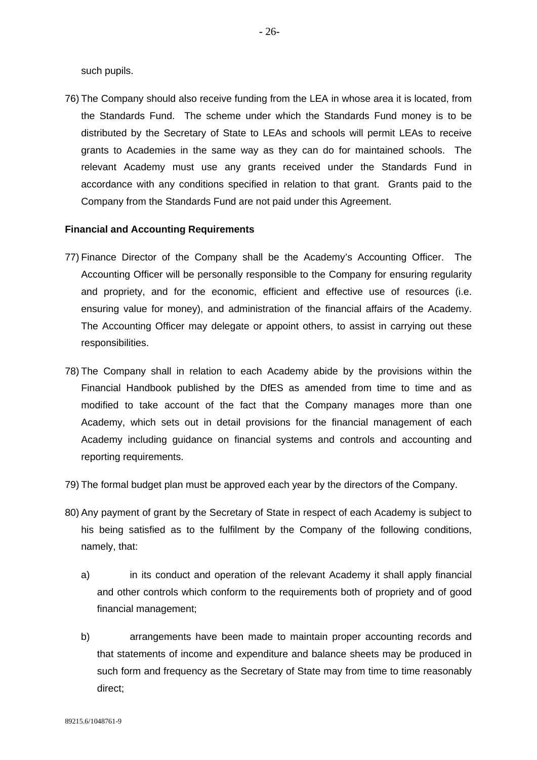such pupils.

76) The Company should also receive funding from the LEA in whose area it is located, from the Standards Fund. The scheme under which the Standards Fund money is to be distributed by the Secretary of State to LEAs and schools will permit LEAs to receive grants to Academies in the same way as they can do for maintained schools. The relevant Academy must use any grants received under the Standards Fund in accordance with any conditions specified in relation to that grant. Grants paid to the Company from the Standards Fund are not paid under this Agreement.

**Financial and Accounting Requirements**

77) Finance Director of the Company shall be the Academy's Accounting Officer. The Accounting Officer will be personally responsible to the Company for ensuring regularity and propriety, and for the economic, efficient and effective use of resources (i.e. ensuring value for money), and administration of the financial affairs of the Academy. The Accounting Officer may delegate or appoint others, to assist in carrying out these responsibilities.

78) The Company shall in relation to each Academy abide by the provisions within the Financial Handbook published by the DfES as amended from time to time and as modified to take account of the fact that the Company manages more than one Academy, which sets out in detail provisions for the financial management of each Academy including guidance on financial systems and controls and accounting and reporting requirements.

79) The formal budget plan must be approved each year by the directors of the Company.

80) Any payment of grant by the Secretary of State in respect of each Academy is subject to his being satisfied as to the fulfilment by the Company of the following conditions, namely, that:

   a) in its conduct and operation of the relevant Academy it shall apply financial and other controls which conform to the requirements both of propriety and of good financial management;

   b) arrangements have been made to maintain proper accounting records and that statements of income and expenditure and balance sheets may be produced in such form and frequency as the Secretary of State may from time to time reasonably direct;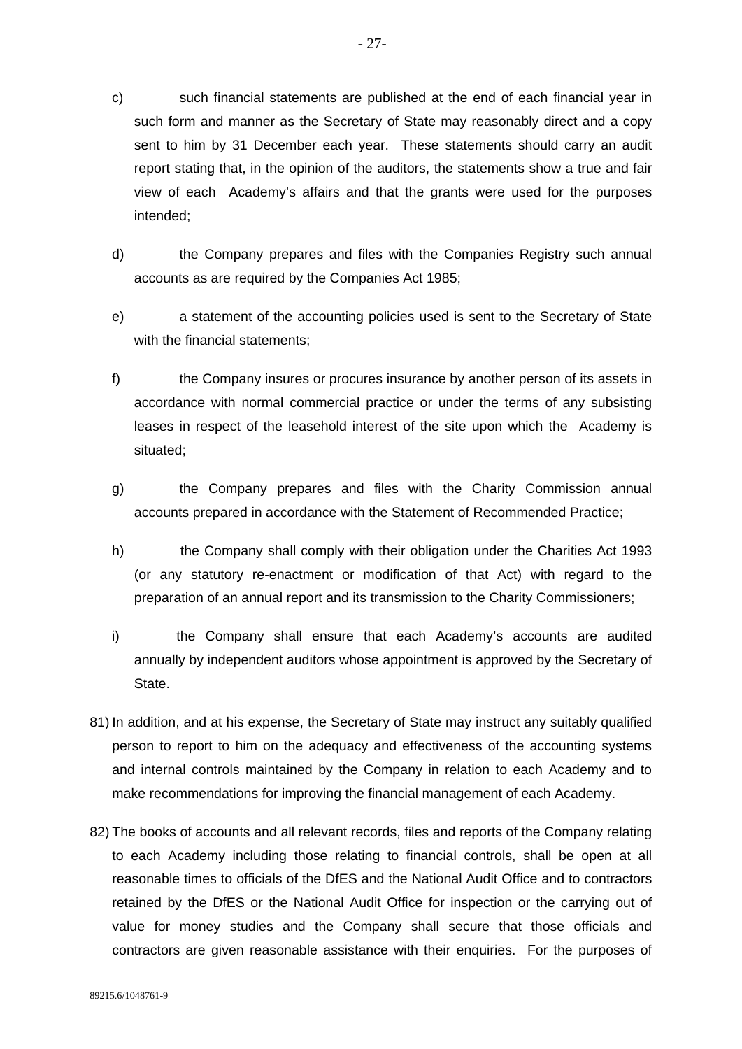c) such financial statements are published at the end of each financial year in such form and manner as the Secretary of State may reasonably direct and a copy sent to him by 31 December each year. These statements should carry an audit report stating that, in the opinion of the auditors, the statements show a true and fair view of each Academy's affairs and that the grants were used for the purposes intended;

d) the Company prepares and files with the Companies Registry such annual accounts as are required by the Companies Act 1985;

e) a statement of the accounting policies used is sent to the Secretary of State with the financial statements;

f) the Company insures or procures insurance by another person of its assets in accordance with normal commercial practice or under the terms of any subsisting leases in respect of the leasehold interest of the site upon which the Academy is situated;

g) the Company prepares and files with the Charity Commission annual accounts prepared in accordance with the Statement of Recommended Practice;

h) the Company shall comply with their obligation under the Charities Act 1993 (or any statutory re-enactment or modification of that Act) with regard to the preparation of an annual report and its transmission to the Charity Commissioners;

i) the Company shall ensure that each Academy's accounts are audited annually by independent auditors whose appointment is approved by the Secretary of State.

81) In addition, and at his expense, the Secretary of State may instruct any suitably qualified person to report to him on the adequacy and effectiveness of the accounting systems and internal controls maintained by the Company in relation to each Academy and to make recommendations for improving the financial management of each Academy.

82) The books of accounts and all relevant records, files and reports of the Company relating to each Academy including those relating to financial controls, shall be open at all reasonable times to officials of the DfES and the National Audit Office and to contractors retained by the DfES or the National Audit Office for inspection or the carrying out of value for money studies and the Company shall secure that those officials and contractors are given reasonable assistance with their enquiries. For the purposes of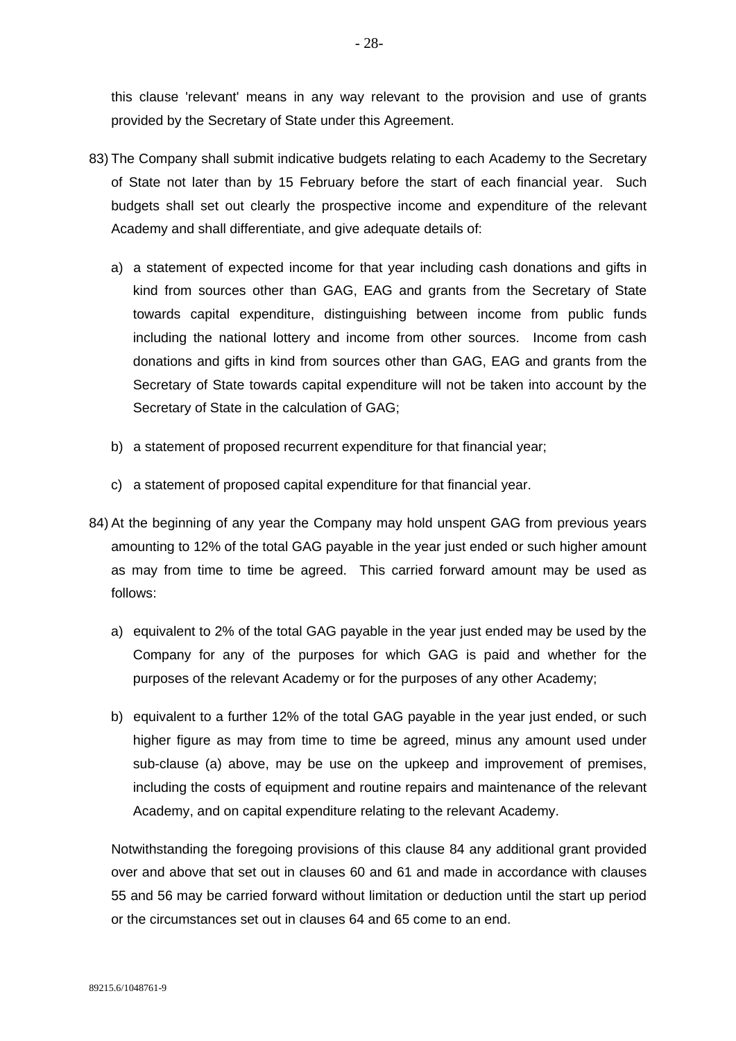this clause 'relevant' means in any way relevant to the provision and use of grants provided by the Secretary of State under this Agreement.

83) The Company shall submit indicative budgets relating to each Academy to the Secretary of State not later than by 15 February before the start of each financial year. Such budgets shall set out clearly the prospective income and expenditure of the relevant Academy and shall differentiate, and give adequate details of:

   a) a statement of expected income for that year including cash donations and gifts in kind from sources other than GAG, EAG and grants from the Secretary of State towards capital expenditure, distinguishing between income from public funds including the national lottery and income from other sources. Income from cash donations and gifts in kind from sources other than GAG, EAG and grants from the Secretary of State towards capital expenditure will not be taken into account by the Secretary of State in the calculation of GAG;

   b) a statement of proposed recurrent expenditure for that financial year;

   c) a statement of proposed capital expenditure for that financial year.

84) At the beginning of any year the Company may hold unspent GAG from previous years amounting to 12% of the total GAG payable in the year just ended or such higher amount as may from time to time be agreed. This carried forward amount may be used as follows:

   a) equivalent to 2% of the total GAG payable in the year just ended may be used by the Company for any of the purposes for which GAG is paid and whether for the purposes of the relevant Academy or for the purposes of any other Academy;

   b) equivalent to a further 12% of the total GAG payable in the year just ended, or such higher figure as may from time to time be agreed, minus any amount used under sub-clause (a) above, may be use on the upkeep and improvement of premises, including the costs of equipment and routine repairs and maintenance of the relevant Academy, and on capital expenditure relating to the relevant Academy.

   Notwithstanding the foregoing provisions of this clause 84 any additional grant provided over and above that set out in clauses 60 and 61 and made in accordance with clauses 55 and 56 may be carried forward without limitation or deduction until the start up period or the circumstances set out in clauses 64 and 65 come to an end.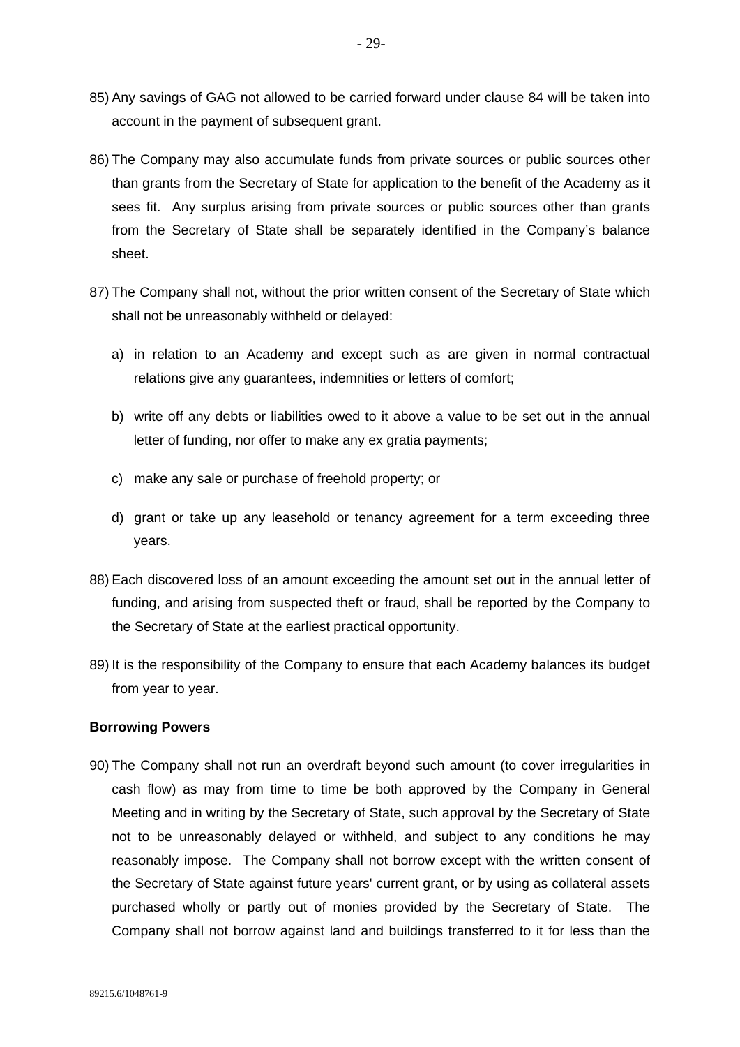85) Any savings of GAG not allowed to be carried forward under clause 84 will be taken into account in the payment of subsequent grant.

86) The Company may also accumulate funds from private sources or public sources other than grants from the Secretary of State for application to the benefit of the Academy as it sees fit. Any surplus arising from private sources or public sources other than grants from the Secretary of State shall be separately identified in the Company's balance sheet.

87) The Company shall not, without the prior written consent of the Secretary of State which shall not be unreasonably withheld or delayed:

   a) in relation to an Academy and except such as are given in normal contractual relations give any guarantees, indemnities or letters of comfort;

   b) write off any debts or liabilities owed to it above a value to be set out in the annual letter of funding, nor offer to make any ex gratia payments;

   c) make any sale or purchase of freehold property; or

   d) grant or take up any leasehold or tenancy agreement for a term exceeding three years.

88) Each discovered loss of an amount exceeding the amount set out in the annual letter of funding, and arising from suspected theft or fraud, shall be reported by the Company to the Secretary of State at the earliest practical opportunity.

89) It is the responsibility of the Company to ensure that each Academy balances its budget from year to year.

**Borrowing Powers**

90) The Company shall not run an overdraft beyond such amount (to cover irregularities in cash flow) as may from time to time be both approved by the Company in General Meeting and in writing by the Secretary of State, such approval by the Secretary of State not to be unreasonably delayed or withheld, and subject to any conditions he may reasonably impose. The Company shall not borrow except with the written consent of the Secretary of State against future years' current grant, or by using as collateral assets purchased wholly or partly out of monies provided by the Secretary of State. The Company shall not borrow against land and buildings transferred to it for less than the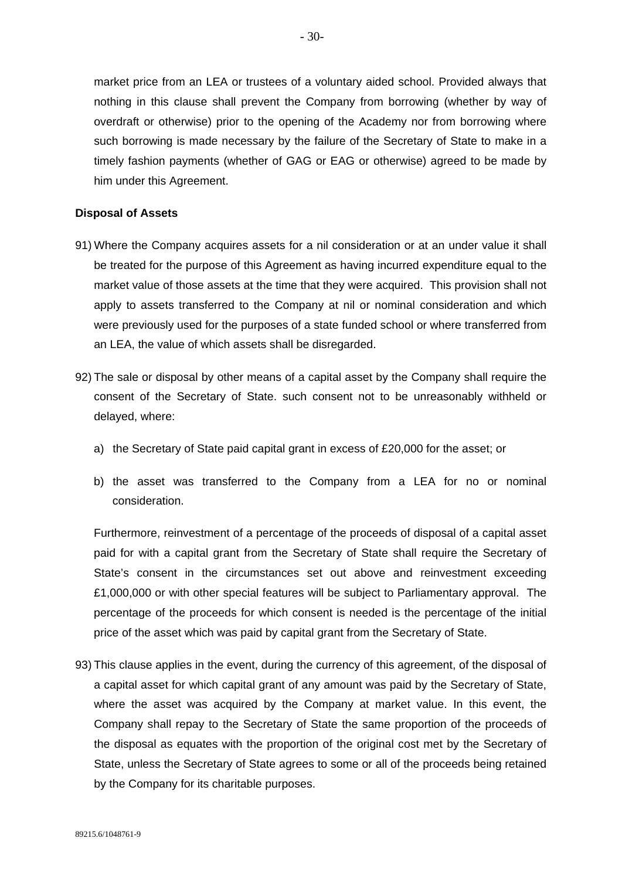market price from an LEA or trustees of a voluntary aided school. Provided always that nothing in this clause shall prevent the Company from borrowing (whether by way of overdraft or otherwise) prior to the opening of the Academy nor from borrowing where such borrowing is made necessary by the failure of the Secretary of State to make in a timely fashion payments (whether of GAG or EAG or otherwise) agreed to be made by him under this Agreement.

**Disposal of Assets**

91) Where the Company acquires assets for a nil consideration or at an under value it shall be treated for the purpose of this Agreement as having incurred expenditure equal to the market value of those assets at the time that they were acquired. This provision shall not apply to assets transferred to the Company at nil or nominal consideration and which were previously used for the purposes of a state funded school or where transferred from an LEA, the value of which assets shall be disregarded.

92) The sale or disposal by other means of a capital asset by the Company shall require the consent of the Secretary of State. such consent not to be unreasonably withheld or delayed, where:

   a) the Secretary of State paid capital grant in excess of £20,000 for the asset; or

   b) the asset was transferred to the Company from a LEA for no or nominal consideration.

   Furthermore, reinvestment of a percentage of the proceeds of disposal of a capital asset paid for with a capital grant from the Secretary of State shall require the Secretary of State's consent in the circumstances set out above and reinvestment exceeding £1,000,000 or with other special features will be subject to Parliamentary approval. The percentage of the proceeds for which consent is needed is the percentage of the initial price of the asset which was paid by capital grant from the Secretary of State.

93) This clause applies in the event, during the currency of this agreement, of the disposal of a capital asset for which capital grant of any amount was paid by the Secretary of State, where the asset was acquired by the Company at market value. In this event, the Company shall repay to the Secretary of State the same proportion of the proceeds of the disposal as equates with the proportion of the original cost met by the Secretary of State, unless the Secretary of State agrees to some or all of the proceeds being retained by the Company for its charitable purposes.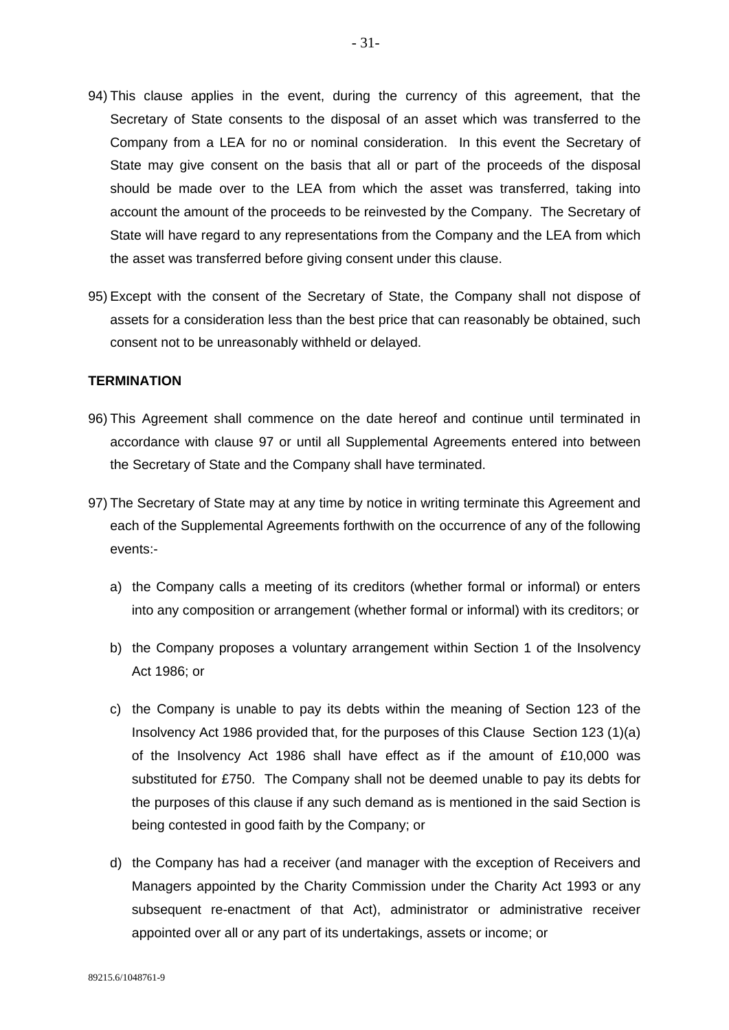94) This clause applies in the event, during the currency of this agreement, that the Secretary of State consents to the disposal of an asset which was transferred to the Company from a LEA for no or nominal consideration. In this event the Secretary of State may give consent on the basis that all or part of the proceeds of the disposal should be made over to the LEA from which the asset was transferred, taking into account the amount of the proceeds to be reinvested by the Company. The Secretary of State will have regard to any representations from the Company and the LEA from which the asset was transferred before giving consent under this clause.

95) Except with the consent of the Secretary of State, the Company shall not dispose of assets for a consideration less than the best price that can reasonably be obtained, such consent not to be unreasonably withheld or delayed.

**TERMINATION**

96) This Agreement shall commence on the date hereof and continue until terminated in accordance with clause 97 or until all Supplemental Agreements entered into between the Secretary of State and the Company shall have terminated.

97) The Secretary of State may at any time by notice in writing terminate this Agreement and each of the Supplemental Agreements forthwith on the occurrence of any of the following events:-

   a) the Company calls a meeting of its creditors (whether formal or informal) or enters into any composition or arrangement (whether formal or informal) with its creditors; or

   b) the Company proposes a voluntary arrangement within Section 1 of the Insolvency Act 1986; or

   c) the Company is unable to pay its debts within the meaning of Section 123 of the Insolvency Act 1986 provided that, for the purposes of this Clause Section 123 (1)(a) of the Insolvency Act 1986 shall have effect as if the amount of £10,000 was substituted for £750. The Company shall not be deemed unable to pay its debts for the purposes of this clause if any such demand as is mentioned in the said Section is being contested in good faith by the Company; or

   d) the Company has had a receiver (and manager with the exception of Receivers and Managers appointed by the Charity Commission under the Charity Act 1993 or any subsequent re-enactment of that Act), administrator or administrative receiver appointed over all or any part of its undertakings, assets or income; or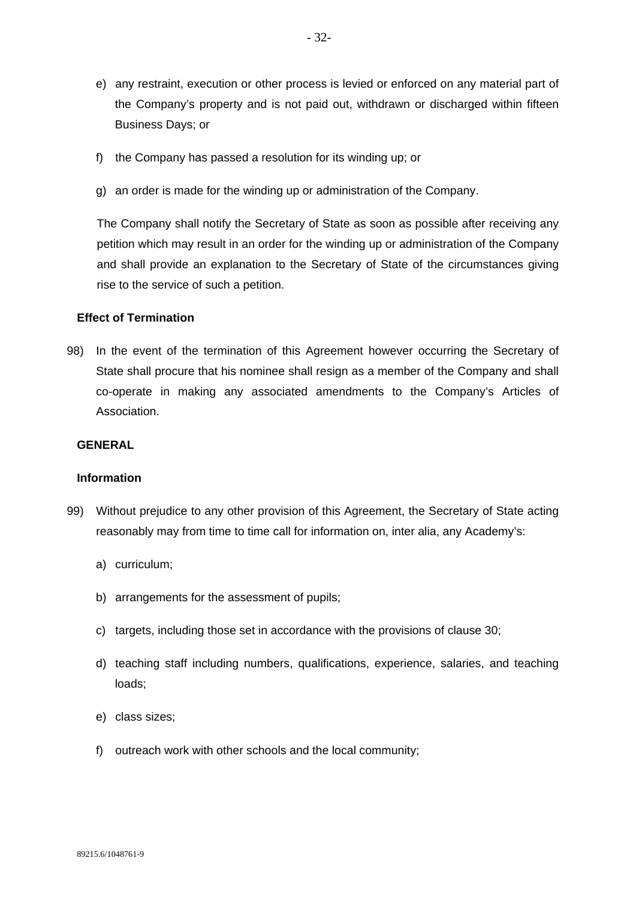e) any restraint, execution or other process is levied or enforced on any material part of the Company's property and is not paid out, withdrawn or discharged within fifteen Business Days; or

f) the Company has passed a resolution for its winding up; or

g) an order is made for the winding up or administration of the Company.

The Company shall notify the Secretary of State as soon as possible after receiving any petition which may result in an order for the winding up or administration of the Company and shall provide an explanation to the Secretary of State of the circumstances giving rise to the service of such a petition.

**Effect of Termination**

98) In the event of the termination of this Agreement however occurring the Secretary of State shall procure that his nominee shall resign as a member of the Company and shall co-operate in making any associated amendments to the Company's Articles of Association.

**GENERAL**

**Information**

99) Without prejudice to any other provision of this Agreement, the Secretary of State acting reasonably may from time to time call for information on, inter alia, any Academy's:

a) curriculum;

b) arrangements for the assessment of pupils;

c) targets, including those set in accordance with the provisions of clause 30;

d) teaching staff including numbers, qualifications, experience, salaries, and teaching loads;

e) class sizes;

f) outreach work with other schools and the local community;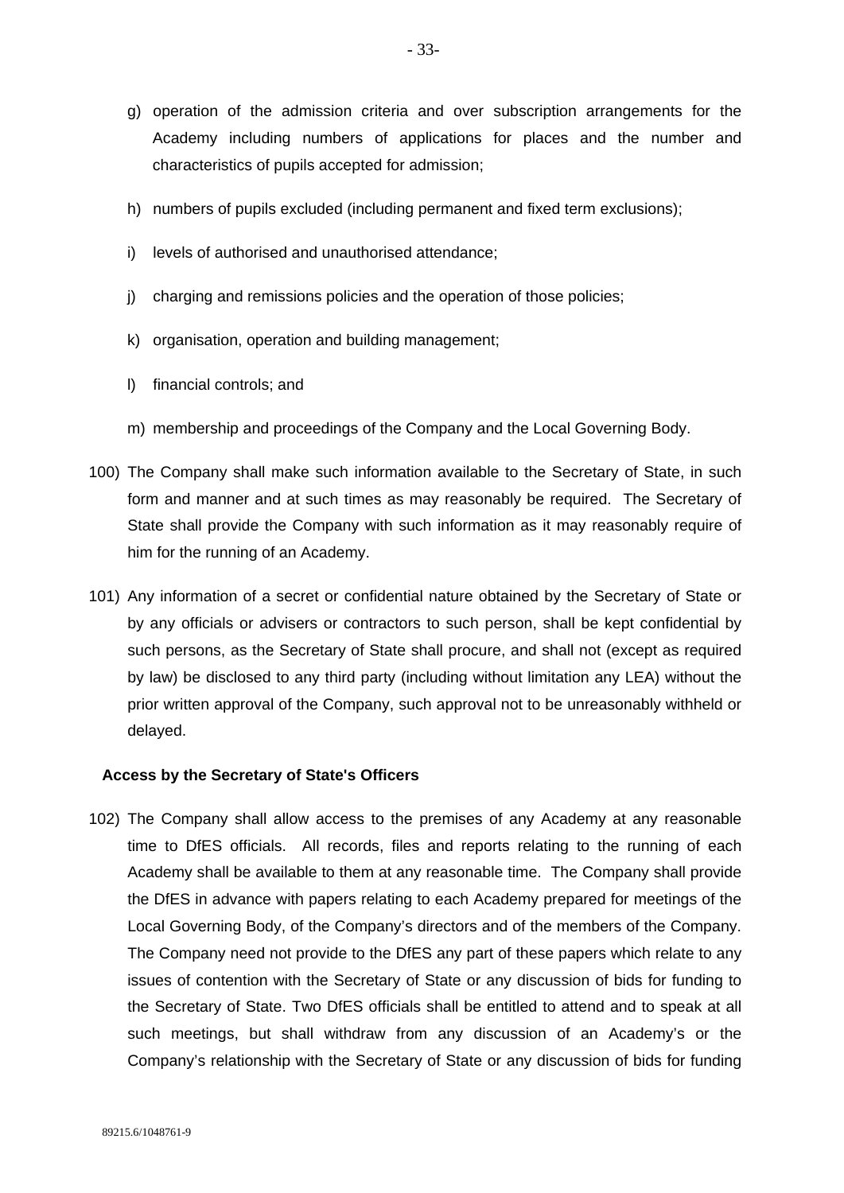g) operation of the admission criteria and over subscription arrangements for the Academy including numbers of applications for places and the number and characteristics of pupils accepted for admission;

h) numbers of pupils excluded (including permanent and fixed term exclusions);

i) levels of authorised and unauthorised attendance;

j) charging and remissions policies and the operation of those policies;

k) organisation, operation and building management;

l) financial controls; and

m) membership and proceedings of the Company and the Local Governing Body.

100) The Company shall make such information available to the Secretary of State, in such form and manner and at such times as may reasonably be required. The Secretary of State shall provide the Company with such information as it may reasonably require of him for the running of an Academy.

101) Any information of a secret or confidential nature obtained by the Secretary of State or by any officials or advisers or contractors to such person, shall be kept confidential by such persons, as the Secretary of State shall procure, and shall not (except as required by law) be disclosed to any third party (including without limitation any LEA) without the prior written approval of the Company, such approval not to be unreasonably withheld or delayed.

**Access by the Secretary of State's Officers**

102) The Company shall allow access to the premises of any Academy at any reasonable time to DfES officials. All records, files and reports relating to the running of each Academy shall be available to them at any reasonable time. The Company shall provide the DfES in advance with papers relating to each Academy prepared for meetings of the Local Governing Body, of the Company's directors and of the members of the Company. The Company need not provide to the DfES any part of these papers which relate to any issues of contention with the Secretary of State or any discussion of bids for funding to the Secretary of State. Two DfES officials shall be entitled to attend and to speak at all such meetings, but shall withdraw from any discussion of an Academy's or the Company's relationship with the Secretary of State or any discussion of bids for funding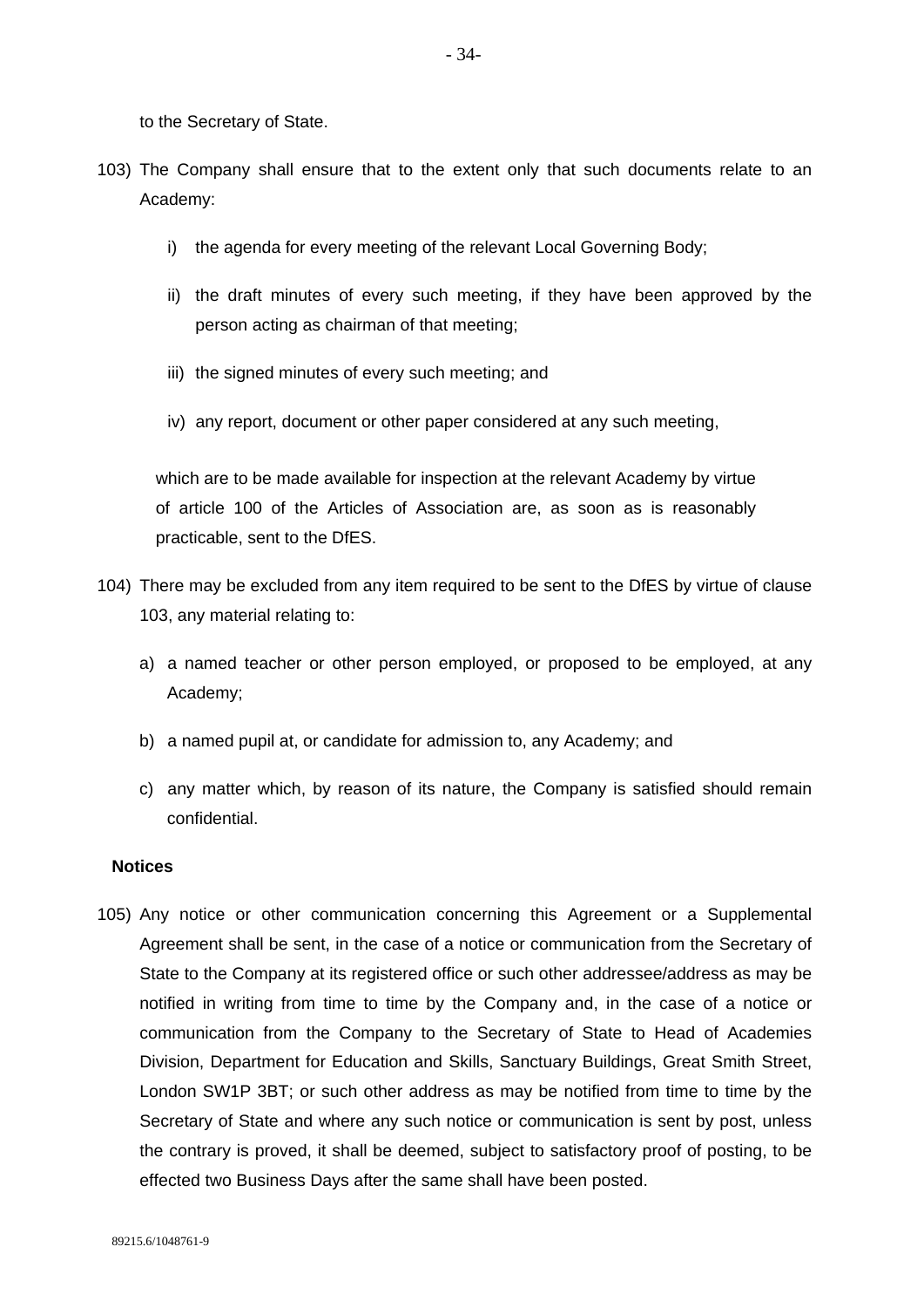to the Secretary of State.

103) The Company shall ensure that to the extent only that such documents relate to an Academy:

    i) the agenda for every meeting of the relevant Local Governing Body;

    ii) the draft minutes of every such meeting, if they have been approved by the person acting as chairman of that meeting;

    iii) the signed minutes of every such meeting; and

    iv) any report, document or other paper considered at any such meeting,

    which are to be made available for inspection at the relevant Academy by virtue of article 100 of the Articles of Association are, as soon as is reasonably practicable, sent to the DfES.

104) There may be excluded from any item required to be sent to the DfES by virtue of clause 103, any material relating to:

    a) a named teacher or other person employed, or proposed to be employed, at any Academy;

    b) a named pupil at, or candidate for admission to, any Academy; and

    c) any matter which, by reason of its nature, the Company is satisfied should remain confidential.

**Notices**

105) Any notice or other communication concerning this Agreement or a Supplemental Agreement shall be sent, in the case of a notice or communication from the Secretary of State to the Company at its registered office or such other addressee/address as may be notified in writing from time to time by the Company and, in the case of a notice or communication from the Company to the Secretary of State to Head of Academies Division, Department for Education and Skills, Sanctuary Buildings, Great Smith Street, London SW1P 3BT; or such other address as may be notified from time to time by the Secretary of State and where any such notice or communication is sent by post, unless the contrary is proved, it shall be deemed, subject to satisfactory proof of posting, to be effected two Business Days after the same shall have been posted.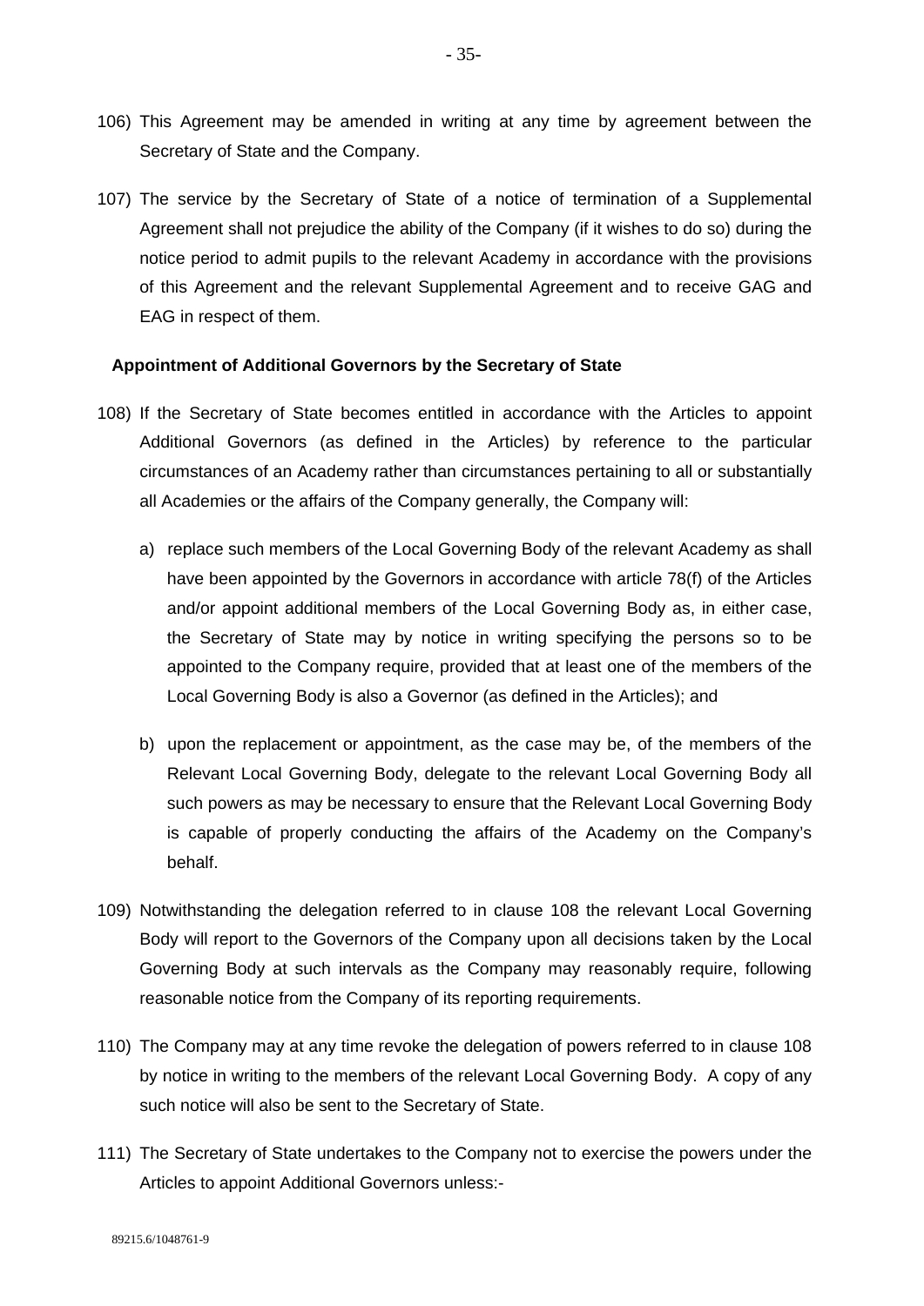106) This Agreement may be amended in writing at any time by agreement between the Secretary of State and the Company.

107) The service by the Secretary of State of a notice of termination of a Supplemental Agreement shall not prejudice the ability of the Company (if it wishes to do so) during the notice period to admit pupils to the relevant Academy in accordance with the provisions of this Agreement and the relevant Supplemental Agreement and to receive GAG and EAG in respect of them.

**Appointment of Additional Governors by the Secretary of State**

108) If the Secretary of State becomes entitled in accordance with the Articles to appoint Additional Governors (as defined in the Articles) by reference to the particular circumstances of an Academy rather than circumstances pertaining to all or substantially all Academies or the affairs of the Company generally, the Company will:

   a) replace such members of the Local Governing Body of the relevant Academy as shall have been appointed by the Governors in accordance with article 78(f) of the Articles and/or appoint additional members of the Local Governing Body as, in either case, the Secretary of State may by notice in writing specifying the persons so to be appointed to the Company require, provided that at least one of the members of the Local Governing Body is also a Governor (as defined in the Articles); and

   b) upon the replacement or appointment, as the case may be, of the members of the Relevant Local Governing Body, delegate to the relevant Local Governing Body all such powers as may be necessary to ensure that the Relevant Local Governing Body is capable of properly conducting the affairs of the Academy on the Company's behalf.

109) Notwithstanding the delegation referred to in clause 108 the relevant Local Governing Body will report to the Governors of the Company upon all decisions taken by the Local Governing Body at such intervals as the Company may reasonably require, following reasonable notice from the Company of its reporting requirements.

110) The Company may at any time revoke the delegation of powers referred to in clause 108 by notice in writing to the members of the relevant Local Governing Body. A copy of any such notice will also be sent to the Secretary of State.

111) The Secretary of State undertakes to the Company not to exercise the powers under the Articles to appoint Additional Governors unless:-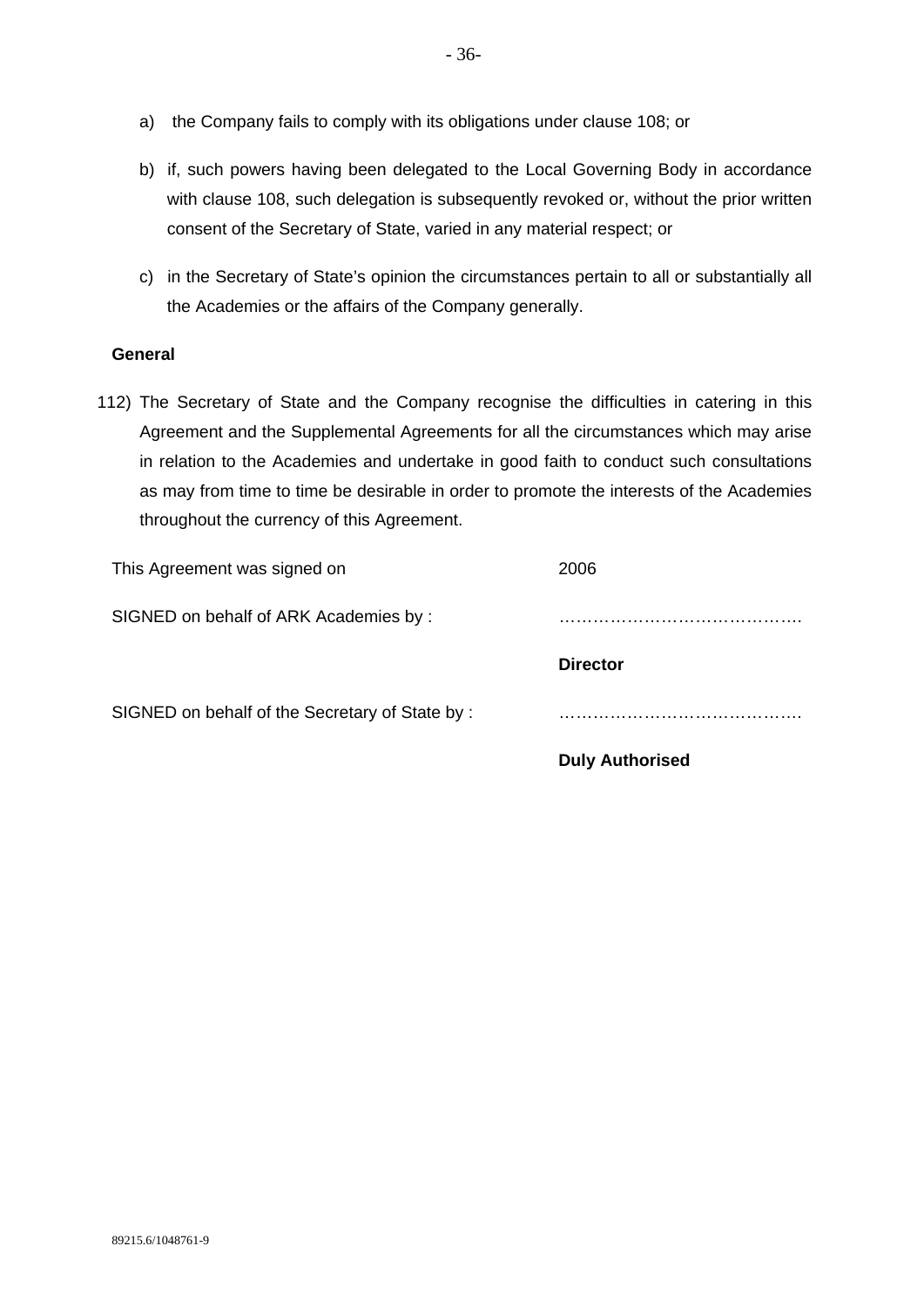a) the Company fails to comply with its obligations under clause 108; or

b) if, such powers having been delegated to the Local Governing Body in accordance with clause 108, such delegation is subsequently revoked or, without the prior written consent of the Secretary of State, varied in any material respect; or

c) in the Secretary of State's opinion the circumstances pertain to all or substantially all the Academies or the affairs of the Company generally.

**General**

112) The Secretary of State and the Company recognise the difficulties in catering in this Agreement and the Supplemental Agreements for all the circumstances which may arise in relation to the Academies and undertake in good faith to conduct such consultations as may from time to time be desirable in order to promote the interests of the Academies throughout the currency of this Agreement.

| | |
|---|---|
| This Agreement was signed on | 2006 |
| SIGNED on behalf of ARK Academies by : | ……………………………………. |
| | **Director** |
| SIGNED on behalf of the Secretary of State by : | ……………………………………. |
| | **Duly Authorised** |

89215.6/1048761-9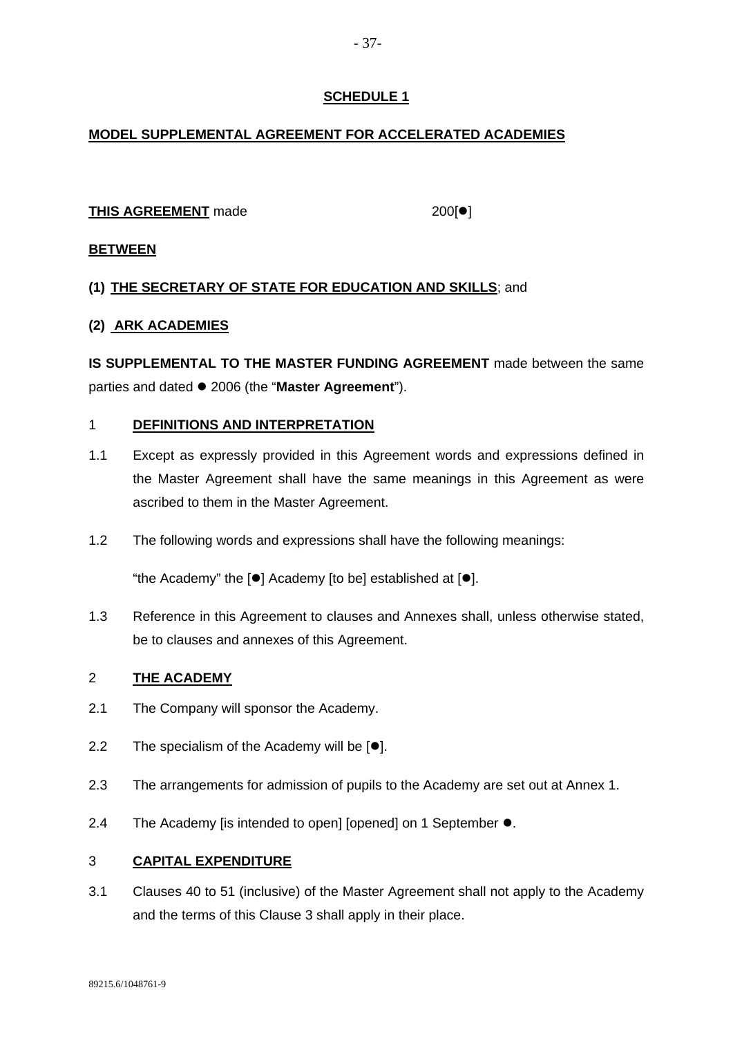## SCHEDULE 1

## MODEL SUPPLEMENTAL AGREEMENT FOR ACCELERATED ACADEMIES

**THIS AGREEMENT** made 200[●]

**BETWEEN**

**(1) THE SECRETARY OF STATE FOR EDUCATION AND SKILLS**; and

**(2) ARK ACADEMIES**

**IS SUPPLEMENTAL TO THE MASTER FUNDING AGREEMENT** made between the same parties and dated ● 2006 (the "**Master Agreement**").

### 1 DEFINITIONS AND INTERPRETATION

1.1 Except as expressly provided in this Agreement words and expressions defined in the Master Agreement shall have the same meanings in this Agreement as were ascribed to them in the Master Agreement.

1.2 The following words and expressions shall have the following meanings:

"the Academy" the [●] Academy [to be] established at [●].

1.3 Reference in this Agreement to clauses and Annexes shall, unless otherwise stated, be to clauses and annexes of this Agreement.

### 2 THE ACADEMY

2.1 The Company will sponsor the Academy.

2.2 The specialism of the Academy will be [●].

2.3 The arrangements for admission of pupils to the Academy are set out at Annex 1.

2.4 The Academy [is intended to open] [opened] on 1 September ●.

### 3 CAPITAL EXPENDITURE

3.1 Clauses 40 to 51 (inclusive) of the Master Agreement shall not apply to the Academy and the terms of this Clause 3 shall apply in their place.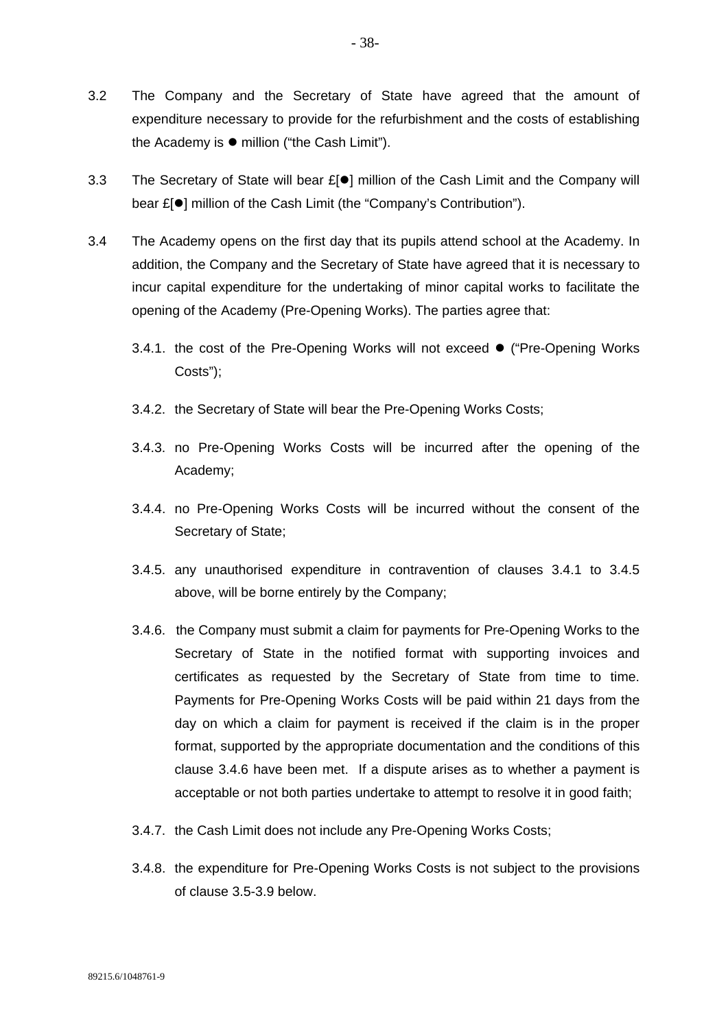3.2 The Company and the Secretary of State have agreed that the amount of expenditure necessary to provide for the refurbishment and the costs of establishing the Academy is ● million ("the Cash Limit").

3.3 The Secretary of State will bear £[●] million of the Cash Limit and the Company will bear £[●] million of the Cash Limit (the "Company's Contribution").

3.4 The Academy opens on the first day that its pupils attend school at the Academy. In addition, the Company and the Secretary of State have agreed that it is necessary to incur capital expenditure for the undertaking of minor capital works to facilitate the opening of the Academy (Pre-Opening Works). The parties agree that:

3.4.1. the cost of the Pre-Opening Works will not exceed ● ("Pre-Opening Works Costs");

3.4.2. the Secretary of State will bear the Pre-Opening Works Costs;

3.4.3. no Pre-Opening Works Costs will be incurred after the opening of the Academy;

3.4.4. no Pre-Opening Works Costs will be incurred without the consent of the Secretary of State;

3.4.5. any unauthorised expenditure in contravention of clauses 3.4.1 to 3.4.5 above, will be borne entirely by the Company;

3.4.6. the Company must submit a claim for payments for Pre-Opening Works to the Secretary of State in the notified format with supporting invoices and certificates as requested by the Secretary of State from time to time. Payments for Pre-Opening Works Costs will be paid within 21 days from the day on which a claim for payment is received if the claim is in the proper format, supported by the appropriate documentation and the conditions of this clause 3.4.6 have been met. If a dispute arises as to whether a payment is acceptable or not both parties undertake to attempt to resolve it in good faith;

3.4.7. the Cash Limit does not include any Pre-Opening Works Costs;

3.4.8. the expenditure for Pre-Opening Works Costs is not subject to the provisions of clause 3.5-3.9 below.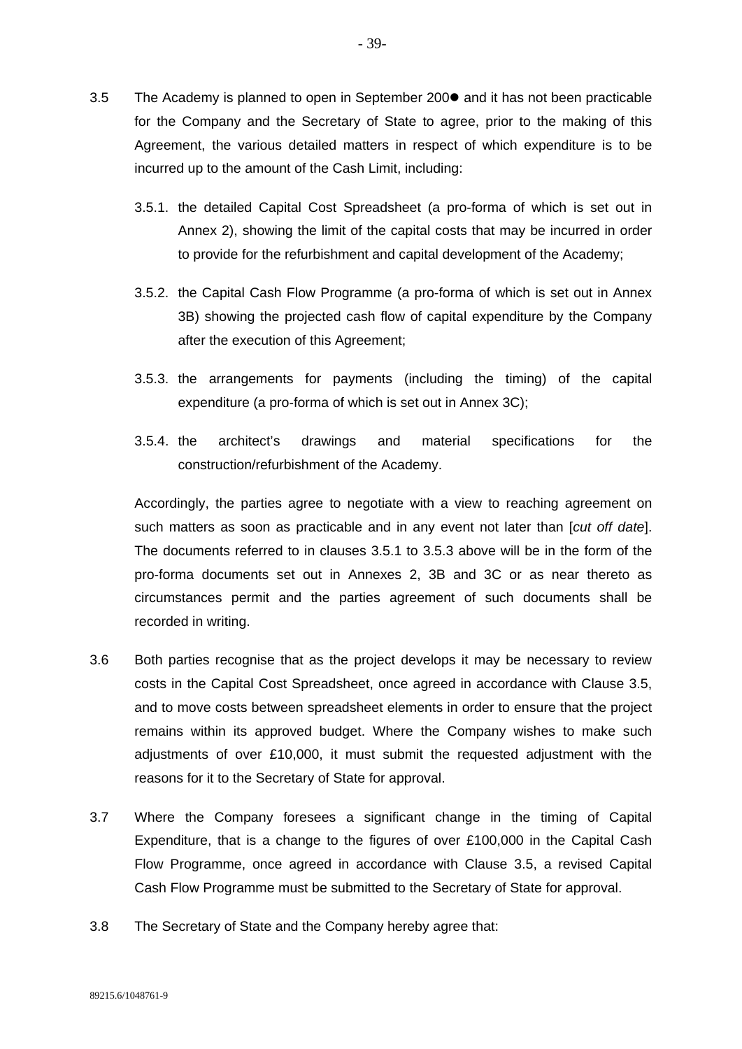3.5 The Academy is planned to open in September 200● and it has not been practicable for the Company and the Secretary of State to agree, prior to the making of this Agreement, the various detailed matters in respect of which expenditure is to be incurred up to the amount of the Cash Limit, including:

3.5.1. the detailed Capital Cost Spreadsheet (a pro-forma of which is set out in Annex 2), showing the limit of the capital costs that may be incurred in order to provide for the refurbishment and capital development of the Academy;

3.5.2. the Capital Cash Flow Programme (a pro-forma of which is set out in Annex 3B) showing the projected cash flow of capital expenditure by the Company after the execution of this Agreement;

3.5.3. the arrangements for payments (including the timing) of the capital expenditure (a pro-forma of which is set out in Annex 3C);

3.5.4. the architect's drawings and material specifications for the construction/refurbishment of the Academy.

Accordingly, the parties agree to negotiate with a view to reaching agreement on such matters as soon as practicable and in any event not later than [*cut off date*]. The documents referred to in clauses 3.5.1 to 3.5.3 above will be in the form of the pro-forma documents set out in Annexes 2, 3B and 3C or as near thereto as circumstances permit and the parties agreement of such documents shall be recorded in writing.

3.6 Both parties recognise that as the project develops it may be necessary to review costs in the Capital Cost Spreadsheet, once agreed in accordance with Clause 3.5, and to move costs between spreadsheet elements in order to ensure that the project remains within its approved budget. Where the Company wishes to make such adjustments of over £10,000, it must submit the requested adjustment with the reasons for it to the Secretary of State for approval.

3.7 Where the Company foresees a significant change in the timing of Capital Expenditure, that is a change to the figures of over £100,000 in the Capital Cash Flow Programme, once agreed in accordance with Clause 3.5, a revised Capital Cash Flow Programme must be submitted to the Secretary of State for approval.

3.8 The Secretary of State and the Company hereby agree that: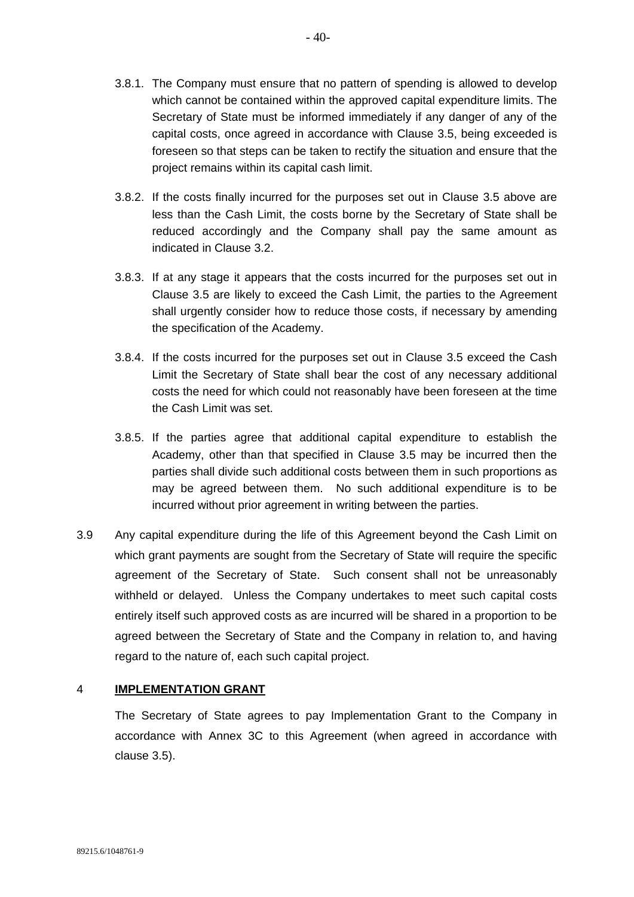3.8.1. The Company must ensure that no pattern of spending is allowed to develop which cannot be contained within the approved capital expenditure limits. The Secretary of State must be informed immediately if any danger of any of the capital costs, once agreed in accordance with Clause 3.5, being exceeded is foreseen so that steps can be taken to rectify the situation and ensure that the project remains within its capital cash limit.

3.8.2. If the costs finally incurred for the purposes set out in Clause 3.5 above are less than the Cash Limit, the costs borne by the Secretary of State shall be reduced accordingly and the Company shall pay the same amount as indicated in Clause 3.2.

3.8.3. If at any stage it appears that the costs incurred for the purposes set out in Clause 3.5 are likely to exceed the Cash Limit, the parties to the Agreement shall urgently consider how to reduce those costs, if necessary by amending the specification of the Academy.

3.8.4. If the costs incurred for the purposes set out in Clause 3.5 exceed the Cash Limit the Secretary of State shall bear the cost of any necessary additional costs the need for which could not reasonably have been foreseen at the time the Cash Limit was set.

3.8.5. If the parties agree that additional capital expenditure to establish the Academy, other than that specified in Clause 3.5 may be incurred then the parties shall divide such additional costs between them in such proportions as may be agreed between them. No such additional expenditure is to be incurred without prior agreement in writing between the parties.

3.9 Any capital expenditure during the life of this Agreement beyond the Cash Limit on which grant payments are sought from the Secretary of State will require the specific agreement of the Secretary of State. Such consent shall not be unreasonably withheld or delayed. Unless the Company undertakes to meet such capital costs entirely itself such approved costs as are incurred will be shared in a proportion to be agreed between the Secretary of State and the Company in relation to, and having regard to the nature of, each such capital project.

## 4 **IMPLEMENTATION GRANT**

The Secretary of State agrees to pay Implementation Grant to the Company in accordance with Annex 3C to this Agreement (when agreed in accordance with clause 3.5).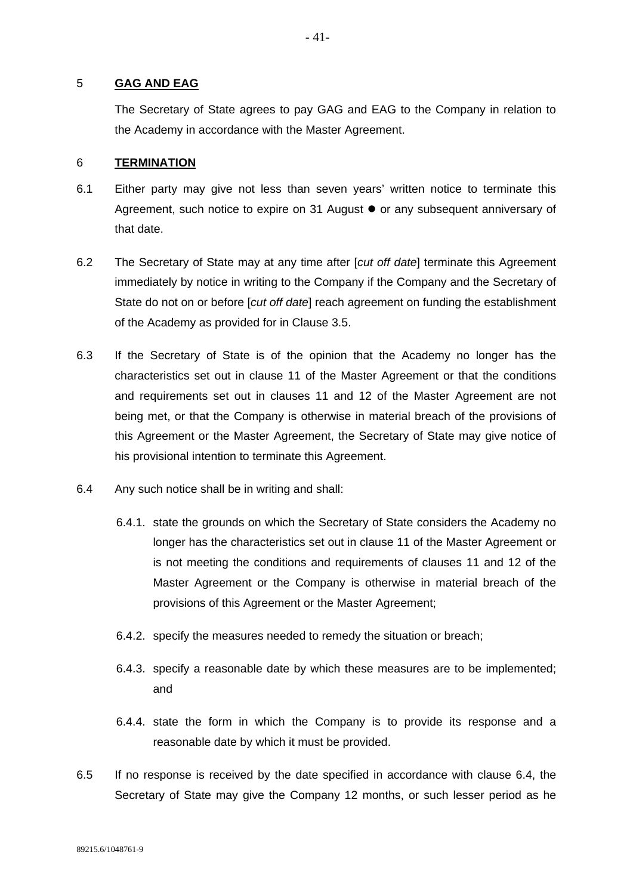## 5 **GAG AND EAG**

The Secretary of State agrees to pay GAG and EAG to the Company in relation to the Academy in accordance with the Master Agreement.

## 6 **TERMINATION**

6.1 Either party may give not less than seven years' written notice to terminate this Agreement, such notice to expire on 31 August ● or any subsequent anniversary of that date.

6.2 The Secretary of State may at any time after [*cut off date*] terminate this Agreement immediately by notice in writing to the Company if the Company and the Secretary of State do not on or before [*cut off date*] reach agreement on funding the establishment of the Academy as provided for in Clause 3.5.

6.3 If the Secretary of State is of the opinion that the Academy no longer has the characteristics set out in clause 11 of the Master Agreement or that the conditions and requirements set out in clauses 11 and 12 of the Master Agreement are not being met, or that the Company is otherwise in material breach of the provisions of this Agreement or the Master Agreement, the Secretary of State may give notice of his provisional intention to terminate this Agreement.

6.4 Any such notice shall be in writing and shall:

6.4.1. state the grounds on which the Secretary of State considers the Academy no longer has the characteristics set out in clause 11 of the Master Agreement or is not meeting the conditions and requirements of clauses 11 and 12 of the Master Agreement or the Company is otherwise in material breach of the provisions of this Agreement or the Master Agreement;

6.4.2. specify the measures needed to remedy the situation or breach;

6.4.3. specify a reasonable date by which these measures are to be implemented; and

6.4.4. state the form in which the Company is to provide its response and a reasonable date by which it must be provided.

6.5 If no response is received by the date specified in accordance with clause 6.4, the Secretary of State may give the Company 12 months, or such lesser period as he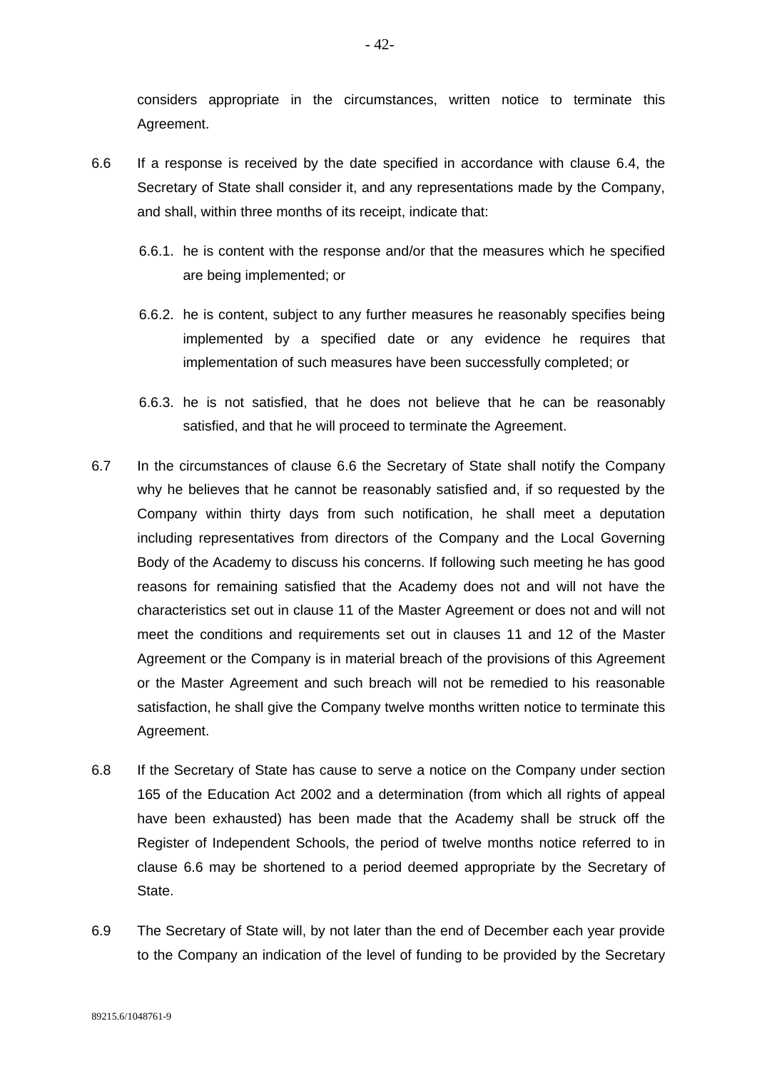considers appropriate in the circumstances, written notice to terminate this Agreement.

6.6 If a response is received by the date specified in accordance with clause 6.4, the Secretary of State shall consider it, and any representations made by the Company, and shall, within three months of its receipt, indicate that:

6.6.1. he is content with the response and/or that the measures which he specified are being implemented; or

6.6.2. he is content, subject to any further measures he reasonably specifies being implemented by a specified date or any evidence he requires that implementation of such measures have been successfully completed; or

6.6.3. he is not satisfied, that he does not believe that he can be reasonably satisfied, and that he will proceed to terminate the Agreement.

6.7 In the circumstances of clause 6.6 the Secretary of State shall notify the Company why he believes that he cannot be reasonably satisfied and, if so requested by the Company within thirty days from such notification, he shall meet a deputation including representatives from directors of the Company and the Local Governing Body of the Academy to discuss his concerns. If following such meeting he has good reasons for remaining satisfied that the Academy does not and will not have the characteristics set out in clause 11 of the Master Agreement or does not and will not meet the conditions and requirements set out in clauses 11 and 12 of the Master Agreement or the Company is in material breach of the provisions of this Agreement or the Master Agreement and such breach will not be remedied to his reasonable satisfaction, he shall give the Company twelve months written notice to terminate this Agreement.

6.8 If the Secretary of State has cause to serve a notice on the Company under section 165 of the Education Act 2002 and a determination (from which all rights of appeal have been exhausted) has been made that the Academy shall be struck off the Register of Independent Schools, the period of twelve months notice referred to in clause 6.6 may be shortened to a period deemed appropriate by the Secretary of State.

6.9 The Secretary of State will, by not later than the end of December each year provide to the Company an indication of the level of funding to be provided by the Secretary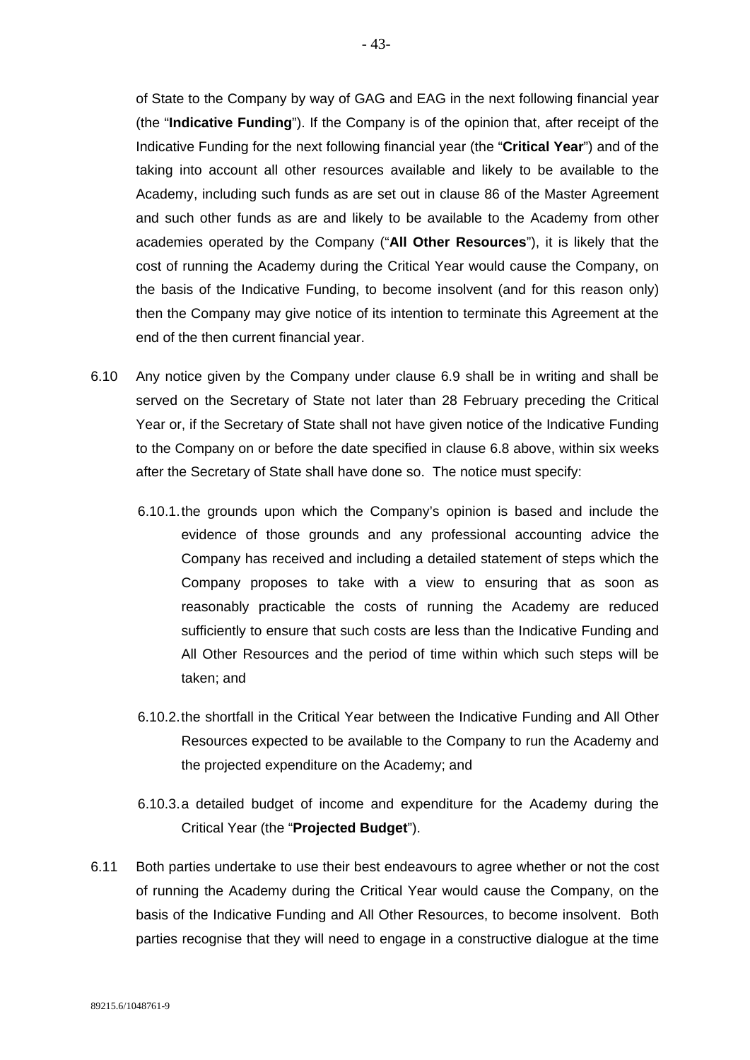of State to the Company by way of GAG and EAG in the next following financial year (the "**Indicative Funding**"). If the Company is of the opinion that, after receipt of the Indicative Funding for the next following financial year (the "**Critical Year**") and of the taking into account all other resources available and likely to be available to the Academy, including such funds as are set out in clause 86 of the Master Agreement and such other funds as are and likely to be available to the Academy from other academies operated by the Company ("**All Other Resources**"), it is likely that the cost of running the Academy during the Critical Year would cause the Company, on the basis of the Indicative Funding, to become insolvent (and for this reason only) then the Company may give notice of its intention to terminate this Agreement at the end of the then current financial year.

6.10 Any notice given by the Company under clause 6.9 shall be in writing and shall be served on the Secretary of State not later than 28 February preceding the Critical Year or, if the Secretary of State shall not have given notice of the Indicative Funding to the Company on or before the date specified in clause 6.8 above, within six weeks after the Secretary of State shall have done so. The notice must specify:

6.10.1. the grounds upon which the Company's opinion is based and include the evidence of those grounds and any professional accounting advice the Company has received and including a detailed statement of steps which the Company proposes to take with a view to ensuring that as soon as reasonably practicable the costs of running the Academy are reduced sufficiently to ensure that such costs are less than the Indicative Funding and All Other Resources and the period of time within which such steps will be taken; and

6.10.2. the shortfall in the Critical Year between the Indicative Funding and All Other Resources expected to be available to the Company to run the Academy and the projected expenditure on the Academy; and

6.10.3. a detailed budget of income and expenditure for the Academy during the Critical Year (the "**Projected Budget**").

6.11 Both parties undertake to use their best endeavours to agree whether or not the cost of running the Academy during the Critical Year would cause the Company, on the basis of the Indicative Funding and All Other Resources, to become insolvent. Both parties recognise that they will need to engage in a constructive dialogue at the time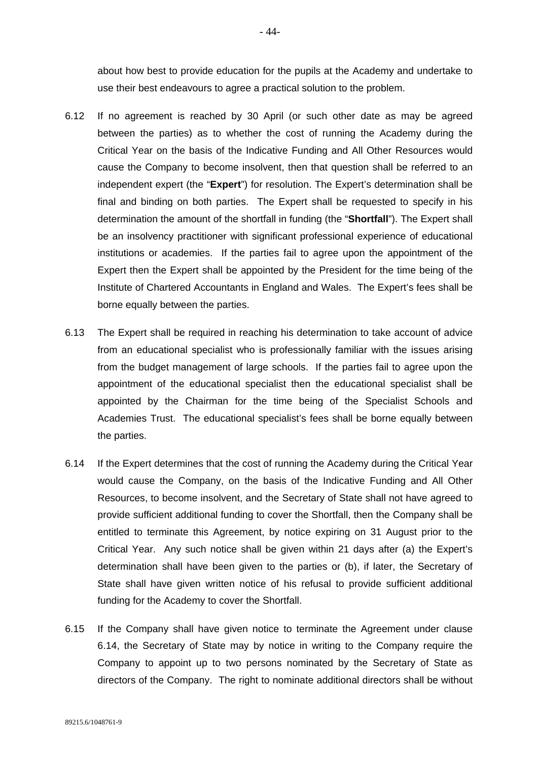about how best to provide education for the pupils at the Academy and undertake to use their best endeavours to agree a practical solution to the problem.

6.12 If no agreement is reached by 30 April (or such other date as may be agreed between the parties) as to whether the cost of running the Academy during the Critical Year on the basis of the Indicative Funding and All Other Resources would cause the Company to become insolvent, then that question shall be referred to an independent expert (the "**Expert**") for resolution. The Expert's determination shall be final and binding on both parties. The Expert shall be requested to specify in his determination the amount of the shortfall in funding (the "**Shortfall**"). The Expert shall be an insolvency practitioner with significant professional experience of educational institutions or academies. If the parties fail to agree upon the appointment of the Expert then the Expert shall be appointed by the President for the time being of the Institute of Chartered Accountants in England and Wales. The Expert's fees shall be borne equally between the parties.

6.13 The Expert shall be required in reaching his determination to take account of advice from an educational specialist who is professionally familiar with the issues arising from the budget management of large schools. If the parties fail to agree upon the appointment of the educational specialist then the educational specialist shall be appointed by the Chairman for the time being of the Specialist Schools and Academies Trust. The educational specialist's fees shall be borne equally between the parties.

6.14 If the Expert determines that the cost of running the Academy during the Critical Year would cause the Company, on the basis of the Indicative Funding and All Other Resources, to become insolvent, and the Secretary of State shall not have agreed to provide sufficient additional funding to cover the Shortfall, then the Company shall be entitled to terminate this Agreement, by notice expiring on 31 August prior to the Critical Year. Any such notice shall be given within 21 days after (a) the Expert's determination shall have been given to the parties or (b), if later, the Secretary of State shall have given written notice of his refusal to provide sufficient additional funding for the Academy to cover the Shortfall.

6.15 If the Company shall have given notice to terminate the Agreement under clause 6.14, the Secretary of State may by notice in writing to the Company require the Company to appoint up to two persons nominated by the Secretary of State as directors of the Company. The right to nominate additional directors shall be without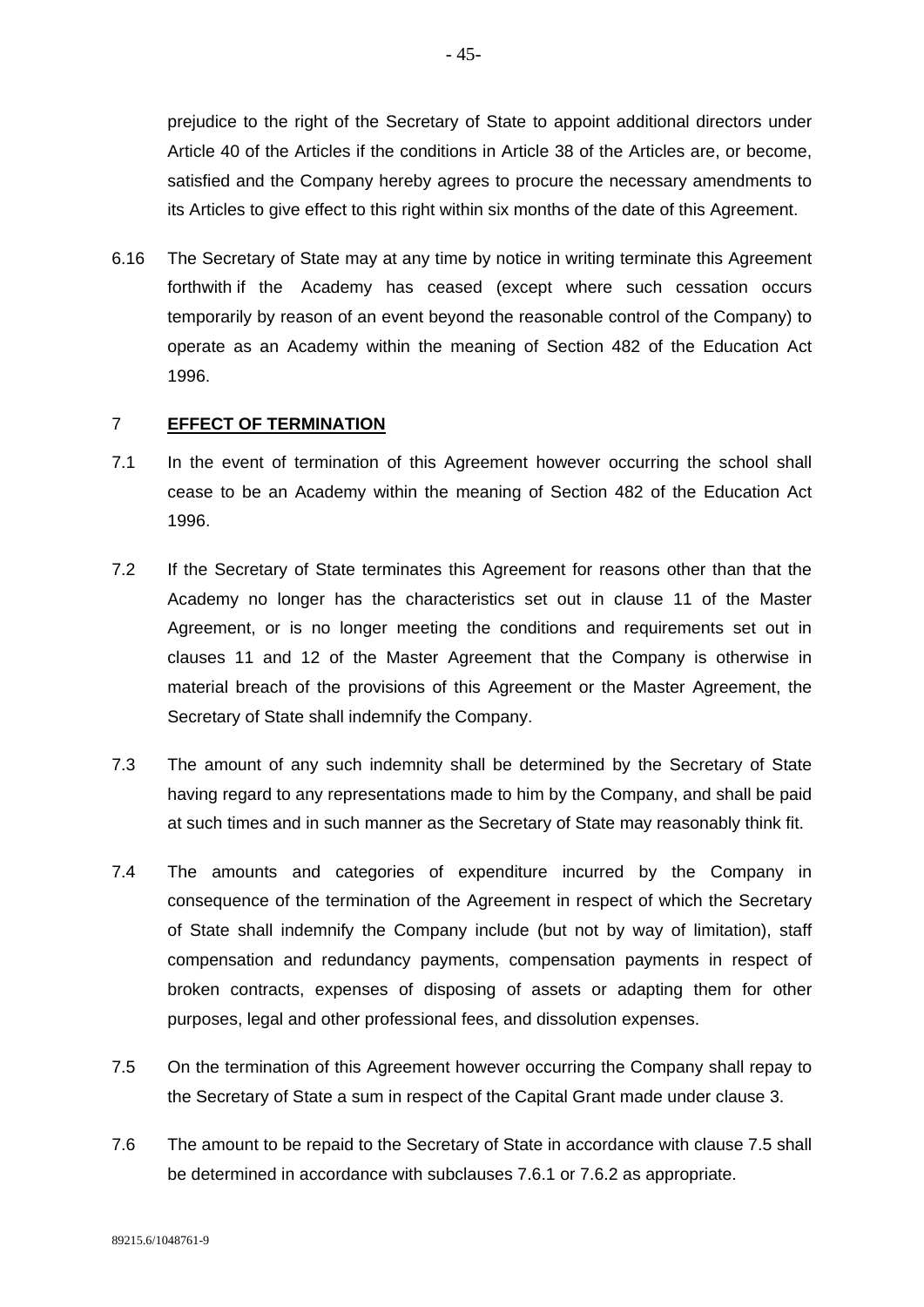prejudice to the right of the Secretary of State to appoint additional directors under Article 40 of the Articles if the conditions in Article 38 of the Articles are, or become, satisfied and the Company hereby agrees to procure the necessary amendments to its Articles to give effect to this right within six months of the date of this Agreement.

6.16 The Secretary of State may at any time by notice in writing terminate this Agreement forthwith if the Academy has ceased (except where such cessation occurs temporarily by reason of an event beyond the reasonable control of the Company) to operate as an Academy within the meaning of Section 482 of the Education Act 1996.

## 7 **EFFECT OF TERMINATION**

7.1 In the event of termination of this Agreement however occurring the school shall cease to be an Academy within the meaning of Section 482 of the Education Act 1996.

7.2 If the Secretary of State terminates this Agreement for reasons other than that the Academy no longer has the characteristics set out in clause 11 of the Master Agreement, or is no longer meeting the conditions and requirements set out in clauses 11 and 12 of the Master Agreement that the Company is otherwise in material breach of the provisions of this Agreement or the Master Agreement, the Secretary of State shall indemnify the Company.

7.3 The amount of any such indemnity shall be determined by the Secretary of State having regard to any representations made to him by the Company, and shall be paid at such times and in such manner as the Secretary of State may reasonably think fit.

7.4 The amounts and categories of expenditure incurred by the Company in consequence of the termination of the Agreement in respect of which the Secretary of State shall indemnify the Company include (but not by way of limitation), staff compensation and redundancy payments, compensation payments in respect of broken contracts, expenses of disposing of assets or adapting them for other purposes, legal and other professional fees, and dissolution expenses.

7.5 On the termination of this Agreement however occurring the Company shall repay to the Secretary of State a sum in respect of the Capital Grant made under clause 3.

7.6 The amount to be repaid to the Secretary of State in accordance with clause 7.5 shall be determined in accordance with subclauses 7.6.1 or 7.6.2 as appropriate.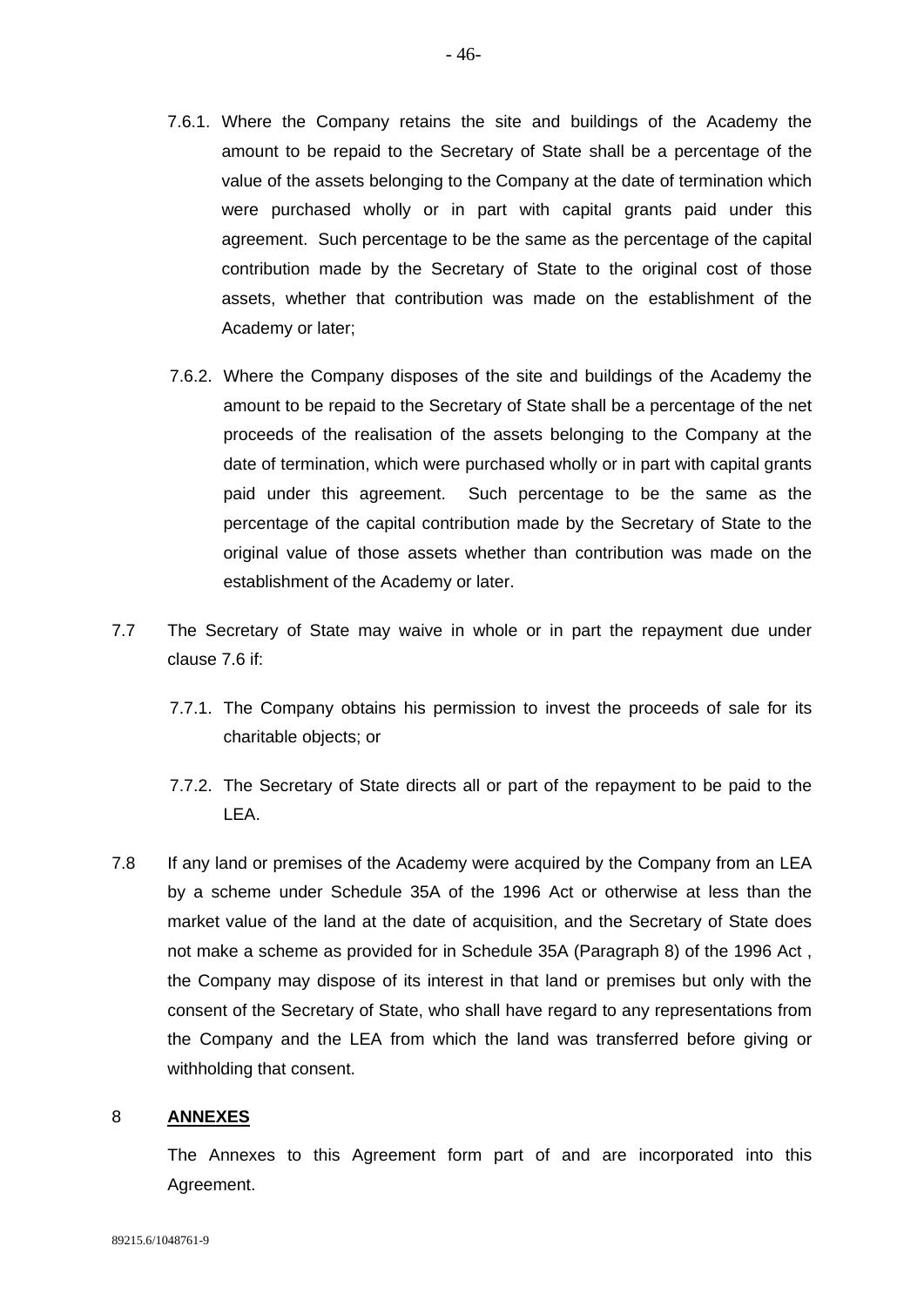7.6.1. Where the Company retains the site and buildings of the Academy the amount to be repaid to the Secretary of State shall be a percentage of the value of the assets belonging to the Company at the date of termination which were purchased wholly or in part with capital grants paid under this agreement. Such percentage to be the same as the percentage of the capital contribution made by the Secretary of State to the original cost of those assets, whether that contribution was made on the establishment of the Academy or later;

7.6.2. Where the Company disposes of the site and buildings of the Academy the amount to be repaid to the Secretary of State shall be a percentage of the net proceeds of the realisation of the assets belonging to the Company at the date of termination, which were purchased wholly or in part with capital grants paid under this agreement. Such percentage to be the same as the percentage of the capital contribution made by the Secretary of State to the original value of those assets whether than contribution was made on the establishment of the Academy or later.

7.7 The Secretary of State may waive in whole or in part the repayment due under clause 7.6 if:

7.7.1. The Company obtains his permission to invest the proceeds of sale for its charitable objects; or

7.7.2. The Secretary of State directs all or part of the repayment to be paid to the LEA.

7.8 If any land or premises of the Academy were acquired by the Company from an LEA by a scheme under Schedule 35A of the 1996 Act or otherwise at less than the market value of the land at the date of acquisition, and the Secretary of State does not make a scheme as provided for in Schedule 35A (Paragraph 8) of the 1996 Act , the Company may dispose of its interest in that land or premises but only with the consent of the Secretary of State, who shall have regard to any representations from the Company and the LEA from which the land was transferred before giving or withholding that consent.

## 8 **ANNEXES**

The Annexes to this Agreement form part of and are incorporated into this Agreement.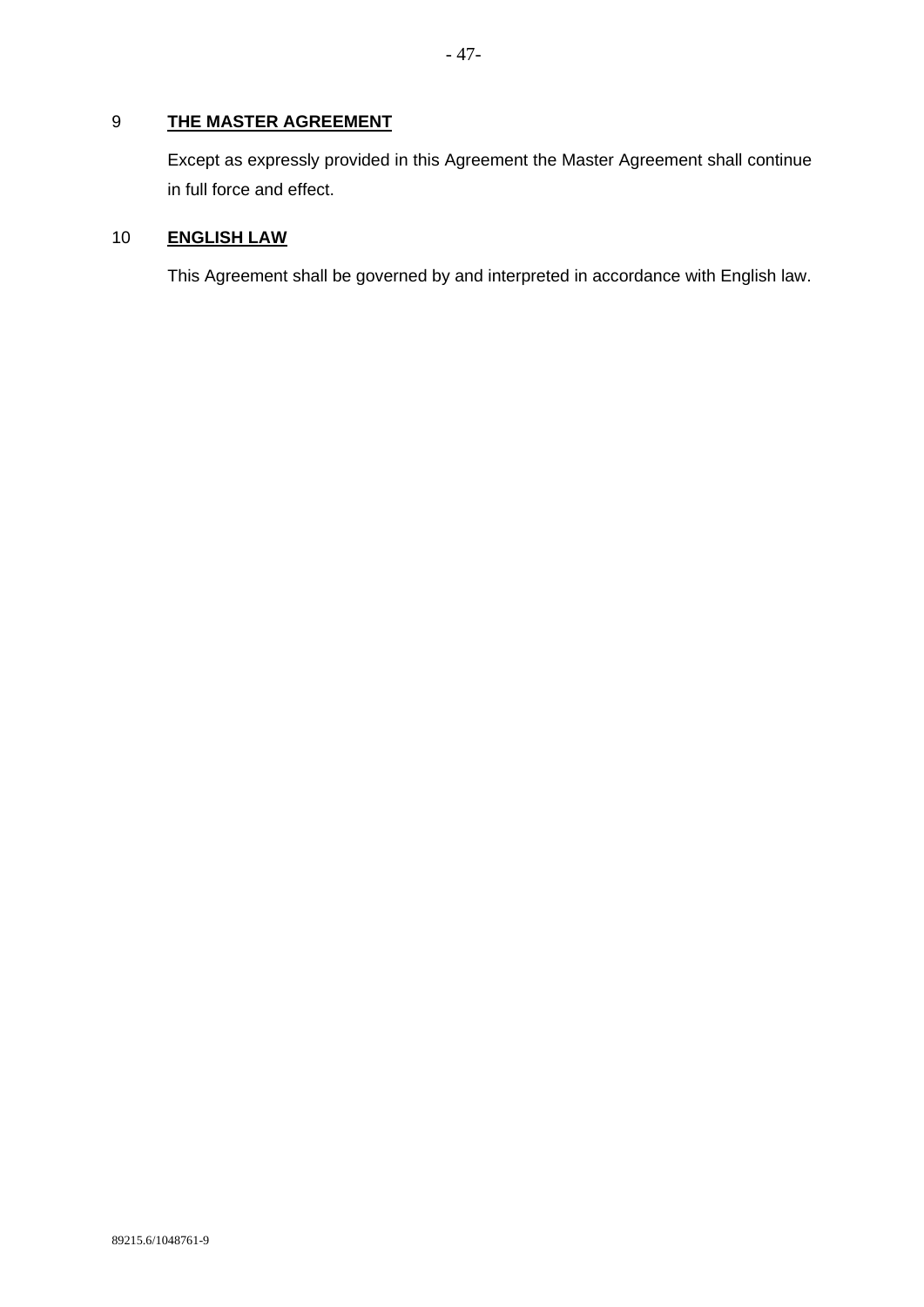## 9 **THE MASTER AGREEMENT**

Except as expressly provided in this Agreement the Master Agreement shall continue in full force and effect.

## 10 **ENGLISH LAW**

This Agreement shall be governed by and interpreted in accordance with English law.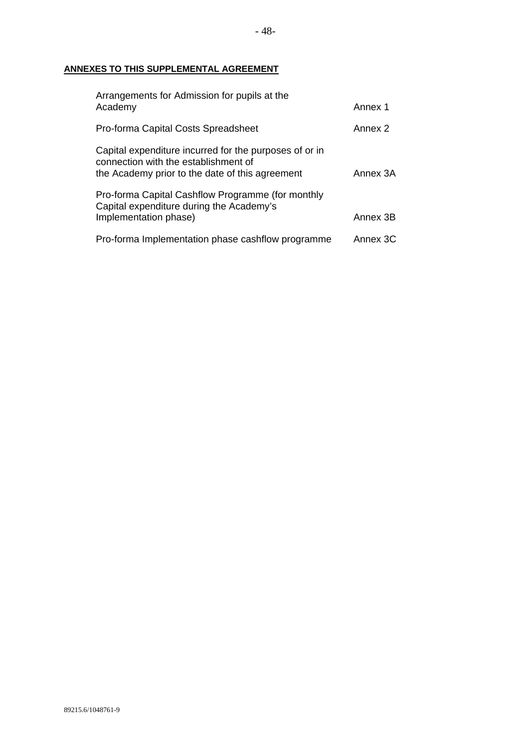**ANNEXES TO THIS SUPPLEMENTAL AGREEMENT**

| | |
|---|---|
| Arrangements for Admission for pupils at the Academy | Annex 1 |
| Pro-forma Capital Costs Spreadsheet | Annex 2 |
| Capital expenditure incurred for the purposes of or in connection with the establishment of the Academy prior to the date of this agreement | Annex 3A |
| Pro-forma Capital Cashflow Programme (for monthly Capital expenditure during the Academy's Implementation phase) | Annex 3B |
| Pro-forma Implementation phase cashflow programme | Annex 3C |

89215.6/1048761-9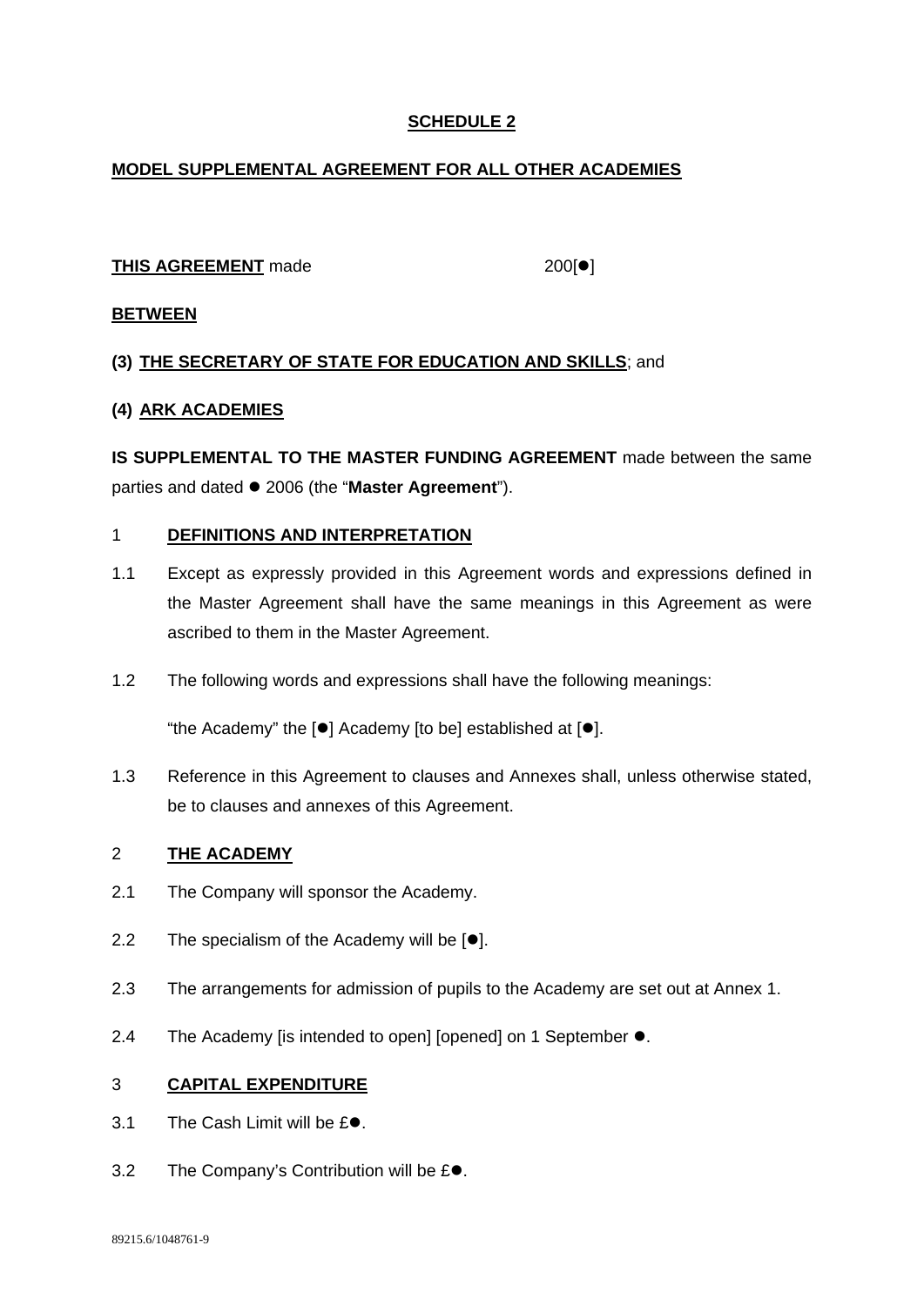## SCHEDULE 2

## MODEL SUPPLEMENTAL AGREEMENT FOR ALL OTHER ACADEMIES

**THIS AGREEMENT** made 200[●]

**BETWEEN**

**(3) THE SECRETARY OF STATE FOR EDUCATION AND SKILLS**; and

**(4) ARK ACADEMIES**

**IS SUPPLEMENTAL TO THE MASTER FUNDING AGREEMENT** made between the same parties and dated ● 2006 (the "**Master Agreement**").

1 **DEFINITIONS AND INTERPRETATION**

1.1 Except as expressly provided in this Agreement words and expressions defined in the Master Agreement shall have the same meanings in this Agreement as were ascribed to them in the Master Agreement.

1.2 The following words and expressions shall have the following meanings:

"the Academy" the [●] Academy [to be] established at [●].

1.3 Reference in this Agreement to clauses and Annexes shall, unless otherwise stated, be to clauses and annexes of this Agreement.

2 **THE ACADEMY**

2.1 The Company will sponsor the Academy.

2.2 The specialism of the Academy will be [●].

2.3 The arrangements for admission of pupils to the Academy are set out at Annex 1.

2.4 The Academy [is intended to open] [opened] on 1 September ●.

3 **CAPITAL EXPENDITURE**

3.1 The Cash Limit will be £●.

3.2 The Company's Contribution will be £●.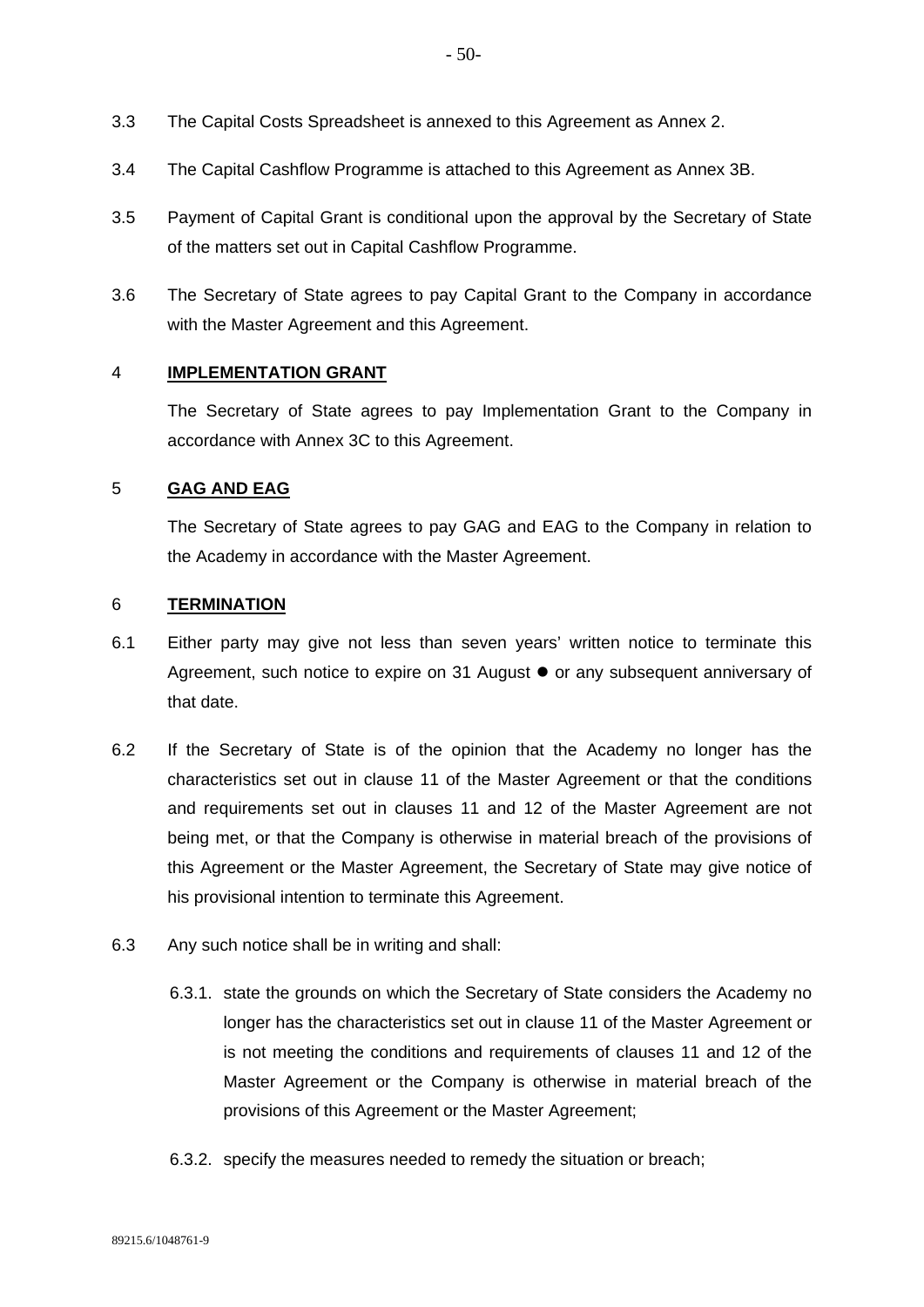3.3 The Capital Costs Spreadsheet is annexed to this Agreement as Annex 2.

3.4 The Capital Cashflow Programme is attached to this Agreement as Annex 3B.

3.5 Payment of Capital Grant is conditional upon the approval by the Secretary of State of the matters set out in Capital Cashflow Programme.

3.6 The Secretary of State agrees to pay Capital Grant to the Company in accordance with the Master Agreement and this Agreement.

## 4 IMPLEMENTATION GRANT

The Secretary of State agrees to pay Implementation Grant to the Company in accordance with Annex 3C to this Agreement.

## 5 GAG AND EAG

The Secretary of State agrees to pay GAG and EAG to the Company in relation to the Academy in accordance with the Master Agreement.

## 6 TERMINATION

6.1 Either party may give not less than seven years' written notice to terminate this Agreement, such notice to expire on 31 August ● or any subsequent anniversary of that date.

6.2 If the Secretary of State is of the opinion that the Academy no longer has the characteristics set out in clause 11 of the Master Agreement or that the conditions and requirements set out in clauses 11 and 12 of the Master Agreement are not being met, or that the Company is otherwise in material breach of the provisions of this Agreement or the Master Agreement, the Secretary of State may give notice of his provisional intention to terminate this Agreement.

6.3 Any such notice shall be in writing and shall:

6.3.1. state the grounds on which the Secretary of State considers the Academy no longer has the characteristics set out in clause 11 of the Master Agreement or is not meeting the conditions and requirements of clauses 11 and 12 of the Master Agreement or the Company is otherwise in material breach of the provisions of this Agreement or the Master Agreement;

6.3.2. specify the measures needed to remedy the situation or breach;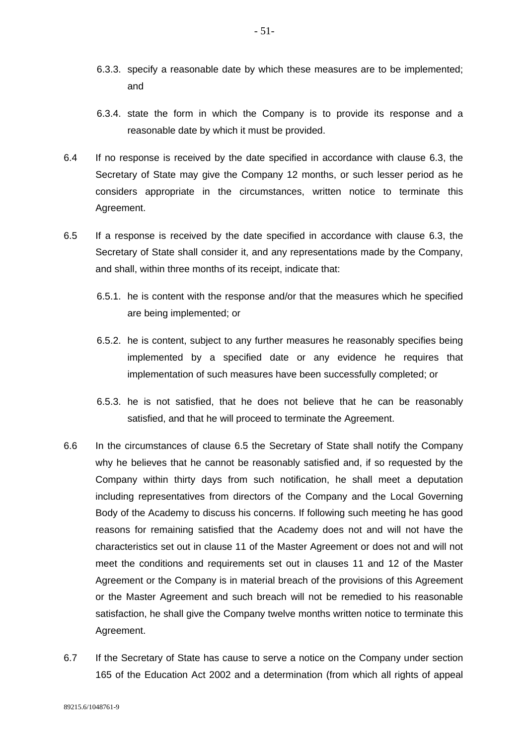6.3.3. specify a reasonable date by which these measures are to be implemented; and

6.3.4. state the form in which the Company is to provide its response and a reasonable date by which it must be provided.

6.4 If no response is received by the date specified in accordance with clause 6.3, the Secretary of State may give the Company 12 months, or such lesser period as he considers appropriate in the circumstances, written notice to terminate this Agreement.

6.5 If a response is received by the date specified in accordance with clause 6.3, the Secretary of State shall consider it, and any representations made by the Company, and shall, within three months of its receipt, indicate that:

6.5.1. he is content with the response and/or that the measures which he specified are being implemented; or

6.5.2. he is content, subject to any further measures he reasonably specifies being implemented by a specified date or any evidence he requires that implementation of such measures have been successfully completed; or

6.5.3. he is not satisfied, that he does not believe that he can be reasonably satisfied, and that he will proceed to terminate the Agreement.

6.6 In the circumstances of clause 6.5 the Secretary of State shall notify the Company why he believes that he cannot be reasonably satisfied and, if so requested by the Company within thirty days from such notification, he shall meet a deputation including representatives from directors of the Company and the Local Governing Body of the Academy to discuss his concerns. If following such meeting he has good reasons for remaining satisfied that the Academy does not and will not have the characteristics set out in clause 11 of the Master Agreement or does not and will not meet the conditions and requirements set out in clauses 11 and 12 of the Master Agreement or the Company is in material breach of the provisions of this Agreement or the Master Agreement and such breach will not be remedied to his reasonable satisfaction, he shall give the Company twelve months written notice to terminate this Agreement.

6.7 If the Secretary of State has cause to serve a notice on the Company under section 165 of the Education Act 2002 and a determination (from which all rights of appeal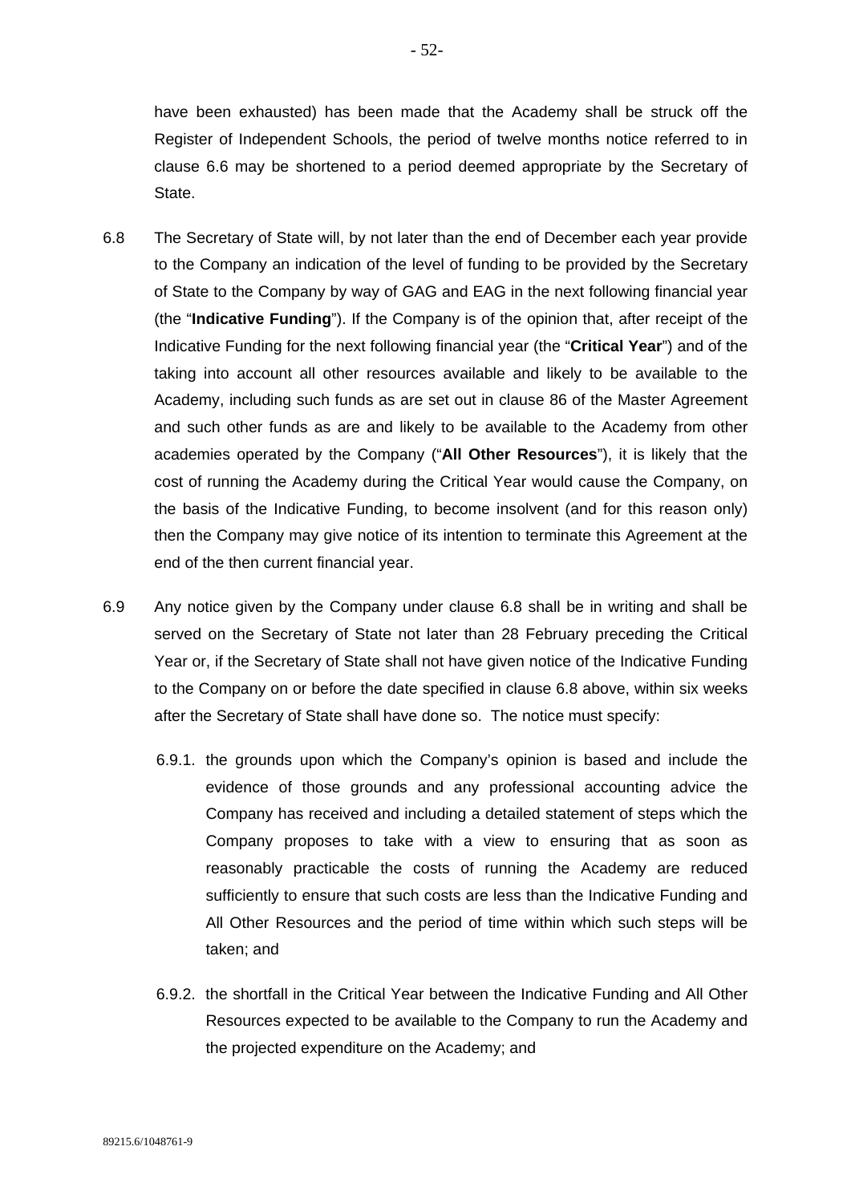have been exhausted) has been made that the Academy shall be struck off the Register of Independent Schools, the period of twelve months notice referred to in clause 6.6 may be shortened to a period deemed appropriate by the Secretary of State.

6.8 The Secretary of State will, by not later than the end of December each year provide to the Company an indication of the level of funding to be provided by the Secretary of State to the Company by way of GAG and EAG in the next following financial year (the "**Indicative Funding**"). If the Company is of the opinion that, after receipt of the Indicative Funding for the next following financial year (the "**Critical Year**") and of the taking into account all other resources available and likely to be available to the Academy, including such funds as are set out in clause 86 of the Master Agreement and such other funds as are and likely to be available to the Academy from other academies operated by the Company ("**All Other Resources**"), it is likely that the cost of running the Academy during the Critical Year would cause the Company, on the basis of the Indicative Funding, to become insolvent (and for this reason only) then the Company may give notice of its intention to terminate this Agreement at the end of the then current financial year.

6.9 Any notice given by the Company under clause 6.8 shall be in writing and shall be served on the Secretary of State not later than 28 February preceding the Critical Year or, if the Secretary of State shall not have given notice of the Indicative Funding to the Company on or before the date specified in clause 6.8 above, within six weeks after the Secretary of State shall have done so. The notice must specify:

6.9.1. the grounds upon which the Company's opinion is based and include the evidence of those grounds and any professional accounting advice the Company has received and including a detailed statement of steps which the Company proposes to take with a view to ensuring that as soon as reasonably practicable the costs of running the Academy are reduced sufficiently to ensure that such costs are less than the Indicative Funding and All Other Resources and the period of time within which such steps will be taken; and

6.9.2. the shortfall in the Critical Year between the Indicative Funding and All Other Resources expected to be available to the Company to run the Academy and the projected expenditure on the Academy; and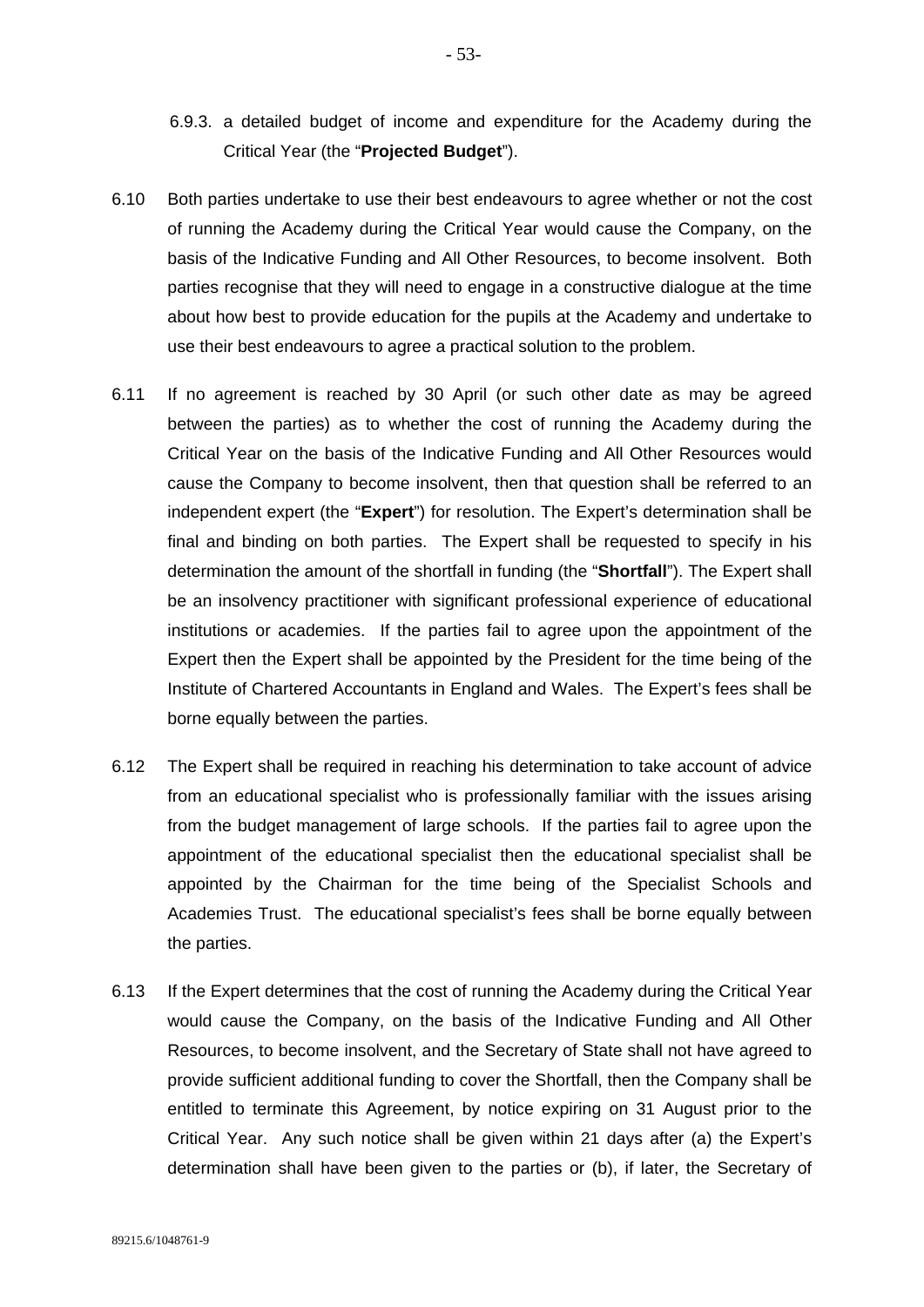6.9.3. a detailed budget of income and expenditure for the Academy during the Critical Year (the "**Projected Budget**").

6.10 Both parties undertake to use their best endeavours to agree whether or not the cost of running the Academy during the Critical Year would cause the Company, on the basis of the Indicative Funding and All Other Resources, to become insolvent. Both parties recognise that they will need to engage in a constructive dialogue at the time about how best to provide education for the pupils at the Academy and undertake to use their best endeavours to agree a practical solution to the problem.

6.11 If no agreement is reached by 30 April (or such other date as may be agreed between the parties) as to whether the cost of running the Academy during the Critical Year on the basis of the Indicative Funding and All Other Resources would cause the Company to become insolvent, then that question shall be referred to an independent expert (the "**Expert**") for resolution. The Expert's determination shall be final and binding on both parties. The Expert shall be requested to specify in his determination the amount of the shortfall in funding (the "**Shortfall**"). The Expert shall be an insolvency practitioner with significant professional experience of educational institutions or academies. If the parties fail to agree upon the appointment of the Expert then the Expert shall be appointed by the President for the time being of the Institute of Chartered Accountants in England and Wales. The Expert's fees shall be borne equally between the parties.

6.12 The Expert shall be required in reaching his determination to take account of advice from an educational specialist who is professionally familiar with the issues arising from the budget management of large schools. If the parties fail to agree upon the appointment of the educational specialist then the educational specialist shall be appointed by the Chairman for the time being of the Specialist Schools and Academies Trust. The educational specialist's fees shall be borne equally between the parties.

6.13 If the Expert determines that the cost of running the Academy during the Critical Year would cause the Company, on the basis of the Indicative Funding and All Other Resources, to become insolvent, and the Secretary of State shall not have agreed to provide sufficient additional funding to cover the Shortfall, then the Company shall be entitled to terminate this Agreement, by notice expiring on 31 August prior to the Critical Year. Any such notice shall be given within 21 days after (a) the Expert's determination shall have been given to the parties or (b), if later, the Secretary of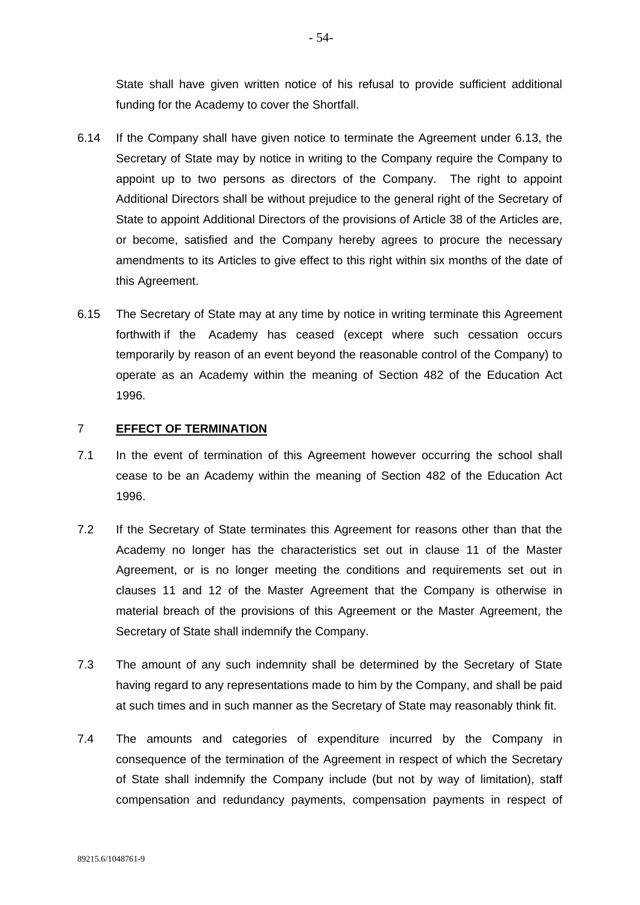State shall have given written notice of his refusal to provide sufficient additional funding for the Academy to cover the Shortfall.

6.14 If the Company shall have given notice to terminate the Agreement under 6.13, the Secretary of State may by notice in writing to the Company require the Company to appoint up to two persons as directors of the Company. The right to appoint Additional Directors shall be without prejudice to the general right of the Secretary of State to appoint Additional Directors of the provisions of Article 38 of the Articles are, or become, satisfied and the Company hereby agrees to procure the necessary amendments to its Articles to give effect to this right within six months of the date of this Agreement.

6.15 The Secretary of State may at any time by notice in writing terminate this Agreement forthwith if the Academy has ceased (except where such cessation occurs temporarily by reason of an event beyond the reasonable control of the Company) to operate as an Academy within the meaning of Section 482 of the Education Act 1996.

## 7 EFFECT OF TERMINATION

7.1 In the event of termination of this Agreement however occurring the school shall cease to be an Academy within the meaning of Section 482 of the Education Act 1996.

7.2 If the Secretary of State terminates this Agreement for reasons other than that the Academy no longer has the characteristics set out in clause 11 of the Master Agreement, or is no longer meeting the conditions and requirements set out in clauses 11 and 12 of the Master Agreement that the Company is otherwise in material breach of the provisions of this Agreement or the Master Agreement, the Secretary of State shall indemnify the Company.

7.3 The amount of any such indemnity shall be determined by the Secretary of State having regard to any representations made to him by the Company, and shall be paid at such times and in such manner as the Secretary of State may reasonably think fit.

7.4 The amounts and categories of expenditure incurred by the Company in consequence of the termination of the Agreement in respect of which the Secretary of State shall indemnify the Company include (but not by way of limitation), staff compensation and redundancy payments, compensation payments in respect of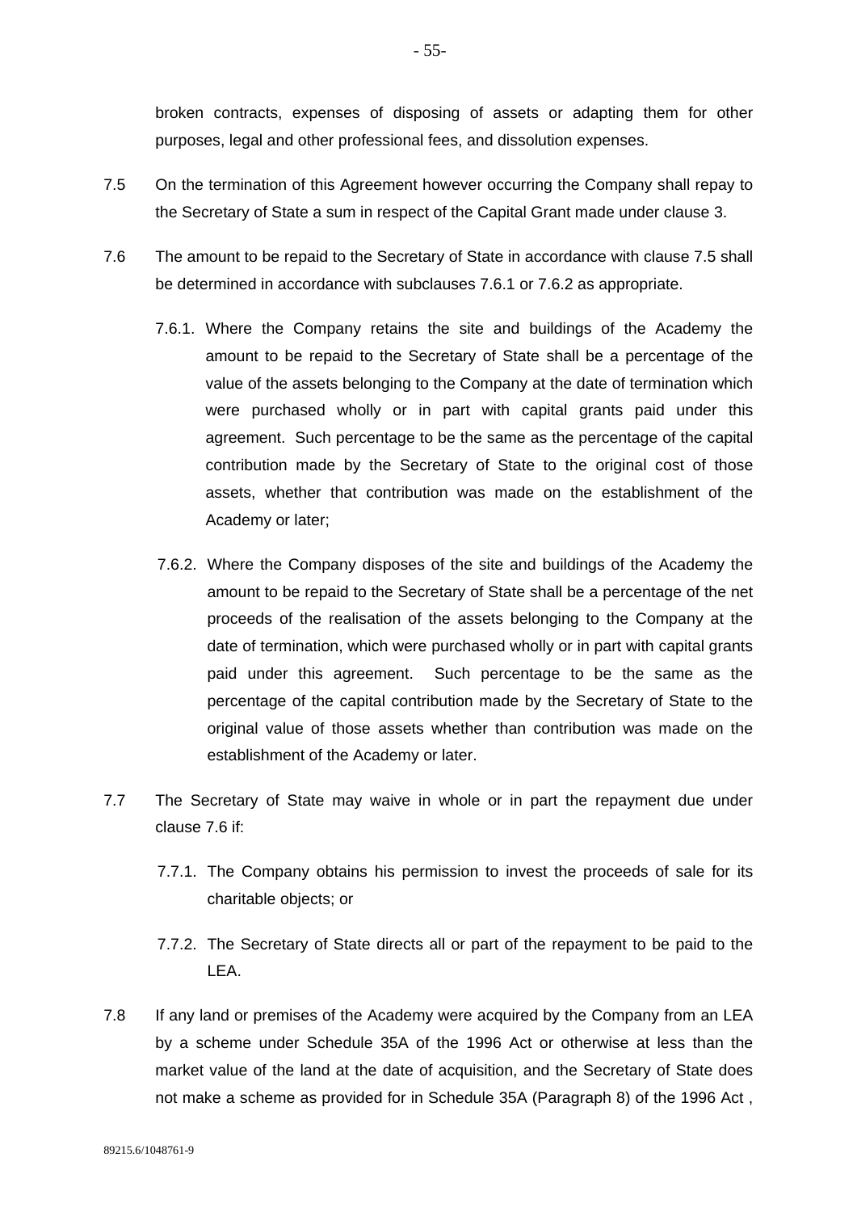broken contracts, expenses of disposing of assets or adapting them for other purposes, legal and other professional fees, and dissolution expenses.

7.5 On the termination of this Agreement however occurring the Company shall repay to the Secretary of State a sum in respect of the Capital Grant made under clause 3.

7.6 The amount to be repaid to the Secretary of State in accordance with clause 7.5 shall be determined in accordance with subclauses 7.6.1 or 7.6.2 as appropriate.

7.6.1. Where the Company retains the site and buildings of the Academy the amount to be repaid to the Secretary of State shall be a percentage of the value of the assets belonging to the Company at the date of termination which were purchased wholly or in part with capital grants paid under this agreement. Such percentage to be the same as the percentage of the capital contribution made by the Secretary of State to the original cost of those assets, whether that contribution was made on the establishment of the Academy or later;

7.6.2. Where the Company disposes of the site and buildings of the Academy the amount to be repaid to the Secretary of State shall be a percentage of the net proceeds of the realisation of the assets belonging to the Company at the date of termination, which were purchased wholly or in part with capital grants paid under this agreement. Such percentage to be the same as the percentage of the capital contribution made by the Secretary of State to the original value of those assets whether than contribution was made on the establishment of the Academy or later.

7.7 The Secretary of State may waive in whole or in part the repayment due under clause 7.6 if:

7.7.1. The Company obtains his permission to invest the proceeds of sale for its charitable objects; or

7.7.2. The Secretary of State directs all or part of the repayment to be paid to the LEA.

7.8 If any land or premises of the Academy were acquired by the Company from an LEA by a scheme under Schedule 35A of the 1996 Act or otherwise at less than the market value of the land at the date of acquisition, and the Secretary of State does not make a scheme as provided for in Schedule 35A (Paragraph 8) of the 1996 Act ,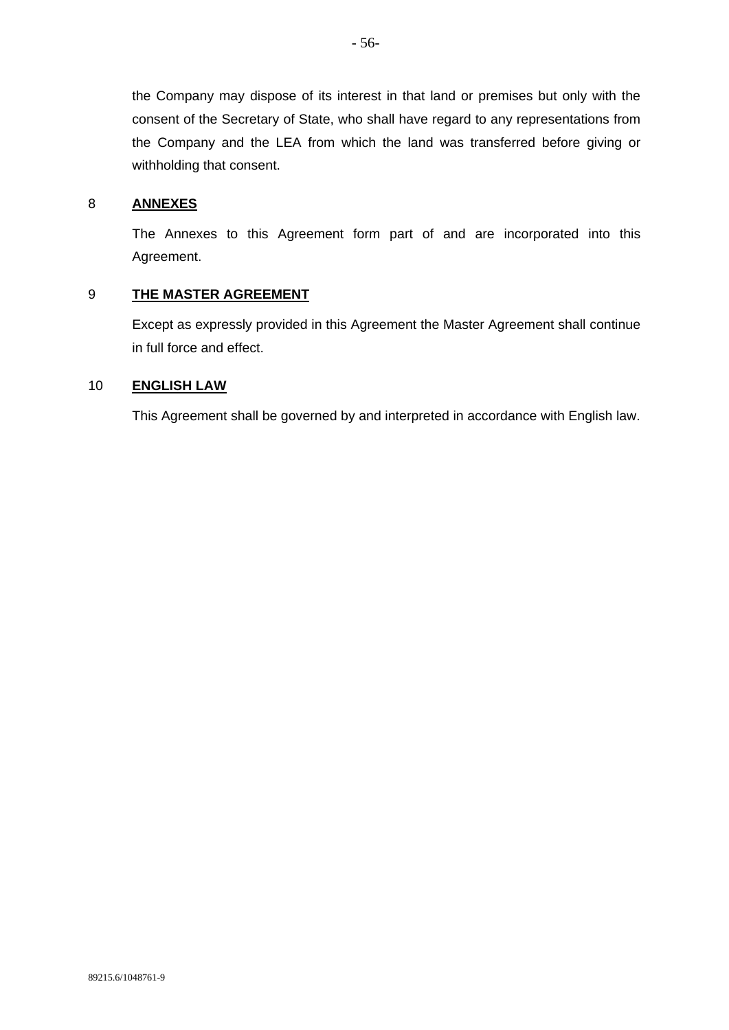the Company may dispose of its interest in that land or premises but only with the consent of the Secretary of State, who shall have regard to any representations from the Company and the LEA from which the land was transferred before giving or withholding that consent.

## 8 **ANNEXES**

The Annexes to this Agreement form part of and are incorporated into this Agreement.

## 9 **THE MASTER AGREEMENT**

Except as expressly provided in this Agreement the Master Agreement shall continue in full force and effect.

## 10 **ENGLISH LAW**

This Agreement shall be governed by and interpreted in accordance with English law.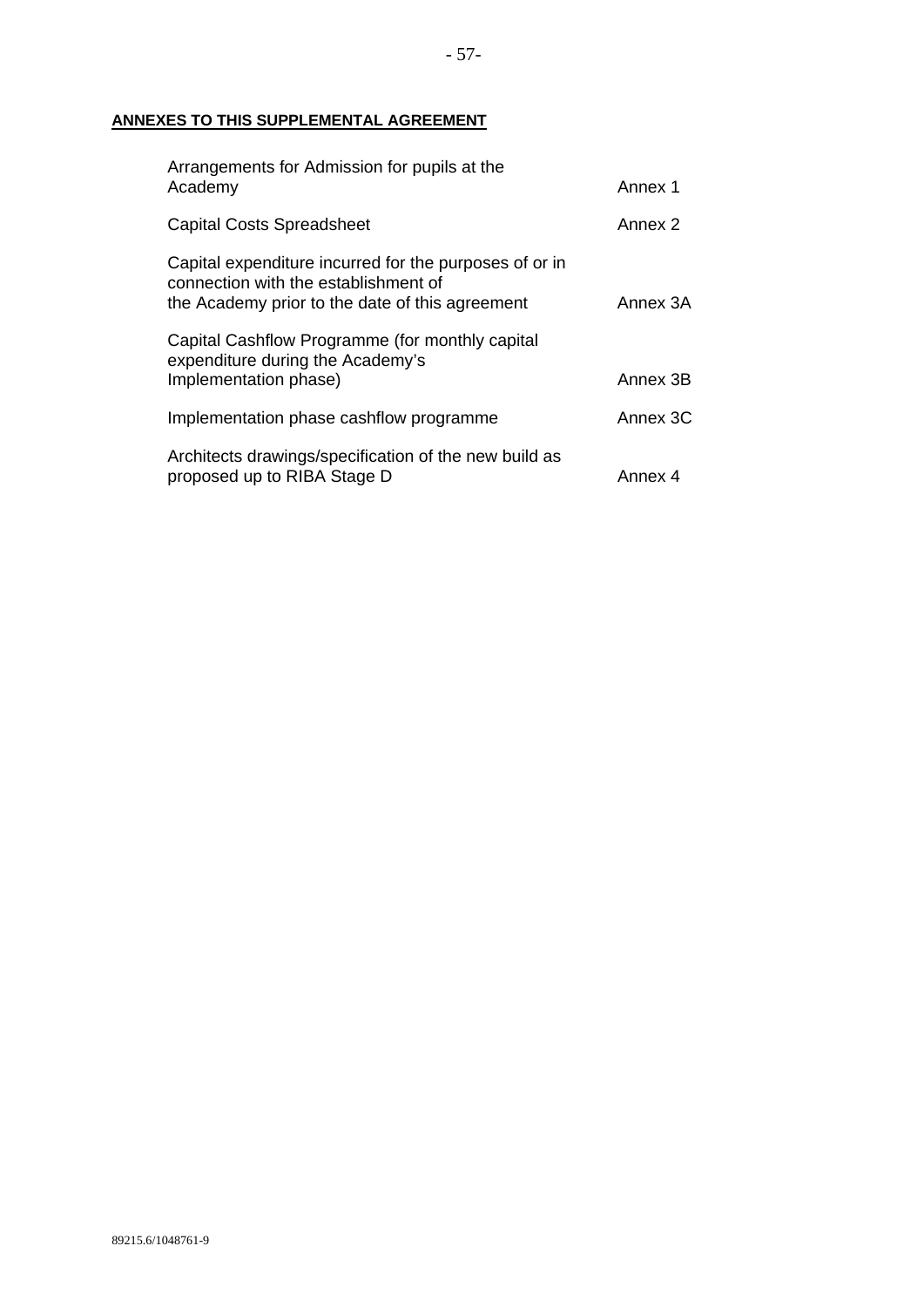**ANNEXES TO THIS SUPPLEMENTAL AGREEMENT**

| | |
|---|---|
| Arrangements for Admission for pupils at the Academy | Annex 1 |
| Capital Costs Spreadsheet | Annex 2 |
| Capital expenditure incurred for the purposes of or in connection with the establishment of the Academy prior to the date of this agreement | Annex 3A |
| Capital Cashflow Programme (for monthly capital expenditure during the Academy's Implementation phase) | Annex 3B |
| Implementation phase cashflow programme | Annex 3C |
| Architects drawings/specification of the new build as proposed up to RIBA Stage D | Annex 4 |

89215.6/1048761-9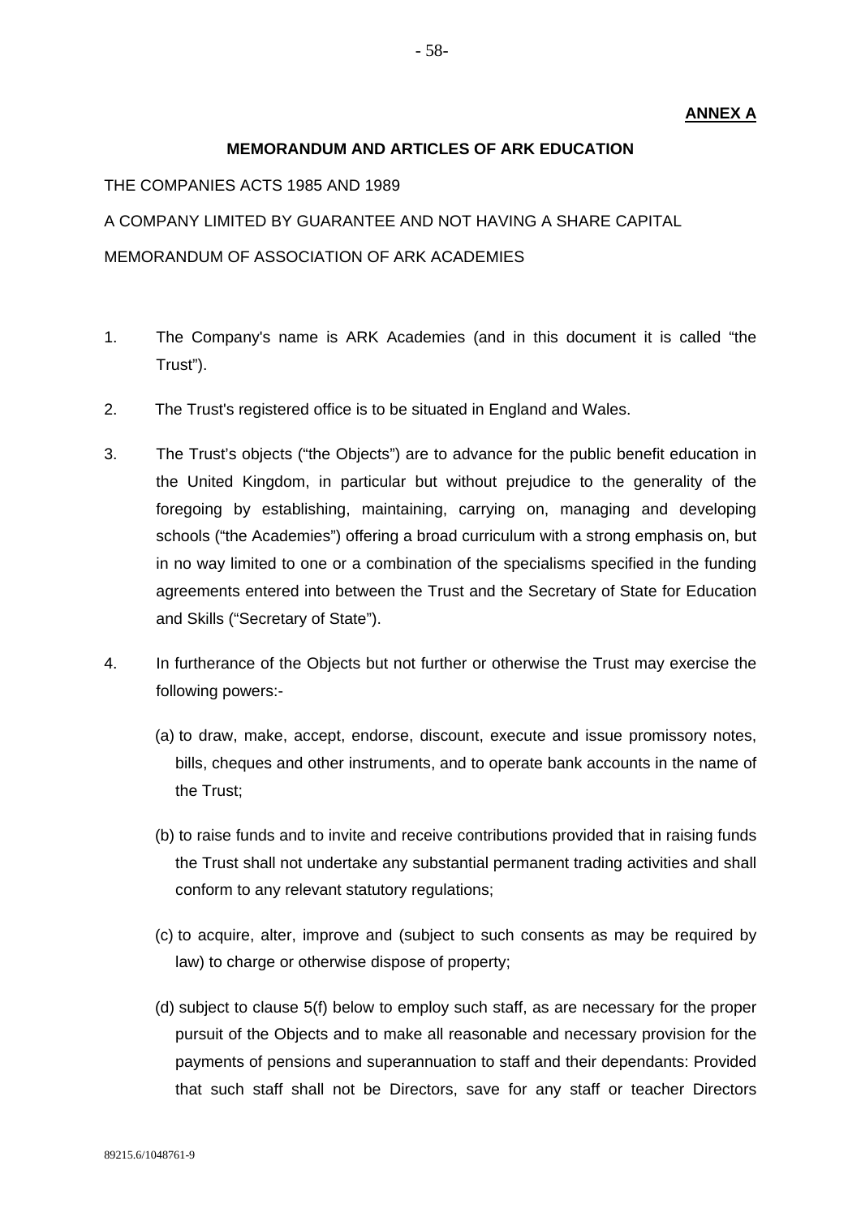**ANNEX A**

**MEMORANDUM AND ARTICLES OF ARK EDUCATION**

THE COMPANIES ACTS 1985 AND 1989

A COMPANY LIMITED BY GUARANTEE AND NOT HAVING A SHARE CAPITAL

MEMORANDUM OF ASSOCIATION OF ARK ACADEMIES

1. The Company's name is ARK Academies (and in this document it is called "the Trust").

2. The Trust's registered office is to be situated in England and Wales.

3. The Trust's objects ("the Objects") are to advance for the public benefit education in the United Kingdom, in particular but without prejudice to the generality of the foregoing by establishing, maintaining, carrying on, managing and developing schools ("the Academies") offering a broad curriculum with a strong emphasis on, but in no way limited to one or a combination of the specialisms specified in the funding agreements entered into between the Trust and the Secretary of State for Education and Skills ("Secretary of State").

4. In furtherance of the Objects but not further or otherwise the Trust may exercise the following powers:-

   (a) to draw, make, accept, endorse, discount, execute and issue promissory notes, bills, cheques and other instruments, and to operate bank accounts in the name of the Trust;

   (b) to raise funds and to invite and receive contributions provided that in raising funds the Trust shall not undertake any substantial permanent trading activities and shall conform to any relevant statutory regulations;

   (c) to acquire, alter, improve and (subject to such consents as may be required by law) to charge or otherwise dispose of property;

   (d) subject to clause 5(f) below to employ such staff, as are necessary for the proper pursuit of the Objects and to make all reasonable and necessary provision for the payments of pensions and superannuation to staff and their dependants: Provided that such staff shall not be Directors, save for any staff or teacher Directors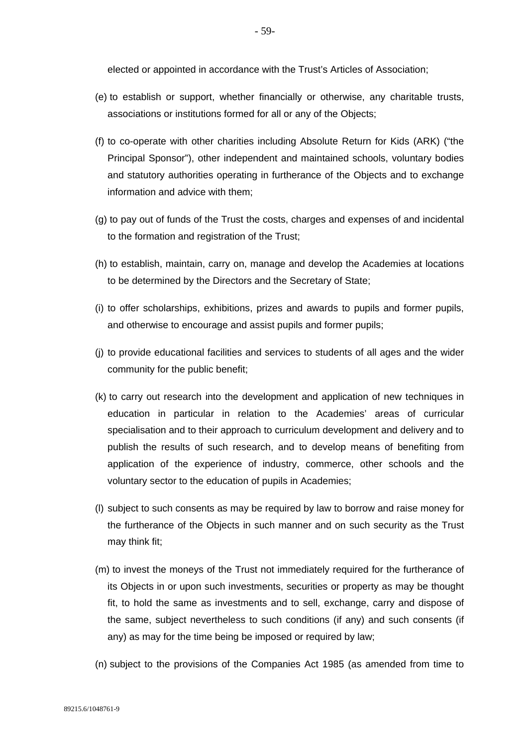elected or appointed in accordance with the Trust's Articles of Association;

(e) to establish or support, whether financially or otherwise, any charitable trusts, associations or institutions formed for all or any of the Objects;

(f) to co-operate with other charities including Absolute Return for Kids (ARK) ("the Principal Sponsor"), other independent and maintained schools, voluntary bodies and statutory authorities operating in furtherance of the Objects and to exchange information and advice with them;

(g) to pay out of funds of the Trust the costs, charges and expenses of and incidental to the formation and registration of the Trust;

(h) to establish, maintain, carry on, manage and develop the Academies at locations to be determined by the Directors and the Secretary of State;

(i) to offer scholarships, exhibitions, prizes and awards to pupils and former pupils, and otherwise to encourage and assist pupils and former pupils;

(j) to provide educational facilities and services to students of all ages and the wider community for the public benefit;

(k) to carry out research into the development and application of new techniques in education in particular in relation to the Academies' areas of curricular specialisation and to their approach to curriculum development and delivery and to publish the results of such research, and to develop means of benefiting from application of the experience of industry, commerce, other schools and the voluntary sector to the education of pupils in Academies;

(l) subject to such consents as may be required by law to borrow and raise money for the furtherance of the Objects in such manner and on such security as the Trust may think fit;

(m) to invest the moneys of the Trust not immediately required for the furtherance of its Objects in or upon such investments, securities or property as may be thought fit, to hold the same as investments and to sell, exchange, carry and dispose of the same, subject nevertheless to such conditions (if any) and such consents (if any) as may for the time being be imposed or required by law;

(n) subject to the provisions of the Companies Act 1985 (as amended from time to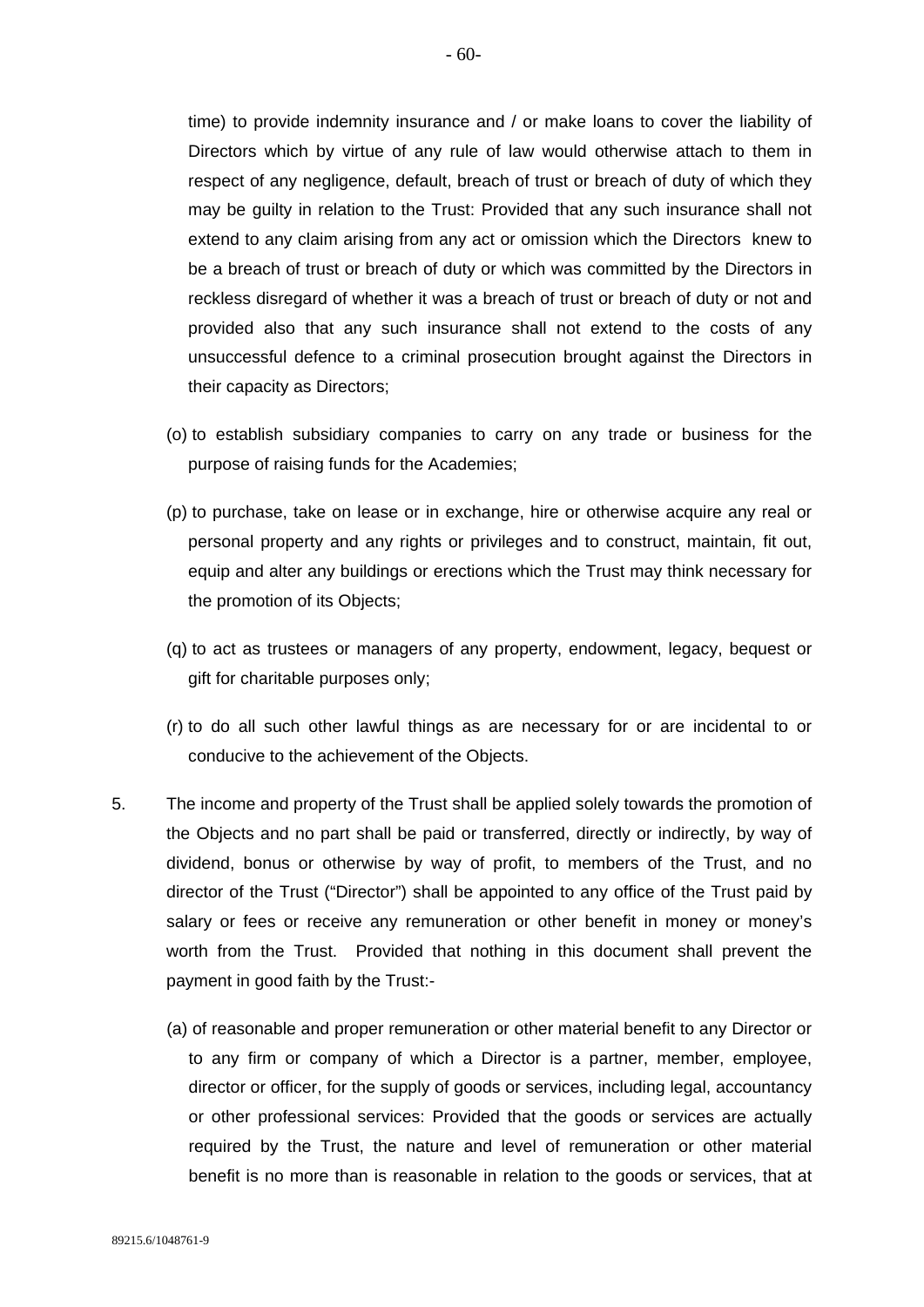time) to provide indemnity insurance and / or make loans to cover the liability of Directors which by virtue of any rule of law would otherwise attach to them in respect of any negligence, default, breach of trust or breach of duty of which they may be guilty in relation to the Trust: Provided that any such insurance shall not extend to any claim arising from any act or omission which the Directors knew to be a breach of trust or breach of duty or which was committed by the Directors in reckless disregard of whether it was a breach of trust or breach of duty or not and provided also that any such insurance shall not extend to the costs of any unsuccessful defence to a criminal prosecution brought against the Directors in their capacity as Directors;

(o) to establish subsidiary companies to carry on any trade or business for the purpose of raising funds for the Academies;

(p) to purchase, take on lease or in exchange, hire or otherwise acquire any real or personal property and any rights or privileges and to construct, maintain, fit out, equip and alter any buildings or erections which the Trust may think necessary for the promotion of its Objects;

(q) to act as trustees or managers of any property, endowment, legacy, bequest or gift for charitable purposes only;

(r) to do all such other lawful things as are necessary for or are incidental to or conducive to the achievement of the Objects.

5. The income and property of the Trust shall be applied solely towards the promotion of the Objects and no part shall be paid or transferred, directly or indirectly, by way of dividend, bonus or otherwise by way of profit, to members of the Trust, and no director of the Trust ("Director") shall be appointed to any office of the Trust paid by salary or fees or receive any remuneration or other benefit in money or money's worth from the Trust. Provided that nothing in this document shall prevent the payment in good faith by the Trust:-

   (a) of reasonable and proper remuneration or other material benefit to any Director or to any firm or company of which a Director is a partner, member, employee, director or officer, for the supply of goods or services, including legal, accountancy or other professional services: Provided that the goods or services are actually required by the Trust, the nature and level of remuneration or other material benefit is no more than is reasonable in relation to the goods or services, that at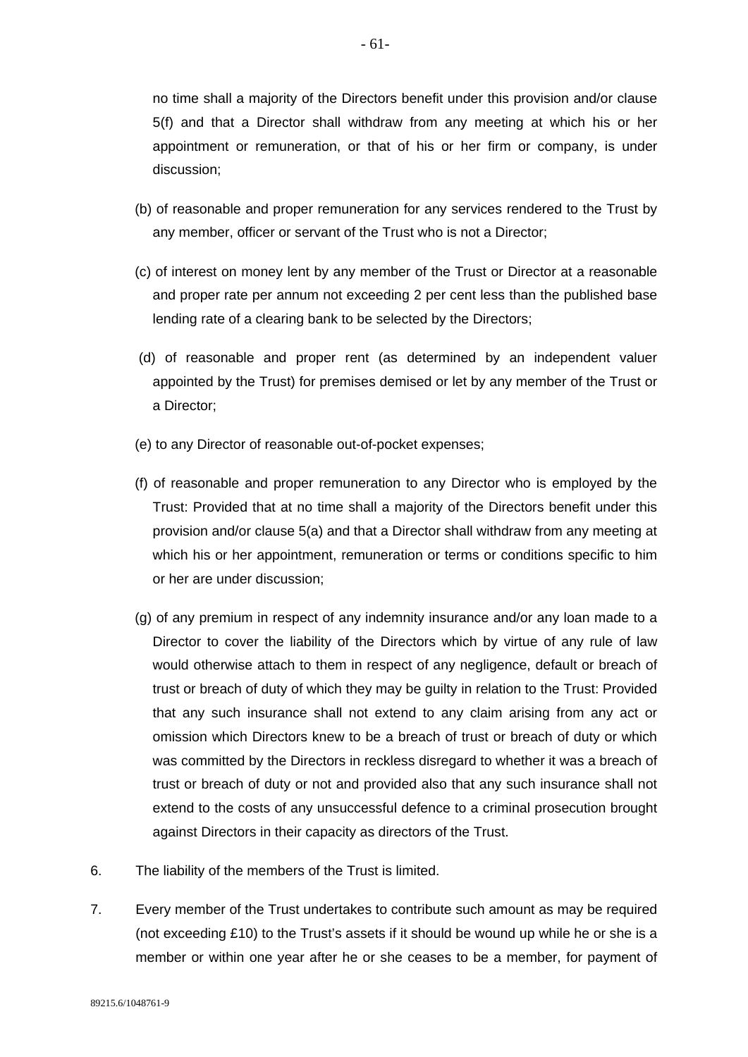no time shall a majority of the Directors benefit under this provision and/or clause 5(f) and that a Director shall withdraw from any meeting at which his or her appointment or remuneration, or that of his or her firm or company, is under discussion;

(b) of reasonable and proper remuneration for any services rendered to the Trust by any member, officer or servant of the Trust who is not a Director;

(c) of interest on money lent by any member of the Trust or Director at a reasonable and proper rate per annum not exceeding 2 per cent less than the published base lending rate of a clearing bank to be selected by the Directors;

(d) of reasonable and proper rent (as determined by an independent valuer appointed by the Trust) for premises demised or let by any member of the Trust or a Director;

(e) to any Director of reasonable out-of-pocket expenses;

(f) of reasonable and proper remuneration to any Director who is employed by the Trust: Provided that at no time shall a majority of the Directors benefit under this provision and/or clause 5(a) and that a Director shall withdraw from any meeting at which his or her appointment, remuneration or terms or conditions specific to him or her are under discussion;

(g) of any premium in respect of any indemnity insurance and/or any loan made to a Director to cover the liability of the Directors which by virtue of any rule of law would otherwise attach to them in respect of any negligence, default or breach of trust or breach of duty of which they may be guilty in relation to the Trust: Provided that any such insurance shall not extend to any claim arising from any act or omission which Directors knew to be a breach of trust or breach of duty or which was committed by the Directors in reckless disregard to whether it was a breach of trust or breach of duty or not and provided also that any such insurance shall not extend to the costs of any unsuccessful defence to a criminal prosecution brought against Directors in their capacity as directors of the Trust.

6. The liability of the members of the Trust is limited.

7. Every member of the Trust undertakes to contribute such amount as may be required (not exceeding £10) to the Trust's assets if it should be wound up while he or she is a member or within one year after he or she ceases to be a member, for payment of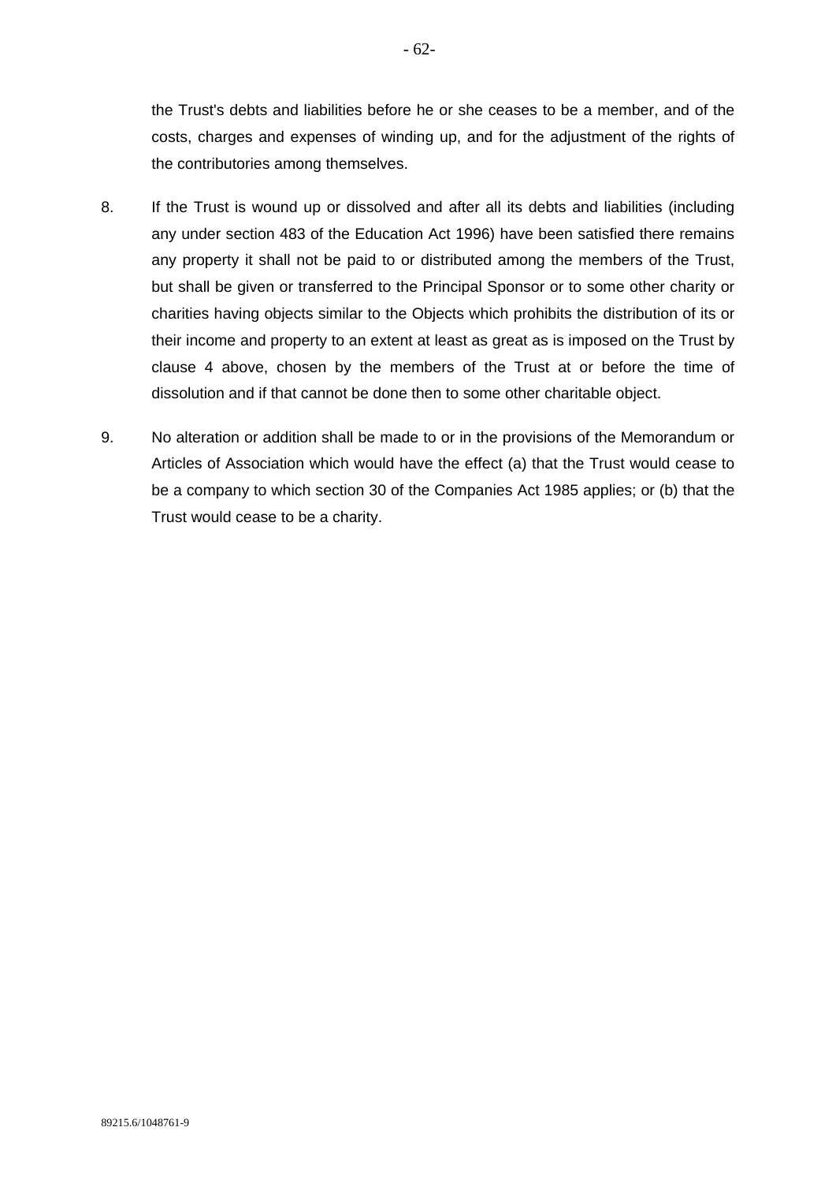the Trust's debts and liabilities before he or she ceases to be a member, and of the costs, charges and expenses of winding up, and for the adjustment of the rights of the contributories among themselves.

8. If the Trust is wound up or dissolved and after all its debts and liabilities (including any under section 483 of the Education Act 1996) have been satisfied there remains any property it shall not be paid to or distributed among the members of the Trust, but shall be given or transferred to the Principal Sponsor or to some other charity or charities having objects similar to the Objects which prohibits the distribution of its or their income and property to an extent at least as great as is imposed on the Trust by clause 4 above, chosen by the members of the Trust at or before the time of dissolution and if that cannot be done then to some other charitable object.

9. No alteration or addition shall be made to or in the provisions of the Memorandum or Articles of Association which would have the effect (a) that the Trust would cease to be a company to which section 30 of the Companies Act 1985 applies; or (b) that the Trust would cease to be a charity.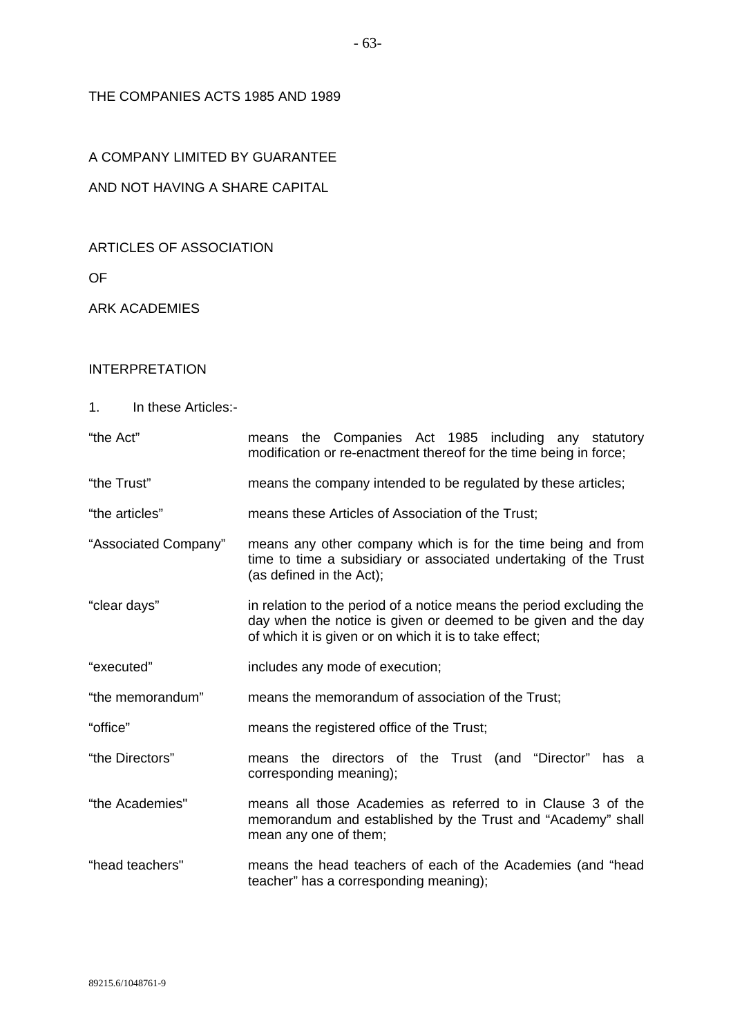THE COMPANIES ACTS 1985 AND 1989

A COMPANY LIMITED BY GUARANTEE

AND NOT HAVING A SHARE CAPITAL

ARTICLES OF ASSOCIATION

OF

ARK ACADEMIES

INTERPRETATION

1. In these Articles:-

| | |
|---|---|
| "the Act" | means the Companies Act 1985 including any statutory modification or re-enactment thereof for the time being in force; |
| "the Trust" | means the company intended to be regulated by these articles; |
| "the articles" | means these Articles of Association of the Trust; |
| "Associated Company" | means any other company which is for the time being and from time to time a subsidiary or associated undertaking of the Trust (as defined in the Act); |
| "clear days" | in relation to the period of a notice means the period excluding the day when the notice is given or deemed to be given and the day of which it is given or on which it is to take effect; |
| "executed" | includes any mode of execution; |
| "the memorandum" | means the memorandum of association of the Trust; |
| "office" | means the registered office of the Trust; |
| "the Directors" | means the directors of the Trust (and "Director" has a corresponding meaning); |
| "the Academies" | means all those Academies as referred to in Clause 3 of the memorandum and established by the Trust and "Academy" shall mean any one of them; |
| "head teachers" | means the head teachers of each of the Academies (and "head teacher" has a corresponding meaning); |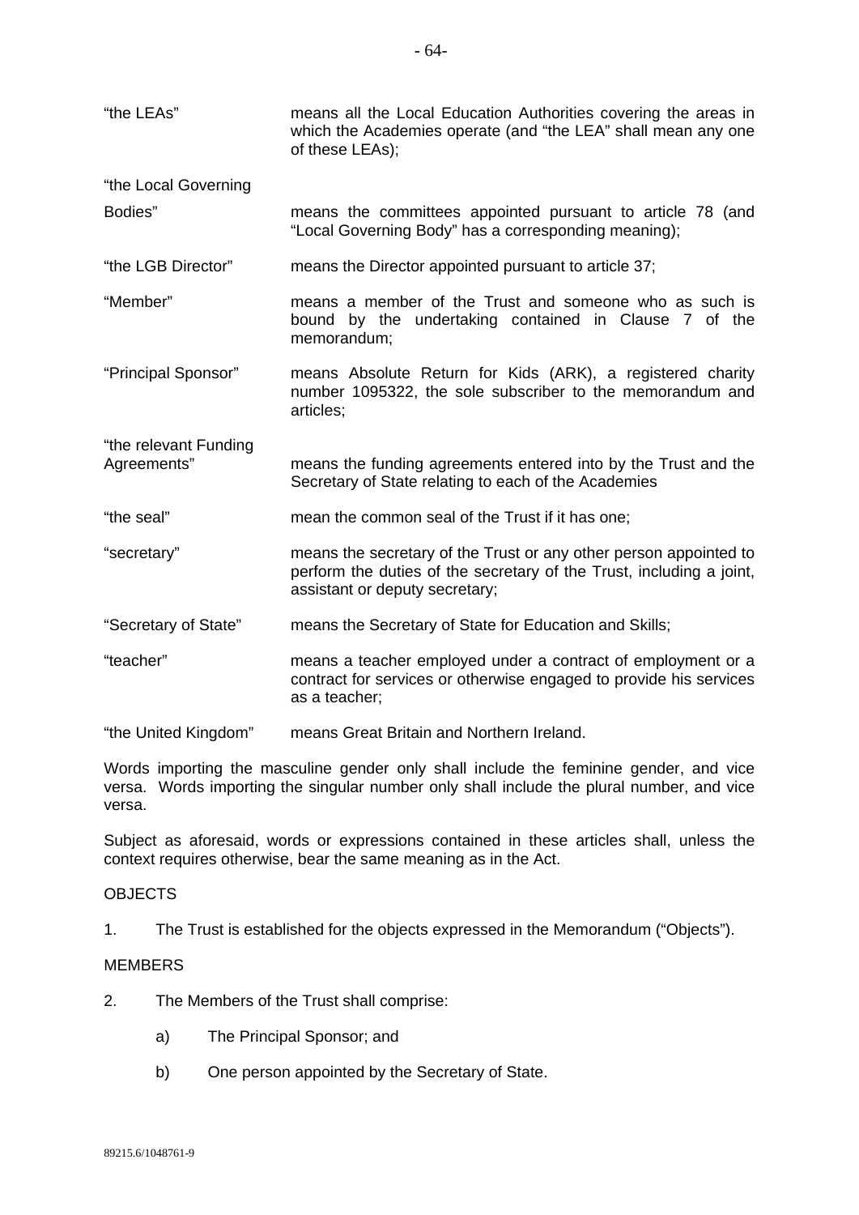| | |
|---|---|
| "the LEAs" | means all the Local Education Authorities covering the areas in which the Academies operate (and "the LEA" shall mean any one of these LEAs); |
| "the Local Governing Bodies" | means the committees appointed pursuant to article 78 (and "Local Governing Body" has a corresponding meaning); |
| "the LGB Director" | means the Director appointed pursuant to article 37; |
| "Member" | means a member of the Trust and someone who as such is bound by the undertaking contained in Clause 7 of the memorandum; |
| "Principal Sponsor" | means Absolute Return for Kids (ARK), a registered charity number 1095322, the sole subscriber to the memorandum and articles; |
| "the relevant Funding Agreements" | means the funding agreements entered into by the Trust and the Secretary of State relating to each of the Academies |
| "the seal" | mean the common seal of the Trust if it has one; |
| "secretary" | means the secretary of the Trust or any other person appointed to perform the duties of the secretary of the Trust, including a joint, assistant or deputy secretary; |
| "Secretary of State" | means the Secretary of State for Education and Skills; |
| "teacher" | means a teacher employed under a contract of employment or a contract for services or otherwise engaged to provide his services as a teacher; |
| "the United Kingdom" | means Great Britain and Northern Ireland. |

Words importing the masculine gender only shall include the feminine gender, and vice versa. Words importing the singular number only shall include the plural number, and vice versa.

Subject as aforesaid, words or expressions contained in these articles shall, unless the context requires otherwise, bear the same meaning as in the Act.

OBJECTS

1. The Trust is established for the objects expressed in the Memorandum ("Objects").

MEMBERS

2. The Members of the Trust shall comprise:

   a) The Principal Sponsor; and

   b) One person appointed by the Secretary of State.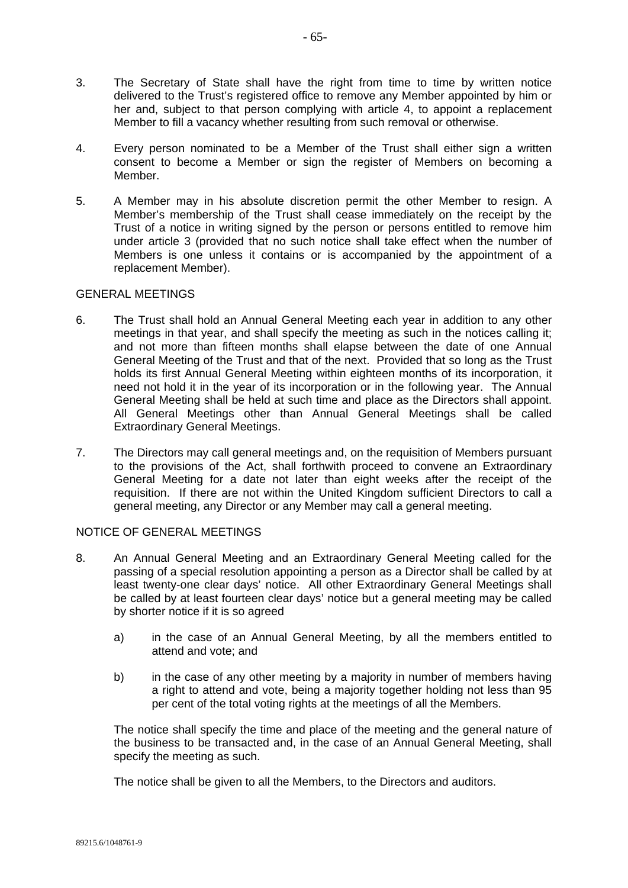3. The Secretary of State shall have the right from time to time by written notice delivered to the Trust's registered office to remove any Member appointed by him or her and, subject to that person complying with article 4, to appoint a replacement Member to fill a vacancy whether resulting from such removal or otherwise.

4. Every person nominated to be a Member of the Trust shall either sign a written consent to become a Member or sign the register of Members on becoming a Member.

5. A Member may in his absolute discretion permit the other Member to resign. A Member's membership of the Trust shall cease immediately on the receipt by the Trust of a notice in writing signed by the person or persons entitled to remove him under article 3 (provided that no such notice shall take effect when the number of Members is one unless it contains or is accompanied by the appointment of a replacement Member).

## GENERAL MEETINGS

6. The Trust shall hold an Annual General Meeting each year in addition to any other meetings in that year, and shall specify the meeting as such in the notices calling it; and not more than fifteen months shall elapse between the date of one Annual General Meeting of the Trust and that of the next. Provided that so long as the Trust holds its first Annual General Meeting within eighteen months of its incorporation, it need not hold it in the year of its incorporation or in the following year. The Annual General Meeting shall be held at such time and place as the Directors shall appoint. All General Meetings other than Annual General Meetings shall be called Extraordinary General Meetings.

7. The Directors may call general meetings and, on the requisition of Members pursuant to the provisions of the Act, shall forthwith proceed to convene an Extraordinary General Meeting for a date not later than eight weeks after the receipt of the requisition. If there are not within the United Kingdom sufficient Directors to call a general meeting, any Director or any Member may call a general meeting.

## NOTICE OF GENERAL MEETINGS

8. An Annual General Meeting and an Extraordinary General Meeting called for the passing of a special resolution appointing a person as a Director shall be called by at least twenty-one clear days' notice. All other Extraordinary General Meetings shall be called by at least fourteen clear days' notice but a general meeting may be called by shorter notice if it is so agreed

   a) in the case of an Annual General Meeting, by all the members entitled to attend and vote; and

   b) in the case of any other meeting by a majority in number of members having a right to attend and vote, being a majority together holding not less than 95 per cent of the total voting rights at the meetings of all the Members.

   The notice shall specify the time and place of the meeting and the general nature of the business to be transacted and, in the case of an Annual General Meeting, shall specify the meeting as such.

   The notice shall be given to all the Members, to the Directors and auditors.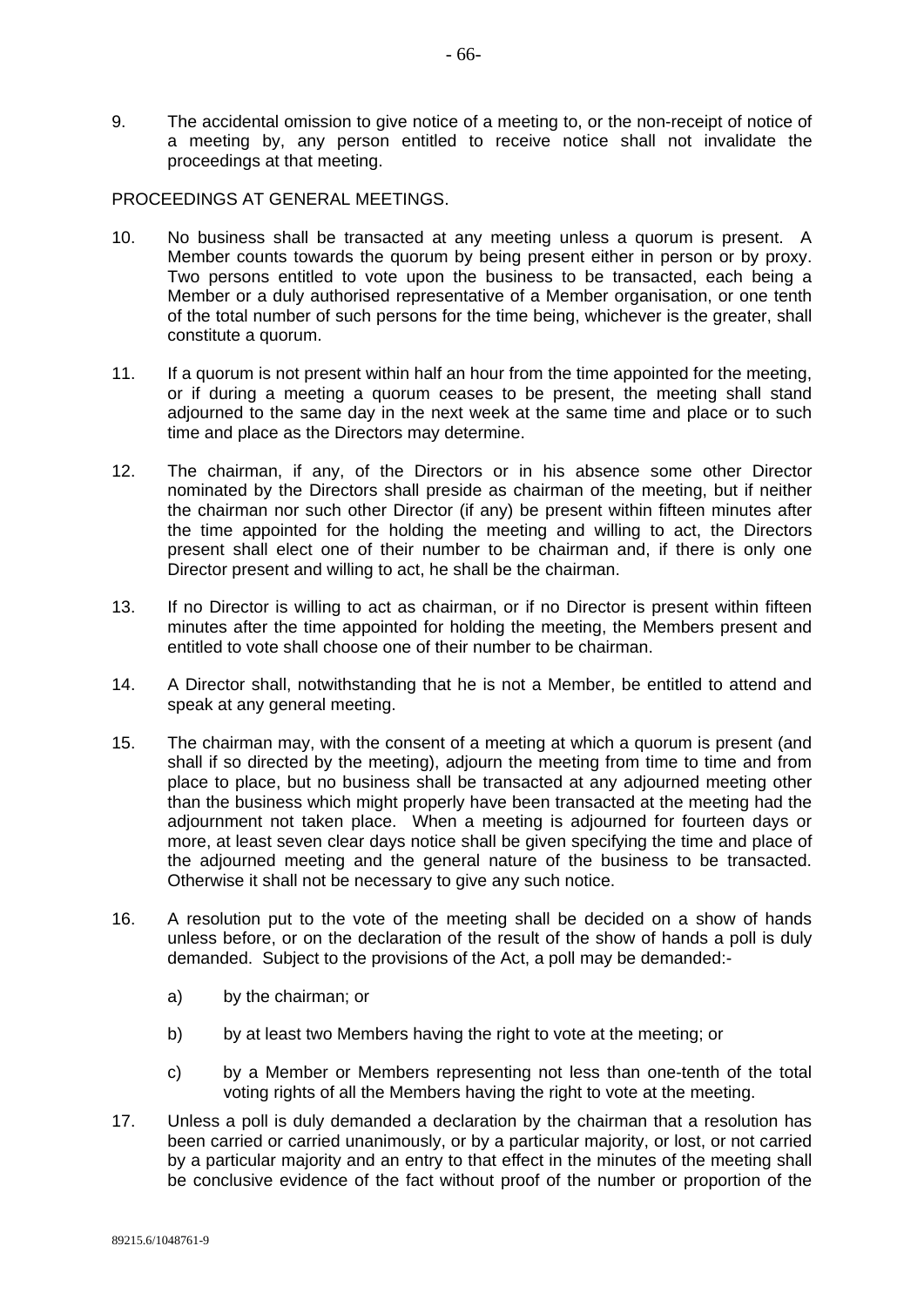9. The accidental omission to give notice of a meeting to, or the non-receipt of notice of a meeting by, any person entitled to receive notice shall not invalidate the proceedings at that meeting.

PROCEEDINGS AT GENERAL MEETINGS.

10. No business shall be transacted at any meeting unless a quorum is present. A Member counts towards the quorum by being present either in person or by proxy. Two persons entitled to vote upon the business to be transacted, each being a Member or a duly authorised representative of a Member organisation, or one tenth of the total number of such persons for the time being, whichever is the greater, shall constitute a quorum.

11. If a quorum is not present within half an hour from the time appointed for the meeting, or if during a meeting a quorum ceases to be present, the meeting shall stand adjourned to the same day in the next week at the same time and place or to such time and place as the Directors may determine.

12. The chairman, if any, of the Directors or in his absence some other Director nominated by the Directors shall preside as chairman of the meeting, but if neither the chairman nor such other Director (if any) be present within fifteen minutes after the time appointed for the holding the meeting and willing to act, the Directors present shall elect one of their number to be chairman and, if there is only one Director present and willing to act, he shall be the chairman.

13. If no Director is willing to act as chairman, or if no Director is present within fifteen minutes after the time appointed for holding the meeting, the Members present and entitled to vote shall choose one of their number to be chairman.

14. A Director shall, notwithstanding that he is not a Member, be entitled to attend and speak at any general meeting.

15. The chairman may, with the consent of a meeting at which a quorum is present (and shall if so directed by the meeting), adjourn the meeting from time to time and from place to place, but no business shall be transacted at any adjourned meeting other than the business which might properly have been transacted at the meeting had the adjournment not taken place. When a meeting is adjourned for fourteen days or more, at least seven clear days notice shall be given specifying the time and place of the adjourned meeting and the general nature of the business to be transacted. Otherwise it shall not be necessary to give any such notice.

16. A resolution put to the vote of the meeting shall be decided on a show of hands unless before, or on the declaration of the result of the show of hands a poll is duly demanded. Subject to the provisions of the Act, a poll may be demanded:-

    a) by the chairman; or

    b) by at least two Members having the right to vote at the meeting; or

    c) by a Member or Members representing not less than one-tenth of the total voting rights of all the Members having the right to vote at the meeting.

17. Unless a poll is duly demanded a declaration by the chairman that a resolution has been carried or carried unanimously, or by a particular majority, or lost, or not carried by a particular majority and an entry to that effect in the minutes of the meeting shall be conclusive evidence of the fact without proof of the number or proportion of the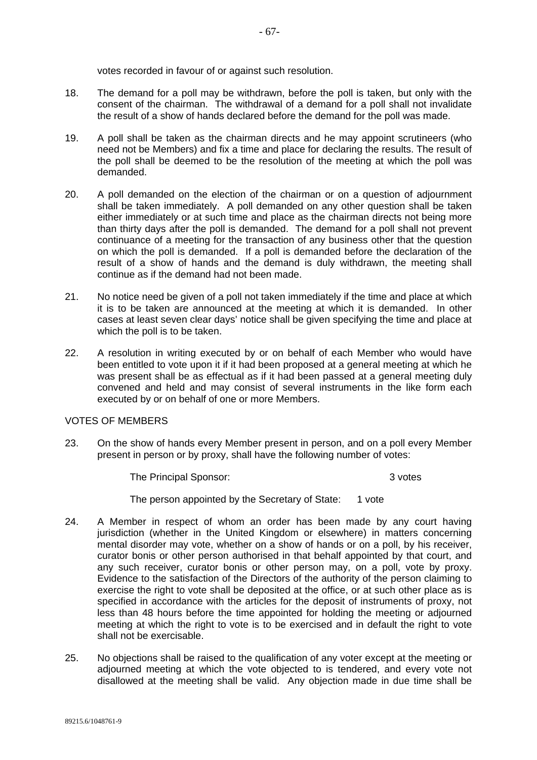votes recorded in favour of or against such resolution.

18. The demand for a poll may be withdrawn, before the poll is taken, but only with the consent of the chairman. The withdrawal of a demand for a poll shall not invalidate the result of a show of hands declared before the demand for the poll was made.

19. A poll shall be taken as the chairman directs and he may appoint scrutineers (who need not be Members) and fix a time and place for declaring the results. The result of the poll shall be deemed to be the resolution of the meeting at which the poll was demanded.

20. A poll demanded on the election of the chairman or on a question of adjournment shall be taken immediately. A poll demanded on any other question shall be taken either immediately or at such time and place as the chairman directs not being more than thirty days after the poll is demanded. The demand for a poll shall not prevent continuance of a meeting for the transaction of any business other that the question on which the poll is demanded. If a poll is demanded before the declaration of the result of a show of hands and the demand is duly withdrawn, the meeting shall continue as if the demand had not been made.

21. No notice need be given of a poll not taken immediately if the time and place at which it is to be taken are announced at the meeting at which it is demanded. In other cases at least seven clear days' notice shall be given specifying the time and place at which the poll is to be taken.

22. A resolution in writing executed by or on behalf of each Member who would have been entitled to vote upon it if it had been proposed at a general meeting at which he was present shall be as effectual as if it had been passed at a general meeting duly convened and held and may consist of several instruments in the like form each executed by or on behalf of one or more Members.

VOTES OF MEMBERS

23. On the show of hands every Member present in person, and on a poll every Member present in person or by proxy, shall have the following number of votes:

    The Principal Sponsor: 3 votes

    The person appointed by the Secretary of State: 1 vote

24. A Member in respect of whom an order has been made by any court having jurisdiction (whether in the United Kingdom or elsewhere) in matters concerning mental disorder may vote, whether on a show of hands or on a poll, by his receiver, curator bonis or other person authorised in that behalf appointed by that court, and any such receiver, curator bonis or other person may, on a poll, vote by proxy. Evidence to the satisfaction of the Directors of the authority of the person claiming to exercise the right to vote shall be deposited at the office, or at such other place as is specified in accordance with the articles for the deposit of instruments of proxy, not less than 48 hours before the time appointed for holding the meeting or adjourned meeting at which the right to vote is to be exercised and in default the right to vote shall not be exercisable.

25. No objections shall be raised to the qualification of any voter except at the meeting or adjourned meeting at which the vote objected to is tendered, and every vote not disallowed at the meeting shall be valid. Any objection made in due time shall be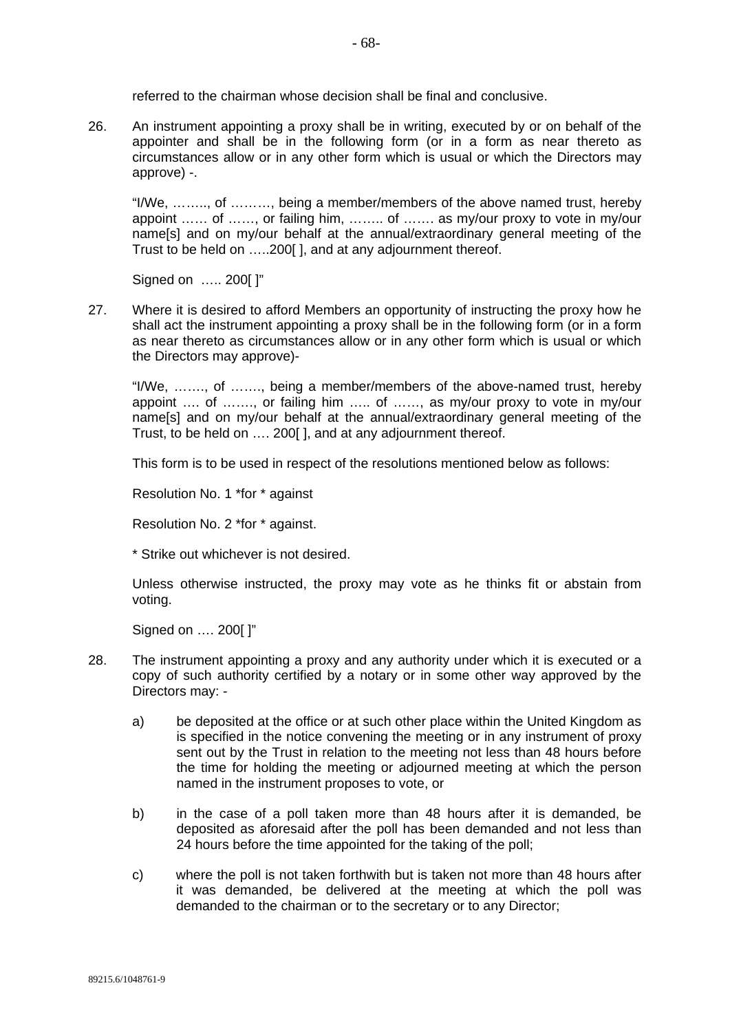referred to the chairman whose decision shall be final and conclusive.

26. An instrument appointing a proxy shall be in writing, executed by or on behalf of the appointer and shall be in the following form (or in a form as near thereto as circumstances allow or in any other form which is usual or which the Directors may approve) -.

 "I/We, …….., of ………, being a member/members of the above named trust, hereby appoint …… of ……, or failing him, …….. of ……. as my/our proxy to vote in my/our name[s] and on my/our behalf at the annual/extraordinary general meeting of the Trust to be held on …..200[ ], and at any adjournment thereof.

 Signed on ….. 200[ ]"

27. Where it is desired to afford Members an opportunity of instructing the proxy how he shall act the instrument appointing a proxy shall be in the following form (or in a form as near thereto as circumstances allow or in any other form which is usual or which the Directors may approve)-

 "I/We, ……., of ……., being a member/members of the above-named trust, hereby appoint …. of ……., or failing him ….. of ……, as my/our proxy to vote in my/our name[s] and on my/our behalf at the annual/extraordinary general meeting of the Trust, to be held on …. 200[ ], and at any adjournment thereof.

 This form is to be used in respect of the resolutions mentioned below as follows:

 Resolution No. 1 *for * against

 Resolution No. 2 *for * against.

 * Strike out whichever is not desired.

 Unless otherwise instructed, the proxy may vote as he thinks fit or abstain from voting.

 Signed on …. 200[ ]"

28. The instrument appointing a proxy and any authority under which it is executed or a copy of such authority certified by a notary or in some other way approved by the Directors may: -

 a) be deposited at the office or at such other place within the United Kingdom as is specified in the notice convening the meeting or in any instrument of proxy sent out by the Trust in relation to the meeting not less than 48 hours before the time for holding the meeting or adjourned meeting at which the person named in the instrument proposes to vote, or

 b) in the case of a poll taken more than 48 hours after it is demanded, be deposited as aforesaid after the poll has been demanded and not less than 24 hours before the time appointed for the taking of the poll;

 c) where the poll is not taken forthwith but is taken not more than 48 hours after it was demanded, be delivered at the meeting at which the poll was demanded to the chairman or to the secretary or to any Director;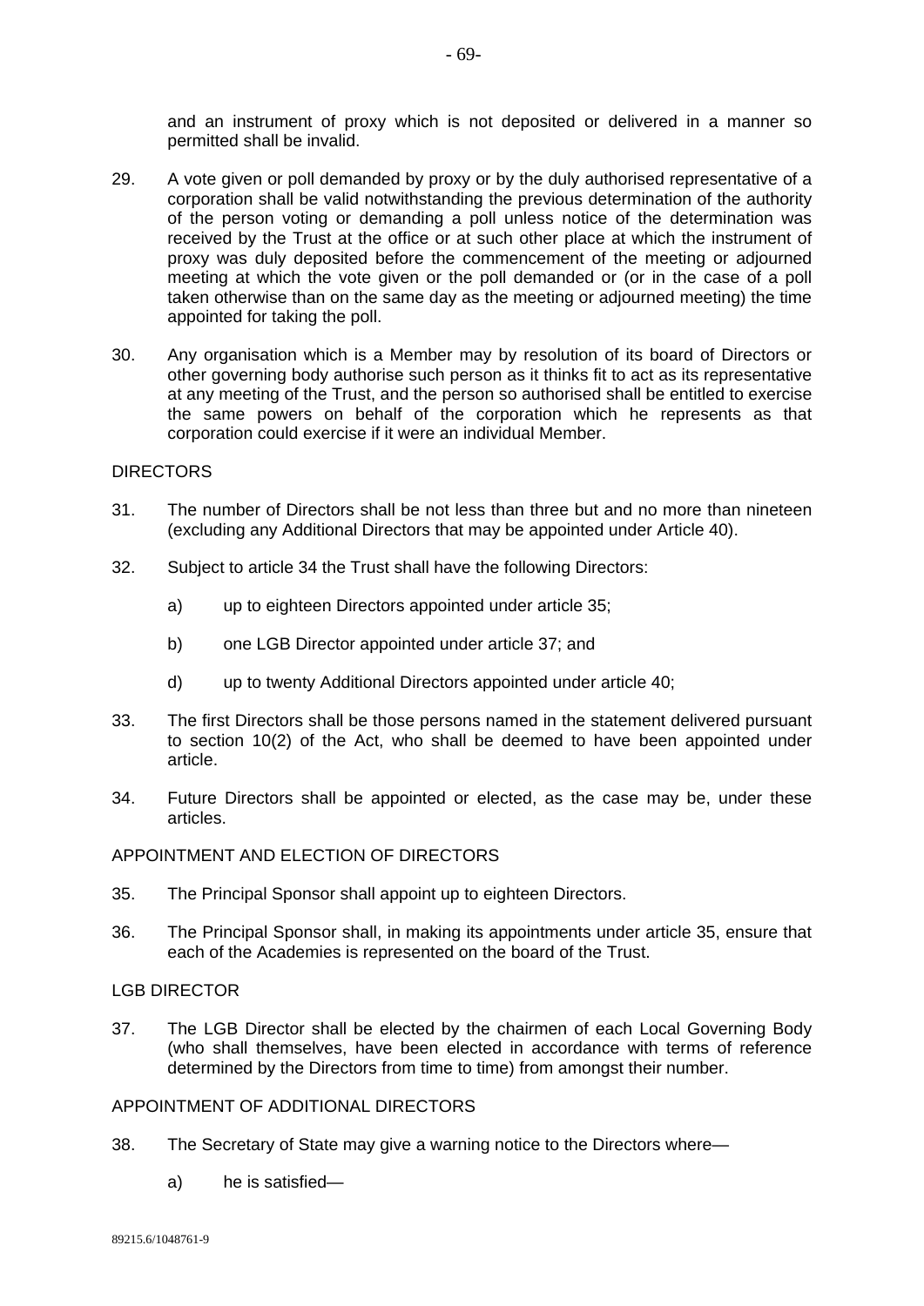and an instrument of proxy which is not deposited or delivered in a manner so permitted shall be invalid.

29. A vote given or poll demanded by proxy or by the duly authorised representative of a corporation shall be valid notwithstanding the previous determination of the authority of the person voting or demanding a poll unless notice of the determination was received by the Trust at the office or at such other place at which the instrument of proxy was duly deposited before the commencement of the meeting or adjourned meeting at which the vote given or the poll demanded or (or in the case of a poll taken otherwise than on the same day as the meeting or adjourned meeting) the time appointed for taking the poll.

30. Any organisation which is a Member may by resolution of its board of Directors or other governing body authorise such person as it thinks fit to act as its representative at any meeting of the Trust, and the person so authorised shall be entitled to exercise the same powers on behalf of the corporation which he represents as that corporation could exercise if it were an individual Member.

DIRECTORS

31. The number of Directors shall be not less than three but and no more than nineteen (excluding any Additional Directors that may be appointed under Article 40).

32. Subject to article 34 the Trust shall have the following Directors:

   a) up to eighteen Directors appointed under article 35;

   b) one LGB Director appointed under article 37; and

   d) up to twenty Additional Directors appointed under article 40;

33. The first Directors shall be those persons named in the statement delivered pursuant to section 10(2) of the Act, who shall be deemed to have been appointed under article.

34. Future Directors shall be appointed or elected, as the case may be, under these articles.

APPOINTMENT AND ELECTION OF DIRECTORS

35. The Principal Sponsor shall appoint up to eighteen Directors.

36. The Principal Sponsor shall, in making its appointments under article 35, ensure that each of the Academies is represented on the board of the Trust.

LGB DIRECTOR

37. The LGB Director shall be elected by the chairmen of each Local Governing Body (who shall themselves, have been elected in accordance with terms of reference determined by the Directors from time to time) from amongst their number.

APPOINTMENT OF ADDITIONAL DIRECTORS

38. The Secretary of State may give a warning notice to the Directors where—

   a) he is satisfied—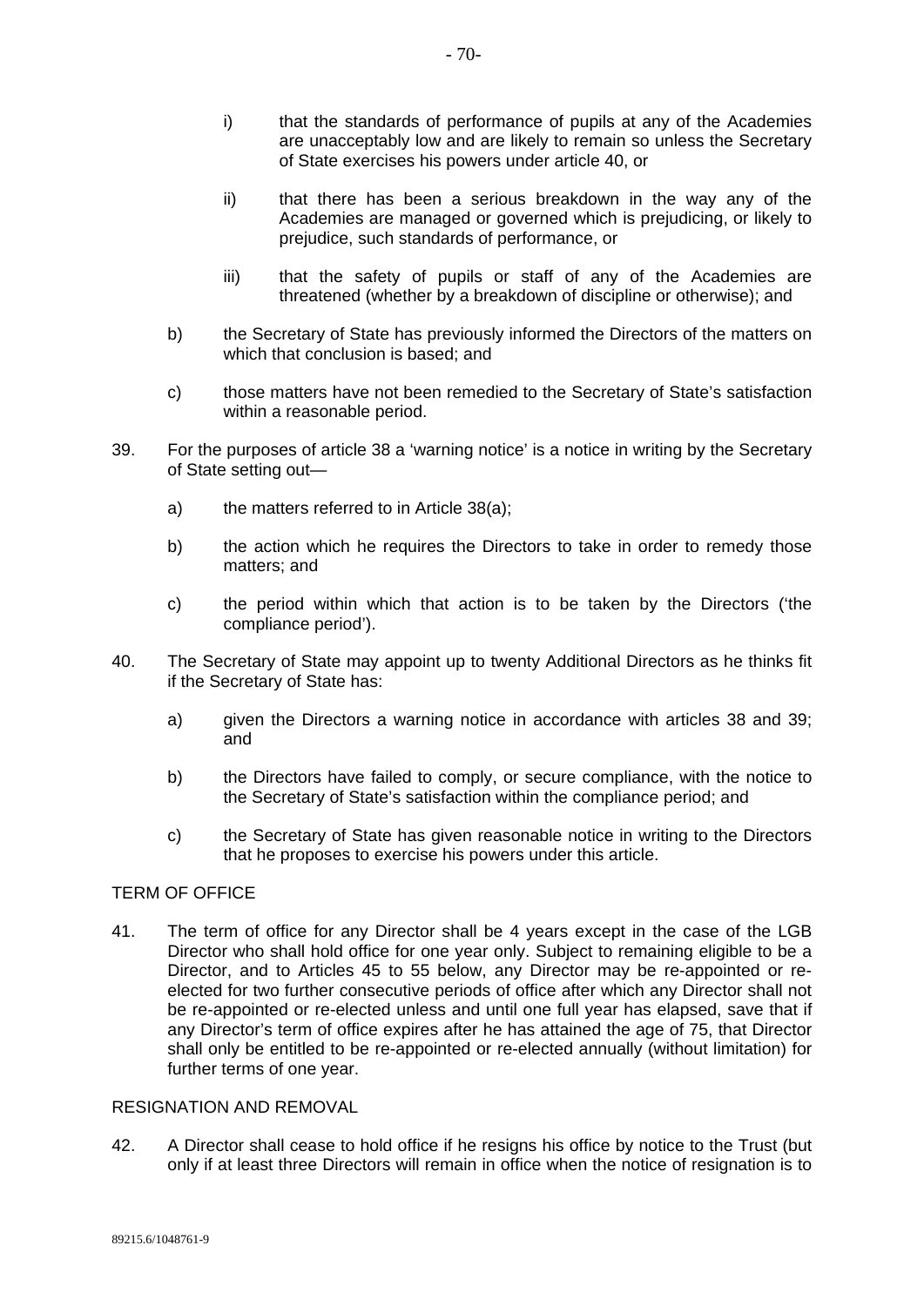i) that the standards of performance of pupils at any of the Academies are unacceptably low and are likely to remain so unless the Secretary of State exercises his powers under article 40, or

ii) that there has been a serious breakdown in the way any of the Academies are managed or governed which is prejudicing, or likely to prejudice, such standards of performance, or

iii) that the safety of pupils or staff of any of the Academies are threatened (whether by a breakdown of discipline or otherwise); and

b) the Secretary of State has previously informed the Directors of the matters on which that conclusion is based; and

c) those matters have not been remedied to the Secretary of State's satisfaction within a reasonable period.

39. For the purposes of article 38 a 'warning notice' is a notice in writing by the Secretary of State setting out—

a) the matters referred to in Article 38(a);

b) the action which he requires the Directors to take in order to remedy those matters; and

c) the period within which that action is to be taken by the Directors ('the compliance period').

40. The Secretary of State may appoint up to twenty Additional Directors as he thinks fit if the Secretary of State has:

a) given the Directors a warning notice in accordance with articles 38 and 39; and

b) the Directors have failed to comply, or secure compliance, with the notice to the Secretary of State's satisfaction within the compliance period; and

c) the Secretary of State has given reasonable notice in writing to the Directors that he proposes to exercise his powers under this article.

TERM OF OFFICE

41. The term of office for any Director shall be 4 years except in the case of the LGB Director who shall hold office for one year only. Subject to remaining eligible to be a Director, and to Articles 45 to 55 below, any Director may be re-appointed or re-elected for two further consecutive periods of office after which any Director shall not be re-appointed or re-elected unless and until one full year has elapsed, save that if any Director's term of office expires after he has attained the age of 75, that Director shall only be entitled to be re-appointed or re-elected annually (without limitation) for further terms of one year.

RESIGNATION AND REMOVAL

42. A Director shall cease to hold office if he resigns his office by notice to the Trust (but only if at least three Directors will remain in office when the notice of resignation is to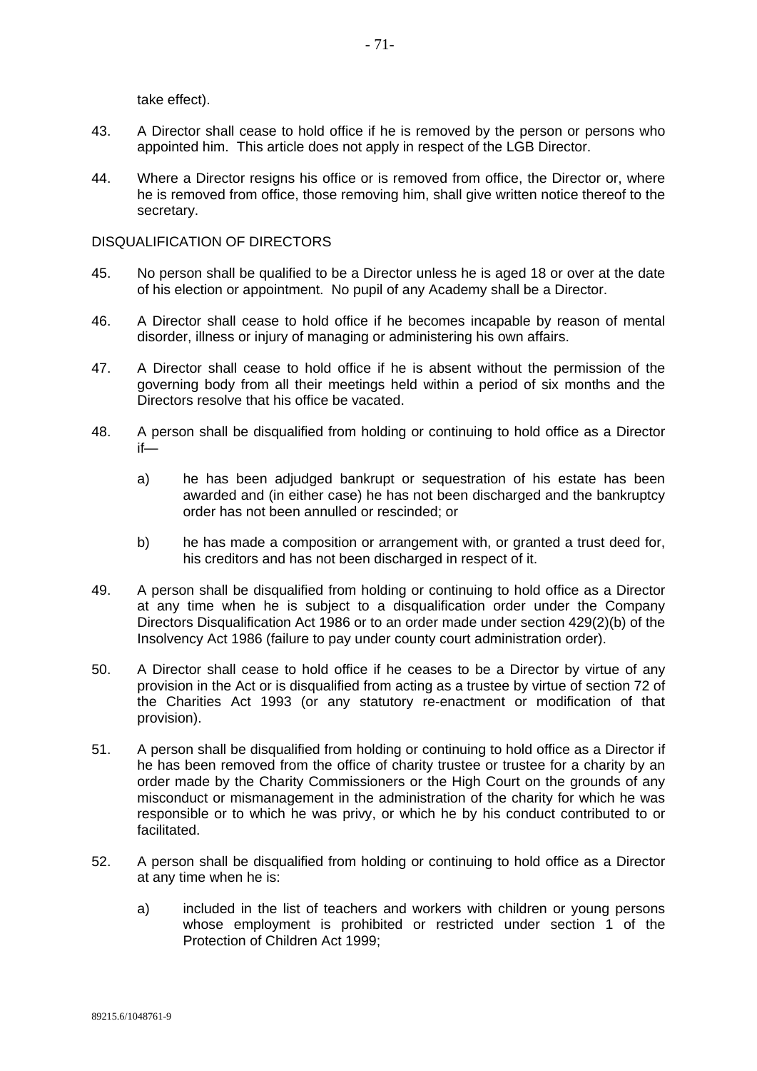take effect).

43. A Director shall cease to hold office if he is removed by the person or persons who appointed him. This article does not apply in respect of the LGB Director.

44. Where a Director resigns his office or is removed from office, the Director or, where he is removed from office, those removing him, shall give written notice thereof to the secretary.

DISQUALIFICATION OF DIRECTORS

45. No person shall be qualified to be a Director unless he is aged 18 or over at the date of his election or appointment. No pupil of any Academy shall be a Director.

46. A Director shall cease to hold office if he becomes incapable by reason of mental disorder, illness or injury of managing or administering his own affairs.

47. A Director shall cease to hold office if he is absent without the permission of the governing body from all their meetings held within a period of six months and the Directors resolve that his office be vacated.

48. A person shall be disqualified from holding or continuing to hold office as a Director if—

    a) he has been adjudged bankrupt or sequestration of his estate has been awarded and (in either case) he has not been discharged and the bankruptcy order has not been annulled or rescinded; or

    b) he has made a composition or arrangement with, or granted a trust deed for, his creditors and has not been discharged in respect of it.

49. A person shall be disqualified from holding or continuing to hold office as a Director at any time when he is subject to a disqualification order under the Company Directors Disqualification Act 1986 or to an order made under section 429(2)(b) of the Insolvency Act 1986 (failure to pay under county court administration order).

50. A Director shall cease to hold office if he ceases to be a Director by virtue of any provision in the Act or is disqualified from acting as a trustee by virtue of section 72 of the Charities Act 1993 (or any statutory re-enactment or modification of that provision).

51. A person shall be disqualified from holding or continuing to hold office as a Director if he has been removed from the office of charity trustee or trustee for a charity by an order made by the Charity Commissioners or the High Court on the grounds of any misconduct or mismanagement in the administration of the charity for which he was responsible or to which he was privy, or which he by his conduct contributed to or facilitated.

52. A person shall be disqualified from holding or continuing to hold office as a Director at any time when he is:

    a) included in the list of teachers and workers with children or young persons whose employment is prohibited or restricted under section 1 of the Protection of Children Act 1999;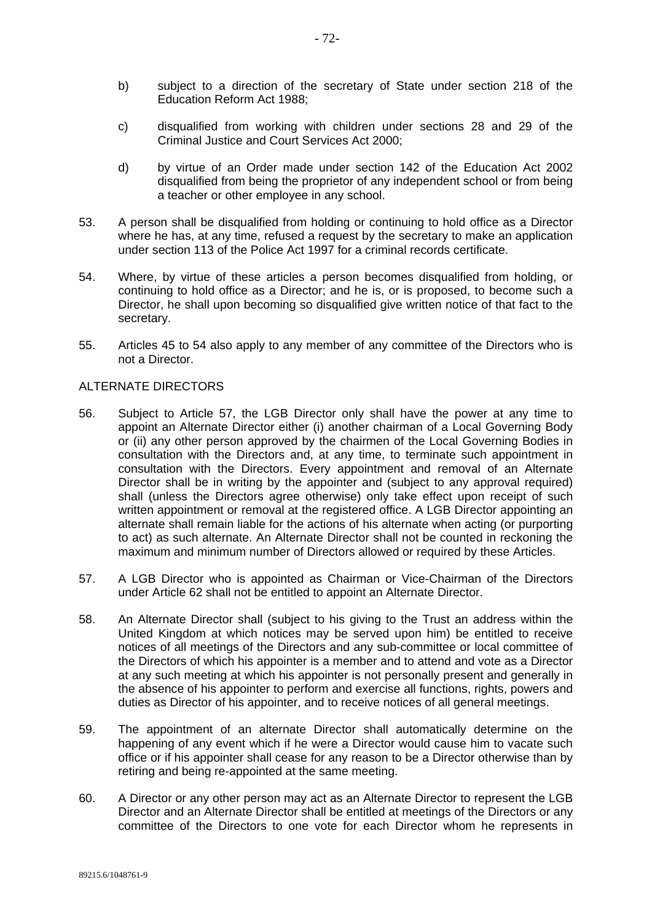b) subject to a direction of the secretary of State under section 218 of the Education Reform Act 1988;

c) disqualified from working with children under sections 28 and 29 of the Criminal Justice and Court Services Act 2000;

d) by virtue of an Order made under section 142 of the Education Act 2002 disqualified from being the proprietor of any independent school or from being a teacher or other employee in any school.

53. A person shall be disqualified from holding or continuing to hold office as a Director where he has, at any time, refused a request by the secretary to make an application under section 113 of the Police Act 1997 for a criminal records certificate.

54. Where, by virtue of these articles a person becomes disqualified from holding, or continuing to hold office as a Director; and he is, or is proposed, to become such a Director, he shall upon becoming so disqualified give written notice of that fact to the secretary.

55. Articles 45 to 54 also apply to any member of any committee of the Directors who is not a Director.

ALTERNATE DIRECTORS

56. Subject to Article 57, the LGB Director only shall have the power at any time to appoint an Alternate Director either (i) another chairman of a Local Governing Body or (ii) any other person approved by the chairmen of the Local Governing Bodies in consultation with the Directors and, at any time, to terminate such appointment in consultation with the Directors. Every appointment and removal of an Alternate Director shall be in writing by the appointer and (subject to any approval required) shall (unless the Directors agree otherwise) only take effect upon receipt of such written appointment or removal at the registered office. A LGB Director appointing an alternate shall remain liable for the actions of his alternate when acting (or purporting to act) as such alternate. An Alternate Director shall not be counted in reckoning the maximum and minimum number of Directors allowed or required by these Articles.

57. A LGB Director who is appointed as Chairman or Vice-Chairman of the Directors under Article 62 shall not be entitled to appoint an Alternate Director.

58. An Alternate Director shall (subject to his giving to the Trust an address within the United Kingdom at which notices may be served upon him) be entitled to receive notices of all meetings of the Directors and any sub-committee or local committee of the Directors of which his appointer is a member and to attend and vote as a Director at any such meeting at which his appointer is not personally present and generally in the absence of his appointer to perform and exercise all functions, rights, powers and duties as Director of his appointer, and to receive notices of all general meetings.

59. The appointment of an alternate Director shall automatically determine on the happening of any event which if he were a Director would cause him to vacate such office or if his appointer shall cease for any reason to be a Director otherwise than by retiring and being re-appointed at the same meeting.

60. A Director or any other person may act as an Alternate Director to represent the LGB Director and an Alternate Director shall be entitled at meetings of the Directors or any committee of the Directors to one vote for each Director whom he represents in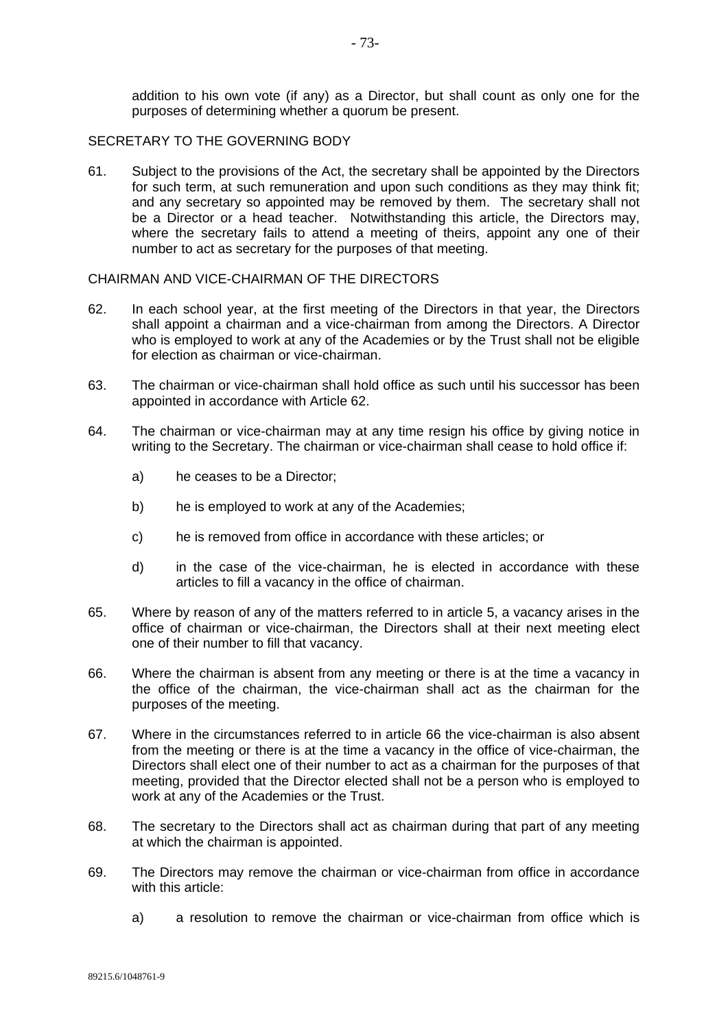addition to his own vote (if any) as a Director, but shall count as only one for the purposes of determining whether a quorum be present.

SECRETARY TO THE GOVERNING BODY

61. Subject to the provisions of the Act, the secretary shall be appointed by the Directors for such term, at such remuneration and upon such conditions as they may think fit; and any secretary so appointed may be removed by them. The secretary shall not be a Director or a head teacher. Notwithstanding this article, the Directors may, where the secretary fails to attend a meeting of theirs, appoint any one of their number to act as secretary for the purposes of that meeting.

CHAIRMAN AND VICE-CHAIRMAN OF THE DIRECTORS

62. In each school year, at the first meeting of the Directors in that year, the Directors shall appoint a chairman and a vice-chairman from among the Directors. A Director who is employed to work at any of the Academies or by the Trust shall not be eligible for election as chairman or vice-chairman.

63. The chairman or vice-chairman shall hold office as such until his successor has been appointed in accordance with Article 62.

64. The chairman or vice-chairman may at any time resign his office by giving notice in writing to the Secretary. The chairman or vice-chairman shall cease to hold office if:

    a) he ceases to be a Director;

    b) he is employed to work at any of the Academies;

    c) he is removed from office in accordance with these articles; or

    d) in the case of the vice-chairman, he is elected in accordance with these articles to fill a vacancy in the office of chairman.

65. Where by reason of any of the matters referred to in article 5, a vacancy arises in the office of chairman or vice-chairman, the Directors shall at their next meeting elect one of their number to fill that vacancy.

66. Where the chairman is absent from any meeting or there is at the time a vacancy in the office of the chairman, the vice-chairman shall act as the chairman for the purposes of the meeting.

67. Where in the circumstances referred to in article 66 the vice-chairman is also absent from the meeting or there is at the time a vacancy in the office of vice-chairman, the Directors shall elect one of their number to act as a chairman for the purposes of that meeting, provided that the Director elected shall not be a person who is employed to work at any of the Academies or the Trust.

68. The secretary to the Directors shall act as chairman during that part of any meeting at which the chairman is appointed.

69. The Directors may remove the chairman or vice-chairman from office in accordance with this article:

    a) a resolution to remove the chairman or vice-chairman from office which is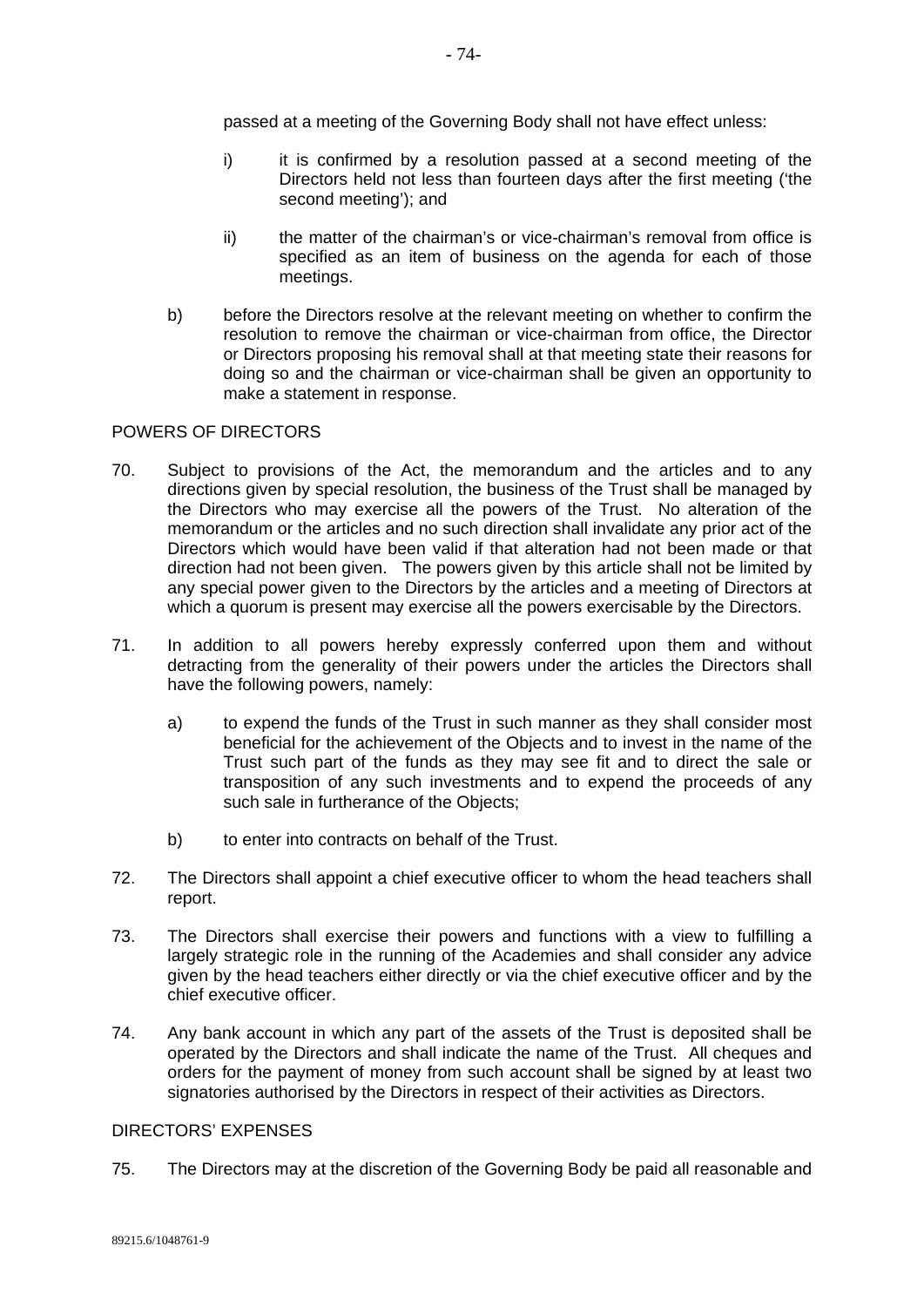passed at a meeting of the Governing Body shall not have effect unless:

i) it is confirmed by a resolution passed at a second meeting of the Directors held not less than fourteen days after the first meeting ('the second meeting'); and

ii) the matter of the chairman's or vice-chairman's removal from office is specified as an item of business on the agenda for each of those meetings.

b) before the Directors resolve at the relevant meeting on whether to confirm the resolution to remove the chairman or vice-chairman from office, the Director or Directors proposing his removal shall at that meeting state their reasons for doing so and the chairman or vice-chairman shall be given an opportunity to make a statement in response.

POWERS OF DIRECTORS

70. Subject to provisions of the Act, the memorandum and the articles and to any directions given by special resolution, the business of the Trust shall be managed by the Directors who may exercise all the powers of the Trust. No alteration of the memorandum or the articles and no such direction shall invalidate any prior act of the Directors which would have been valid if that alteration had not been made or that direction had not been given. The powers given by this article shall not be limited by any special power given to the Directors by the articles and a meeting of Directors at which a quorum is present may exercise all the powers exercisable by the Directors.

71. In addition to all powers hereby expressly conferred upon them and without detracting from the generality of their powers under the articles the Directors shall have the following powers, namely:

a) to expend the funds of the Trust in such manner as they shall consider most beneficial for the achievement of the Objects and to invest in the name of the Trust such part of the funds as they may see fit and to direct the sale or transposition of any such investments and to expend the proceeds of any such sale in furtherance of the Objects;

b) to enter into contracts on behalf of the Trust.

72. The Directors shall appoint a chief executive officer to whom the head teachers shall report.

73. The Directors shall exercise their powers and functions with a view to fulfilling a largely strategic role in the running of the Academies and shall consider any advice given by the head teachers either directly or via the chief executive officer and by the chief executive officer.

74. Any bank account in which any part of the assets of the Trust is deposited shall be operated by the Directors and shall indicate the name of the Trust. All cheques and orders for the payment of money from such account shall be signed by at least two signatories authorised by the Directors in respect of their activities as Directors.

DIRECTORS' EXPENSES

75. The Directors may at the discretion of the Governing Body be paid all reasonable and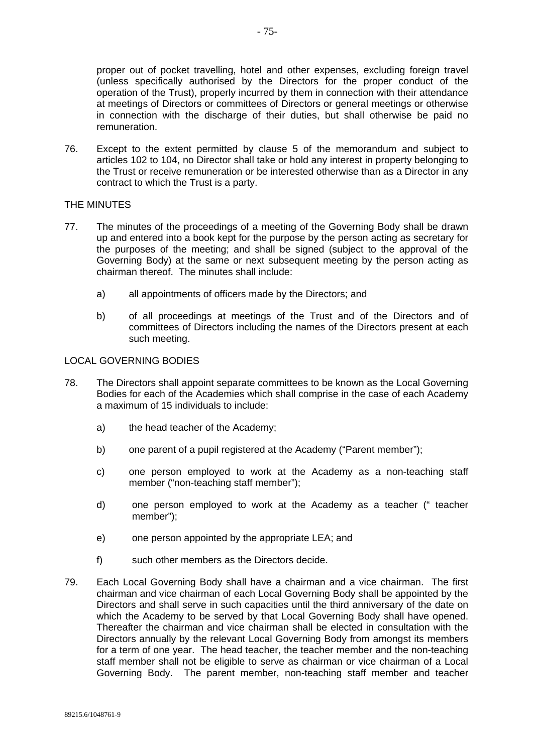proper out of pocket travelling, hotel and other expenses, excluding foreign travel (unless specifically authorised by the Directors for the proper conduct of the operation of the Trust), properly incurred by them in connection with their attendance at meetings of Directors or committees of Directors or general meetings or otherwise in connection with the discharge of their duties, but shall otherwise be paid no remuneration.

76. Except to the extent permitted by clause 5 of the memorandum and subject to articles 102 to 104, no Director shall take or hold any interest in property belonging to the Trust or receive remuneration or be interested otherwise than as a Director in any contract to which the Trust is a party.

THE MINUTES

77. The minutes of the proceedings of a meeting of the Governing Body shall be drawn up and entered into a book kept for the purpose by the person acting as secretary for the purposes of the meeting; and shall be signed (subject to the approval of the Governing Body) at the same or next subsequent meeting by the person acting as chairman thereof. The minutes shall include:

   a) all appointments of officers made by the Directors; and

   b) of all proceedings at meetings of the Trust and of the Directors and of committees of Directors including the names of the Directors present at each such meeting.

LOCAL GOVERNING BODIES

78. The Directors shall appoint separate committees to be known as the Local Governing Bodies for each of the Academies which shall comprise in the case of each Academy a maximum of 15 individuals to include:

   a) the head teacher of the Academy;

   b) one parent of a pupil registered at the Academy ("Parent member");

   c) one person employed to work at the Academy as a non-teaching staff member ("non-teaching staff member");

   d) one person employed to work at the Academy as a teacher (" teacher member");

   e) one person appointed by the appropriate LEA; and

   f) such other members as the Directors decide.

79. Each Local Governing Body shall have a chairman and a vice chairman. The first chairman and vice chairman of each Local Governing Body shall be appointed by the Directors and shall serve in such capacities until the third anniversary of the date on which the Academy to be served by that Local Governing Body shall have opened. Thereafter the chairman and vice chairman shall be elected in consultation with the Directors annually by the relevant Local Governing Body from amongst its members for a term of one year. The head teacher, the teacher member and the non-teaching staff member shall not be eligible to serve as chairman or vice chairman of a Local Governing Body. The parent member, non-teaching staff member and teacher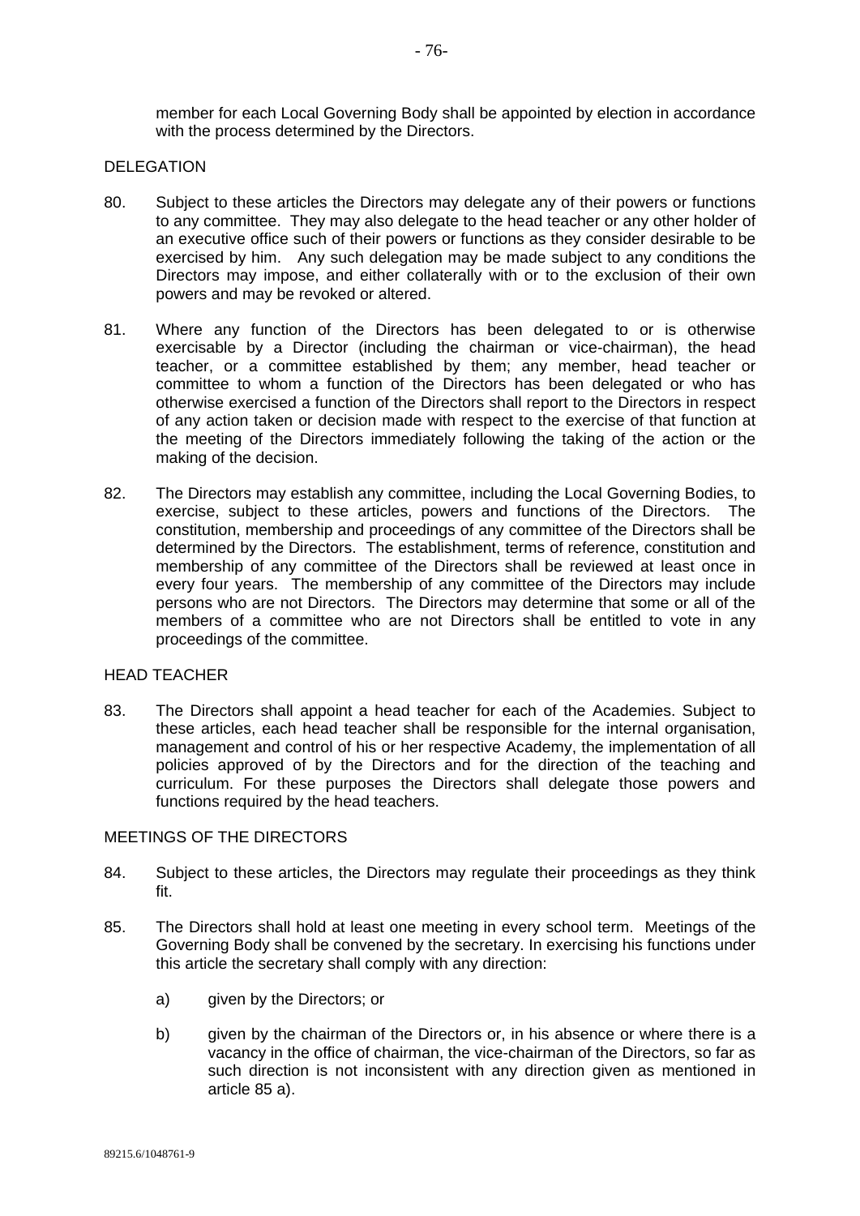member for each Local Governing Body shall be appointed by election in accordance with the process determined by the Directors.

## DELEGATION

80. Subject to these articles the Directors may delegate any of their powers or functions to any committee. They may also delegate to the head teacher or any other holder of an executive office such of their powers or functions as they consider desirable to be exercised by him. Any such delegation may be made subject to any conditions the Directors may impose, and either collaterally with or to the exclusion of their own powers and may be revoked or altered.

81. Where any function of the Directors has been delegated to or is otherwise exercisable by a Director (including the chairman or vice-chairman), the head teacher, or a committee established by them; any member, head teacher or committee to whom a function of the Directors has been delegated or who has otherwise exercised a function of the Directors shall report to the Directors in respect of any action taken or decision made with respect to the exercise of that function at the meeting of the Directors immediately following the taking of the action or the making of the decision.

82. The Directors may establish any committee, including the Local Governing Bodies, to exercise, subject to these articles, powers and functions of the Directors. The constitution, membership and proceedings of any committee of the Directors shall be determined by the Directors. The establishment, terms of reference, constitution and membership of any committee of the Directors shall be reviewed at least once in every four years. The membership of any committee of the Directors may include persons who are not Directors. The Directors may determine that some or all of the members of a committee who are not Directors shall be entitled to vote in any proceedings of the committee.

## HEAD TEACHER

83. The Directors shall appoint a head teacher for each of the Academies. Subject to these articles, each head teacher shall be responsible for the internal organisation, management and control of his or her respective Academy, the implementation of all policies approved of by the Directors and for the direction of the teaching and curriculum. For these purposes the Directors shall delegate those powers and functions required by the head teachers.

## MEETINGS OF THE DIRECTORS

84. Subject to these articles, the Directors may regulate their proceedings as they think fit.

85. The Directors shall hold at least one meeting in every school term. Meetings of the Governing Body shall be convened by the secretary. In exercising his functions under this article the secretary shall comply with any direction:

    a) given by the Directors; or

    b) given by the chairman of the Directors or, in his absence or where there is a vacancy in the office of chairman, the vice-chairman of the Directors, so far as such direction is not inconsistent with any direction given as mentioned in article 85 a).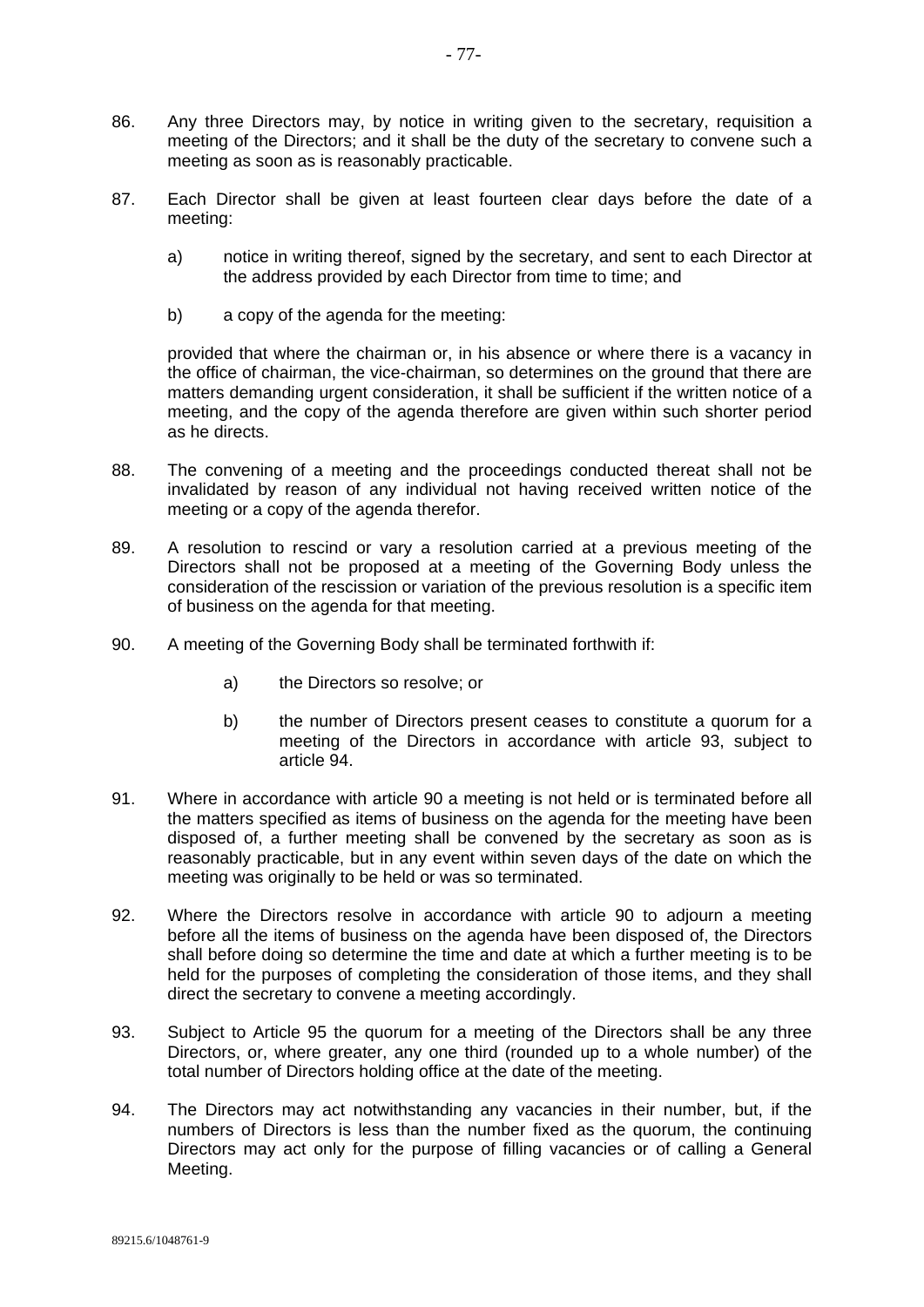86. Any three Directors may, by notice in writing given to the secretary, requisition a meeting of the Directors; and it shall be the duty of the secretary to convene such a meeting as soon as is reasonably practicable.

87. Each Director shall be given at least fourteen clear days before the date of a meeting:

    a) notice in writing thereof, signed by the secretary, and sent to each Director at the address provided by each Director from time to time; and

    b) a copy of the agenda for the meeting:

    provided that where the chairman or, in his absence or where there is a vacancy in the office of chairman, the vice-chairman, so determines on the ground that there are matters demanding urgent consideration, it shall be sufficient if the written notice of a meeting, and the copy of the agenda therefore are given within such shorter period as he directs.

88. The convening of a meeting and the proceedings conducted thereat shall not be invalidated by reason of any individual not having received written notice of the meeting or a copy of the agenda therefor.

89. A resolution to rescind or vary a resolution carried at a previous meeting of the Directors shall not be proposed at a meeting of the Governing Body unless the consideration of the rescission or variation of the previous resolution is a specific item of business on the agenda for that meeting.

90. A meeting of the Governing Body shall be terminated forthwith if:

    a) the Directors so resolve; or

    b) the number of Directors present ceases to constitute a quorum for a meeting of the Directors in accordance with article 93, subject to article 94.

91. Where in accordance with article 90 a meeting is not held or is terminated before all the matters specified as items of business on the agenda for the meeting have been disposed of, a further meeting shall be convened by the secretary as soon as is reasonably practicable, but in any event within seven days of the date on which the meeting was originally to be held or was so terminated.

92. Where the Directors resolve in accordance with article 90 to adjourn a meeting before all the items of business on the agenda have been disposed of, the Directors shall before doing so determine the time and date at which a further meeting is to be held for the purposes of completing the consideration of those items, and they shall direct the secretary to convene a meeting accordingly.

93. Subject to Article 95 the quorum for a meeting of the Directors shall be any three Directors, or, where greater, any one third (rounded up to a whole number) of the total number of Directors holding office at the date of the meeting.

94. The Directors may act notwithstanding any vacancies in their number, but, if the numbers of Directors is less than the number fixed as the quorum, the continuing Directors may act only for the purpose of filling vacancies or of calling a General Meeting.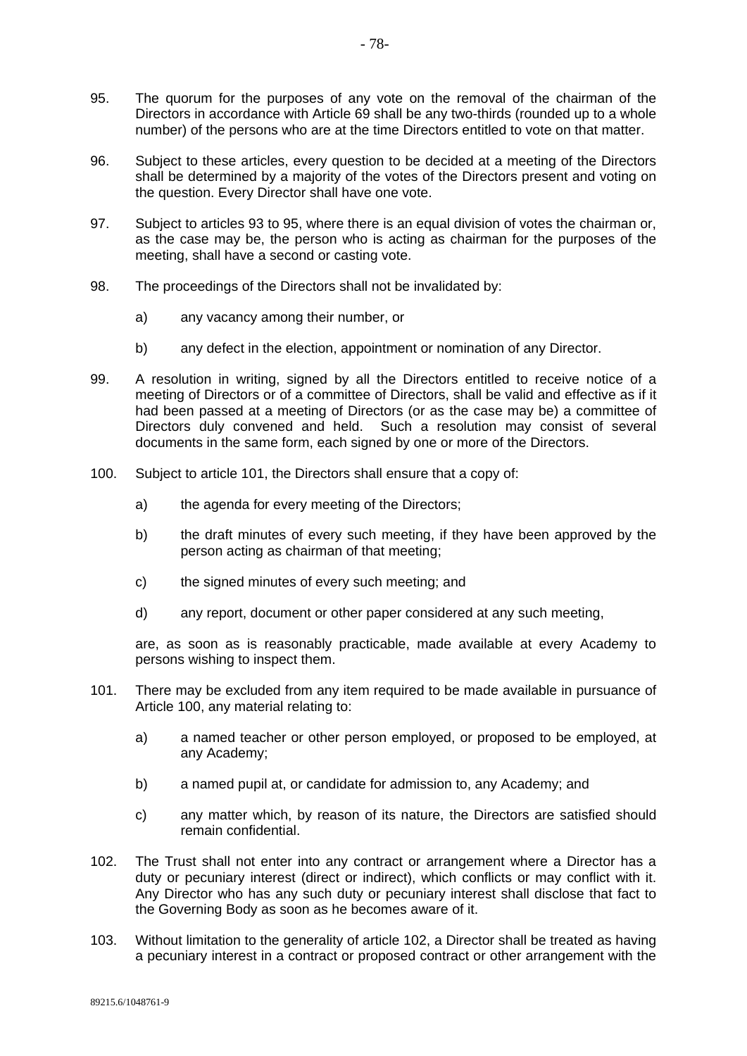95. The quorum for the purposes of any vote on the removal of the chairman of the Directors in accordance with Article 69 shall be any two-thirds (rounded up to a whole number) of the persons who are at the time Directors entitled to vote on that matter.

96. Subject to these articles, every question to be decided at a meeting of the Directors shall be determined by a majority of the votes of the Directors present and voting on the question. Every Director shall have one vote.

97. Subject to articles 93 to 95, where there is an equal division of votes the chairman or, as the case may be, the person who is acting as chairman for the purposes of the meeting, shall have a second or casting vote.

98. The proceedings of the Directors shall not be invalidated by:

    a) any vacancy among their number, or

    b) any defect in the election, appointment or nomination of any Director.

99. A resolution in writing, signed by all the Directors entitled to receive notice of a meeting of Directors or of a committee of Directors, shall be valid and effective as if it had been passed at a meeting of Directors (or as the case may be) a committee of Directors duly convened and held. Such a resolution may consist of several documents in the same form, each signed by one or more of the Directors.

100. Subject to article 101, the Directors shall ensure that a copy of:

    a) the agenda for every meeting of the Directors;

    b) the draft minutes of every such meeting, if they have been approved by the person acting as chairman of that meeting;

    c) the signed minutes of every such meeting; and

    d) any report, document or other paper considered at any such meeting,

    are, as soon as is reasonably practicable, made available at every Academy to persons wishing to inspect them.

101. There may be excluded from any item required to be made available in pursuance of Article 100, any material relating to:

    a) a named teacher or other person employed, or proposed to be employed, at any Academy;

    b) a named pupil at, or candidate for admission to, any Academy; and

    c) any matter which, by reason of its nature, the Directors are satisfied should remain confidential.

102. The Trust shall not enter into any contract or arrangement where a Director has a duty or pecuniary interest (direct or indirect), which conflicts or may conflict with it. Any Director who has any such duty or pecuniary interest shall disclose that fact to the Governing Body as soon as he becomes aware of it.

103. Without limitation to the generality of article 102, a Director shall be treated as having a pecuniary interest in a contract or proposed contract or other arrangement with the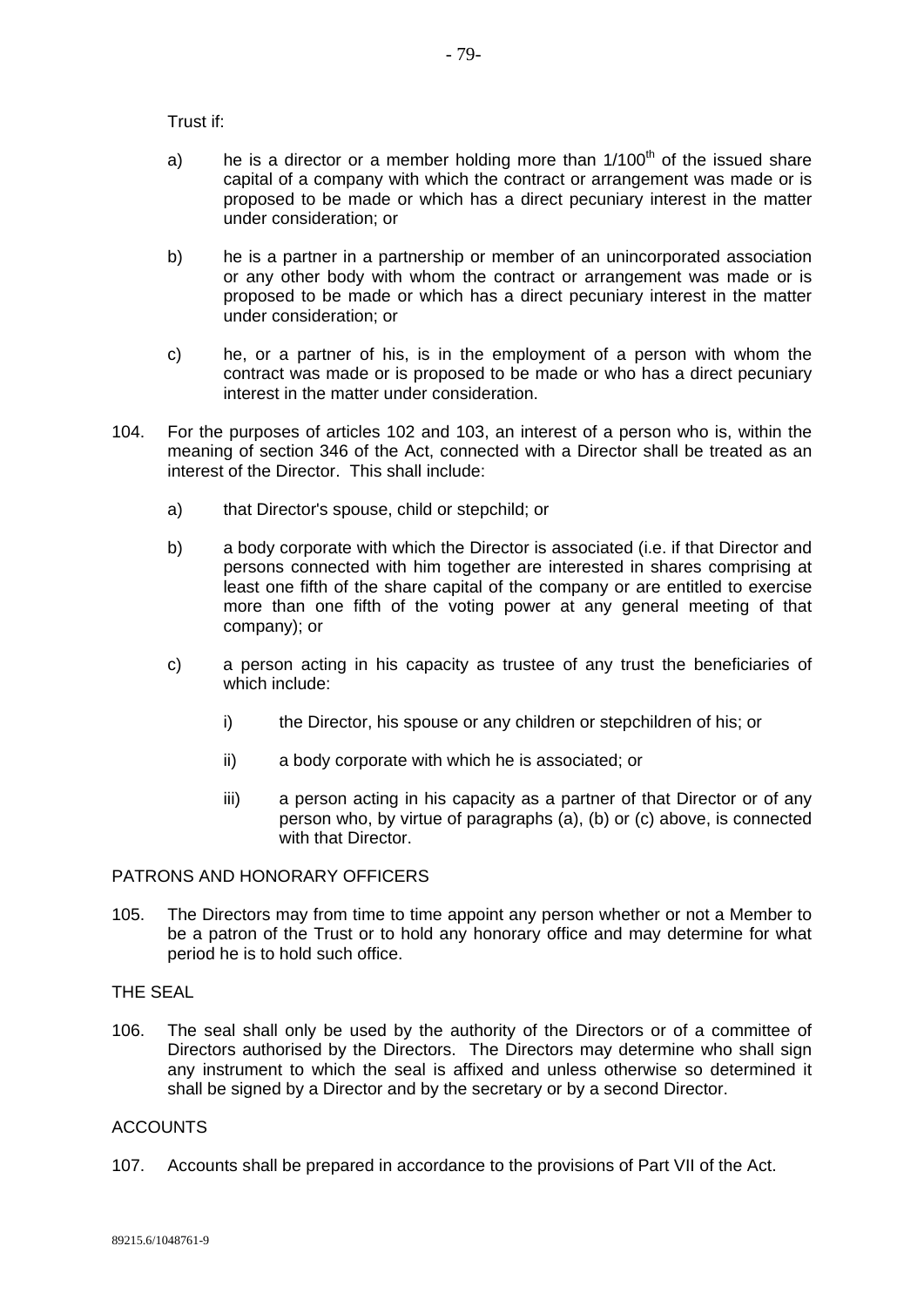Trust if:

a) he is a director or a member holding more than 1/100th of the issued share capital of a company with which the contract or arrangement was made or is proposed to be made or which has a direct pecuniary interest in the matter under consideration; or

b) he is a partner in a partnership or member of an unincorporated association or any other body with whom the contract or arrangement was made or is proposed to be made or which has a direct pecuniary interest in the matter under consideration; or

c) he, or a partner of his, is in the employment of a person with whom the contract was made or is proposed to be made or who has a direct pecuniary interest in the matter under consideration.

104. For the purposes of articles 102 and 103, an interest of a person who is, within the meaning of section 346 of the Act, connected with a Director shall be treated as an interest of the Director. This shall include:

a) that Director's spouse, child or stepchild; or

b) a body corporate with which the Director is associated (i.e. if that Director and persons connected with him together are interested in shares comprising at least one fifth of the share capital of the company or are entitled to exercise more than one fifth of the voting power at any general meeting of that company); or

c) a person acting in his capacity as trustee of any trust the beneficiaries of which include:

   i) the Director, his spouse or any children or stepchildren of his; or

   ii) a body corporate with which he is associated; or

   iii) a person acting in his capacity as a partner of that Director or of any person who, by virtue of paragraphs (a), (b) or (c) above, is connected with that Director.

PATRONS AND HONORARY OFFICERS

105. The Directors may from time to time appoint any person whether or not a Member to be a patron of the Trust or to hold any honorary office and may determine for what period he is to hold such office.

THE SEAL

106. The seal shall only be used by the authority of the Directors or of a committee of Directors authorised by the Directors. The Directors may determine who shall sign any instrument to which the seal is affixed and unless otherwise so determined it shall be signed by a Director and by the secretary or by a second Director.

ACCOUNTS

107. Accounts shall be prepared in accordance to the provisions of Part VII of the Act.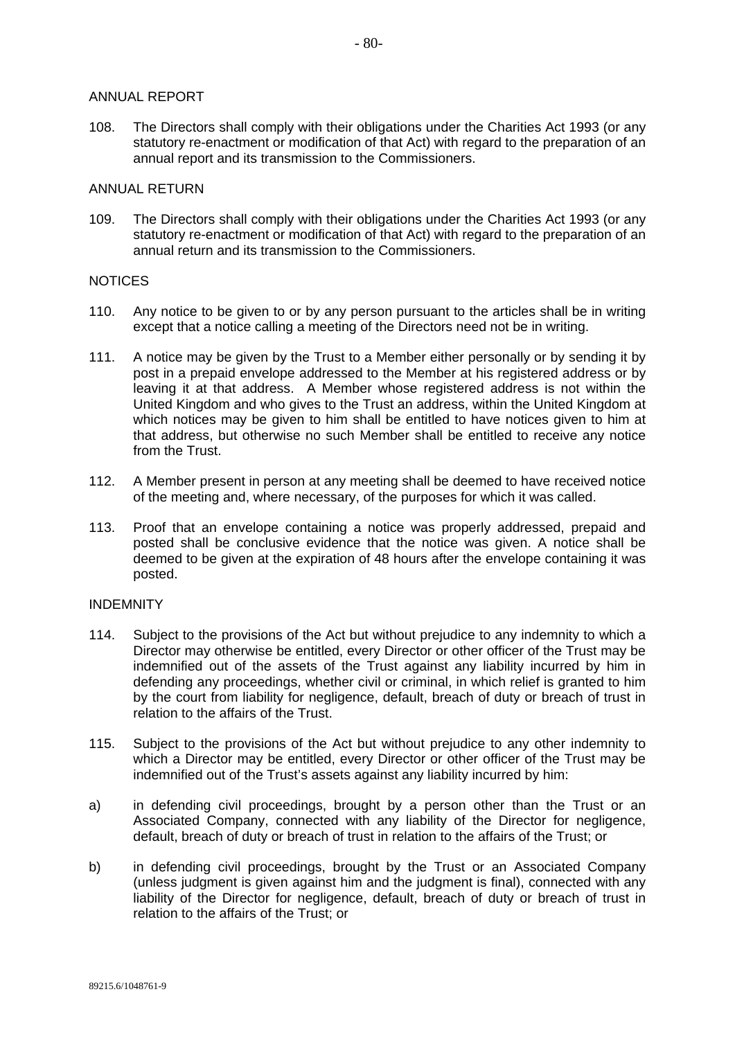ANNUAL REPORT

108. The Directors shall comply with their obligations under the Charities Act 1993 (or any statutory re-enactment or modification of that Act) with regard to the preparation of an annual report and its transmission to the Commissioners.

ANNUAL RETURN

109. The Directors shall comply with their obligations under the Charities Act 1993 (or any statutory re-enactment or modification of that Act) with regard to the preparation of an annual return and its transmission to the Commissioners.

NOTICES

110. Any notice to be given to or by any person pursuant to the articles shall be in writing except that a notice calling a meeting of the Directors need not be in writing.

111. A notice may be given by the Trust to a Member either personally or by sending it by post in a prepaid envelope addressed to the Member at his registered address or by leaving it at that address. A Member whose registered address is not within the United Kingdom and who gives to the Trust an address, within the United Kingdom at which notices may be given to him shall be entitled to have notices given to him at that address, but otherwise no such Member shall be entitled to receive any notice from the Trust.

112. A Member present in person at any meeting shall be deemed to have received notice of the meeting and, where necessary, of the purposes for which it was called.

113. Proof that an envelope containing a notice was properly addressed, prepaid and posted shall be conclusive evidence that the notice was given. A notice shall be deemed to be given at the expiration of 48 hours after the envelope containing it was posted.

INDEMNITY

114. Subject to the provisions of the Act but without prejudice to any indemnity to which a Director may otherwise be entitled, every Director or other officer of the Trust may be indemnified out of the assets of the Trust against any liability incurred by him in defending any proceedings, whether civil or criminal, in which relief is granted to him by the court from liability for negligence, default, breach of duty or breach of trust in relation to the affairs of the Trust.

115. Subject to the provisions of the Act but without prejudice to any other indemnity to which a Director may be entitled, every Director or other officer of the Trust may be indemnified out of the Trust's assets against any liability incurred by him:

a) in defending civil proceedings, brought by a person other than the Trust or an Associated Company, connected with any liability of the Director for negligence, default, breach of duty or breach of trust in relation to the affairs of the Trust; or

b) in defending civil proceedings, brought by the Trust or an Associated Company (unless judgment is given against him and the judgment is final), connected with any liability of the Director for negligence, default, breach of duty or breach of trust in relation to the affairs of the Trust; or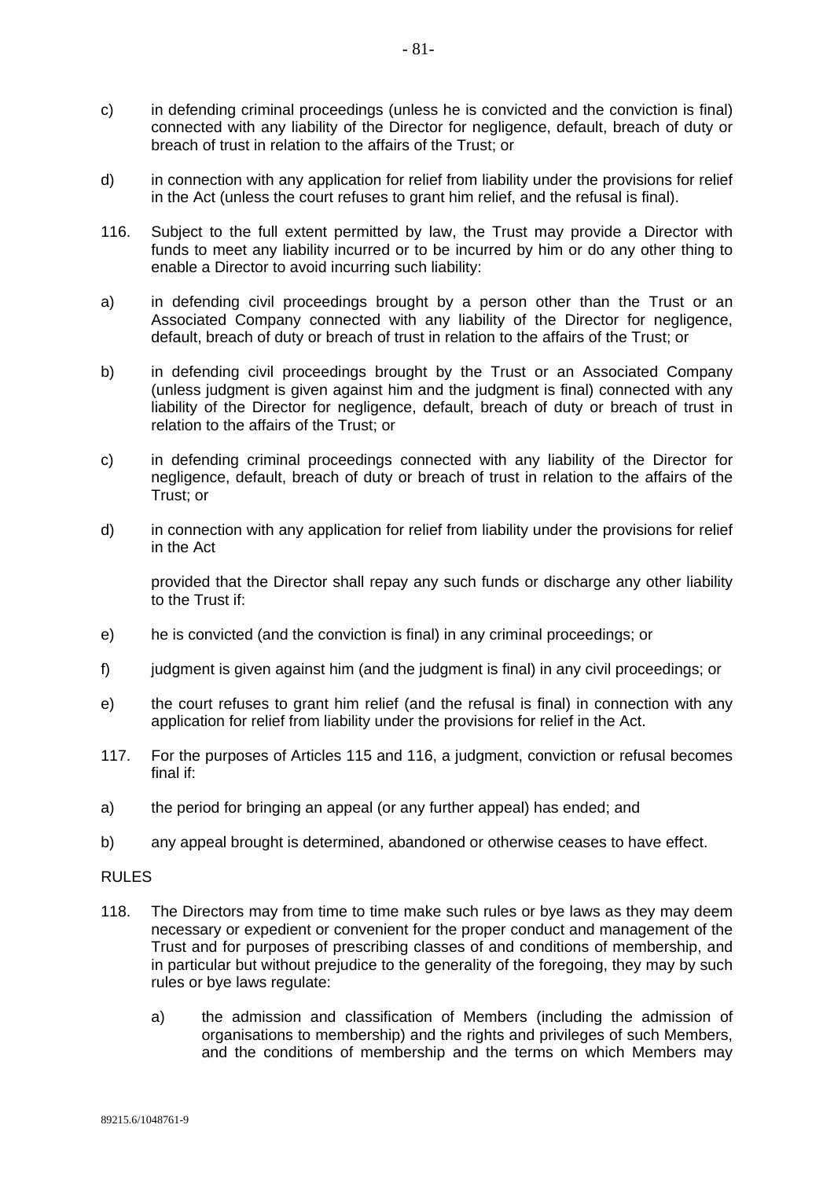c) in defending criminal proceedings (unless he is convicted and the conviction is final) connected with any liability of the Director for negligence, default, breach of duty or breach of trust in relation to the affairs of the Trust; or

d) in connection with any application for relief from liability under the provisions for relief in the Act (unless the court refuses to grant him relief, and the refusal is final).

116. Subject to the full extent permitted by law, the Trust may provide a Director with funds to meet any liability incurred or to be incurred by him or do any other thing to enable a Director to avoid incurring such liability:

a) in defending civil proceedings brought by a person other than the Trust or an Associated Company connected with any liability of the Director for negligence, default, breach of duty or breach of trust in relation to the affairs of the Trust; or

b) in defending civil proceedings brought by the Trust or an Associated Company (unless judgment is given against him and the judgment is final) connected with any liability of the Director for negligence, default, breach of duty or breach of trust in relation to the affairs of the Trust; or

c) in defending criminal proceedings connected with any liability of the Director for negligence, default, breach of duty or breach of trust in relation to the affairs of the Trust; or

d) in connection with any application for relief from liability under the provisions for relief in the Act

provided that the Director shall repay any such funds or discharge any other liability to the Trust if:

e) he is convicted (and the conviction is final) in any criminal proceedings; or

f) judgment is given against him (and the judgment is final) in any civil proceedings; or

e) the court refuses to grant him relief (and the refusal is final) in connection with any application for relief from liability under the provisions for relief in the Act.

117. For the purposes of Articles 115 and 116, a judgment, conviction or refusal becomes final if:

a) the period for bringing an appeal (or any further appeal) has ended; and

b) any appeal brought is determined, abandoned or otherwise ceases to have effect.

RULES

118. The Directors may from time to time make such rules or bye laws as they may deem necessary or expedient or convenient for the proper conduct and management of the Trust and for purposes of prescribing classes of and conditions of membership, and in particular but without prejudice to the generality of the foregoing, they may by such rules or bye laws regulate:

a) the admission and classification of Members (including the admission of organisations to membership) and the rights and privileges of such Members, and the conditions of membership and the terms on which Members may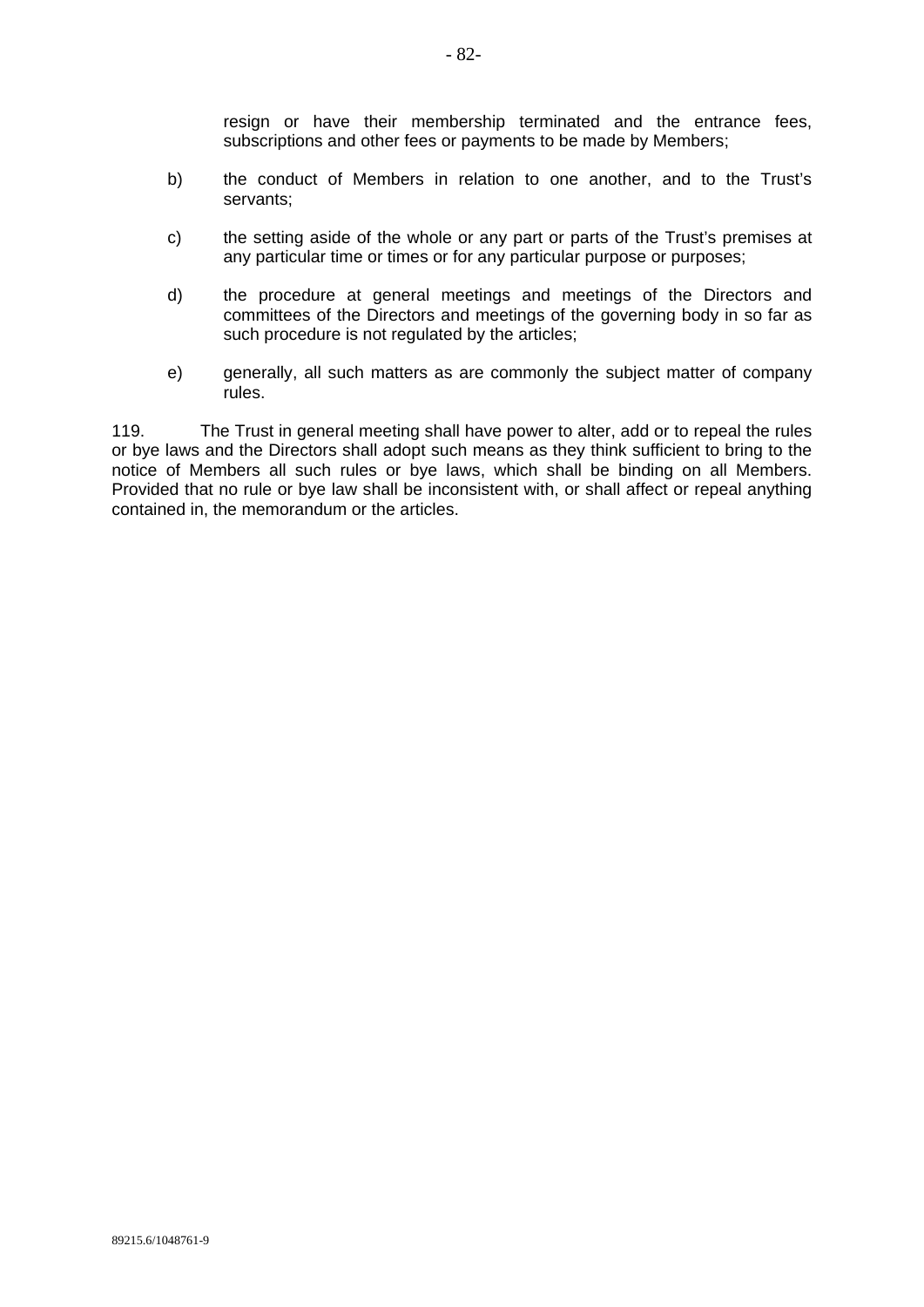resign or have their membership terminated and the entrance fees, subscriptions and other fees or payments to be made by Members;

b) the conduct of Members in relation to one another, and to the Trust's servants;

c) the setting aside of the whole or any part or parts of the Trust's premises at any particular time or times or for any particular purpose or purposes;

d) the procedure at general meetings and meetings of the Directors and committees of the Directors and meetings of the governing body in so far as such procedure is not regulated by the articles;

e) generally, all such matters as are commonly the subject matter of company rules.

119. The Trust in general meeting shall have power to alter, add or to repeal the rules or bye laws and the Directors shall adopt such means as they think sufficient to bring to the notice of Members all such rules or bye laws, which shall be binding on all Members. Provided that no rule or bye law shall be inconsistent with, or shall affect or repeal anything contained in, the memorandum or the articles.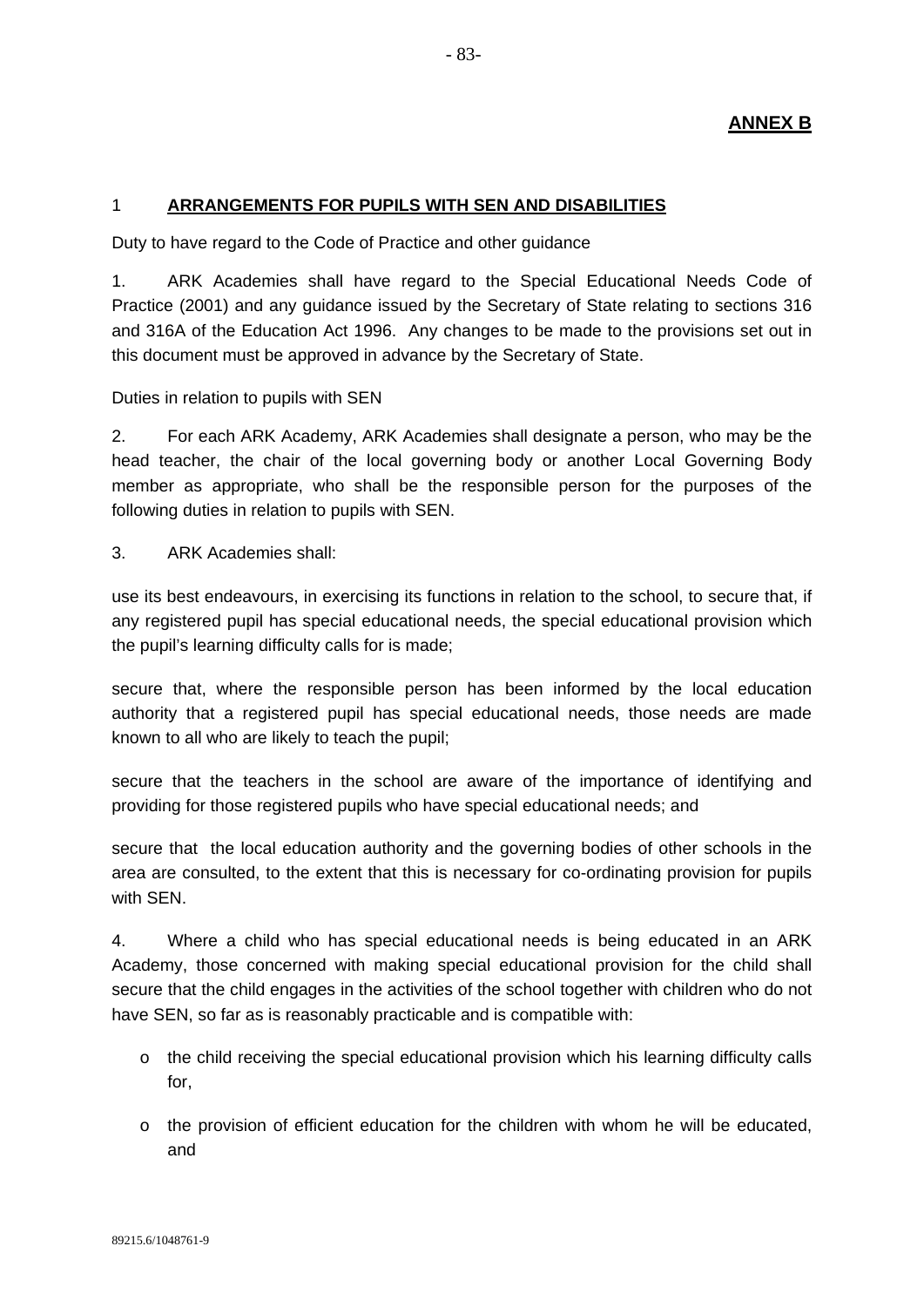**ANNEX B**

## 1 ARRANGEMENTS FOR PUPILS WITH SEN AND DISABILITIES

Duty to have regard to the Code of Practice and other guidance

1. ARK Academies shall have regard to the Special Educational Needs Code of Practice (2001) and any guidance issued by the Secretary of State relating to sections 316 and 316A of the Education Act 1996. Any changes to be made to the provisions set out in this document must be approved in advance by the Secretary of State.

Duties in relation to pupils with SEN

2. For each ARK Academy, ARK Academies shall designate a person, who may be the head teacher, the chair of the local governing body or another Local Governing Body member as appropriate, who shall be the responsible person for the purposes of the following duties in relation to pupils with SEN.

3. ARK Academies shall:

use its best endeavours, in exercising its functions in relation to the school, to secure that, if any registered pupil has special educational needs, the special educational provision which the pupil's learning difficulty calls for is made;

secure that, where the responsible person has been informed by the local education authority that a registered pupil has special educational needs, those needs are made known to all who are likely to teach the pupil;

secure that the teachers in the school are aware of the importance of identifying and providing for those registered pupils who have special educational needs; and

secure that the local education authority and the governing bodies of other schools in the area are consulted, to the extent that this is necessary for co-ordinating provision for pupils with SEN.

4. Where a child who has special educational needs is being educated in an ARK Academy, those concerned with making special educational provision for the child shall secure that the child engages in the activities of the school together with children who do not have SEN, so far as is reasonably practicable and is compatible with:

- the child receiving the special educational provision which his learning difficulty calls for,
- the provision of efficient education for the children with whom he will be educated, and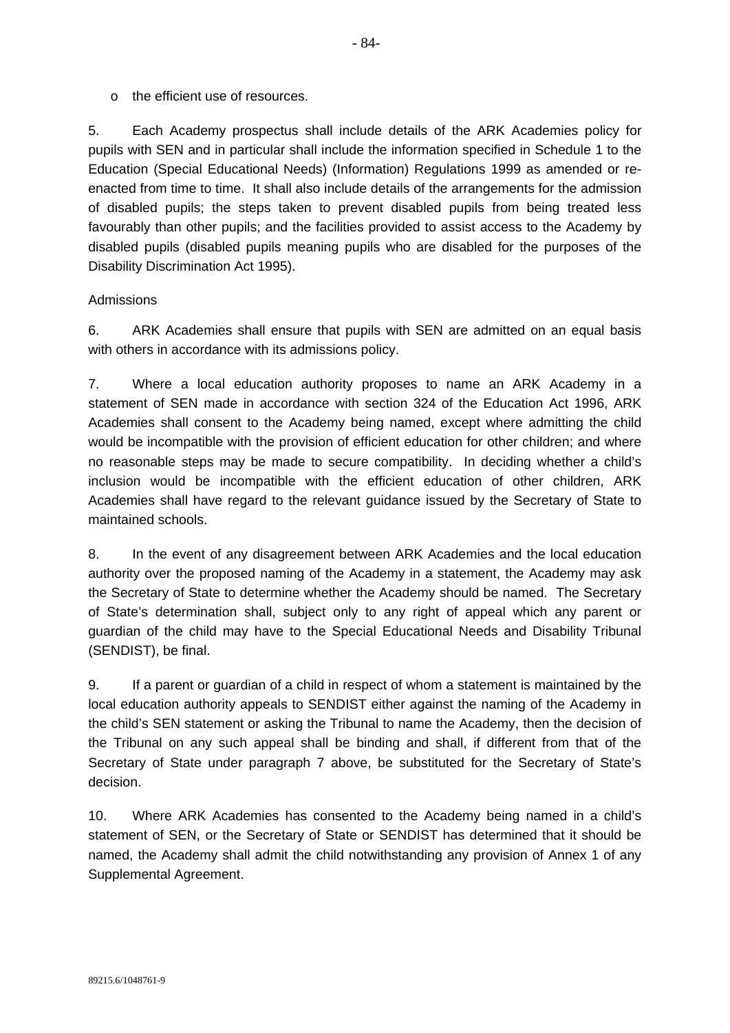- the efficient use of resources.

5. Each Academy prospectus shall include details of the ARK Academies policy for pupils with SEN and in particular shall include the information specified in Schedule 1 to the Education (Special Educational Needs) (Information) Regulations 1999 as amended or re-enacted from time to time. It shall also include details of the arrangements for the admission of disabled pupils; the steps taken to prevent disabled pupils from being treated less favourably than other pupils; and the facilities provided to assist access to the Academy by disabled pupils (disabled pupils meaning pupils who are disabled for the purposes of the Disability Discrimination Act 1995).

Admissions

6. ARK Academies shall ensure that pupils with SEN are admitted on an equal basis with others in accordance with its admissions policy.

7. Where a local education authority proposes to name an ARK Academy in a statement of SEN made in accordance with section 324 of the Education Act 1996, ARK Academies shall consent to the Academy being named, except where admitting the child would be incompatible with the provision of efficient education for other children; and where no reasonable steps may be made to secure compatibility. In deciding whether a child's inclusion would be incompatible with the efficient education of other children, ARK Academies shall have regard to the relevant guidance issued by the Secretary of State to maintained schools.

8. In the event of any disagreement between ARK Academies and the local education authority over the proposed naming of the Academy in a statement, the Academy may ask the Secretary of State to determine whether the Academy should be named. The Secretary of State's determination shall, subject only to any right of appeal which any parent or guardian of the child may have to the Special Educational Needs and Disability Tribunal (SENDIST), be final.

9. If a parent or guardian of a child in respect of whom a statement is maintained by the local education authority appeals to SENDIST either against the naming of the Academy in the child's SEN statement or asking the Tribunal to name the Academy, then the decision of the Tribunal on any such appeal shall be binding and shall, if different from that of the Secretary of State under paragraph 7 above, be substituted for the Secretary of State's decision.

10. Where ARK Academies has consented to the Academy being named in a child's statement of SEN, or the Secretary of State or SENDIST has determined that it should be named, the Academy shall admit the child notwithstanding any provision of Annex 1 of any Supplemental Agreement.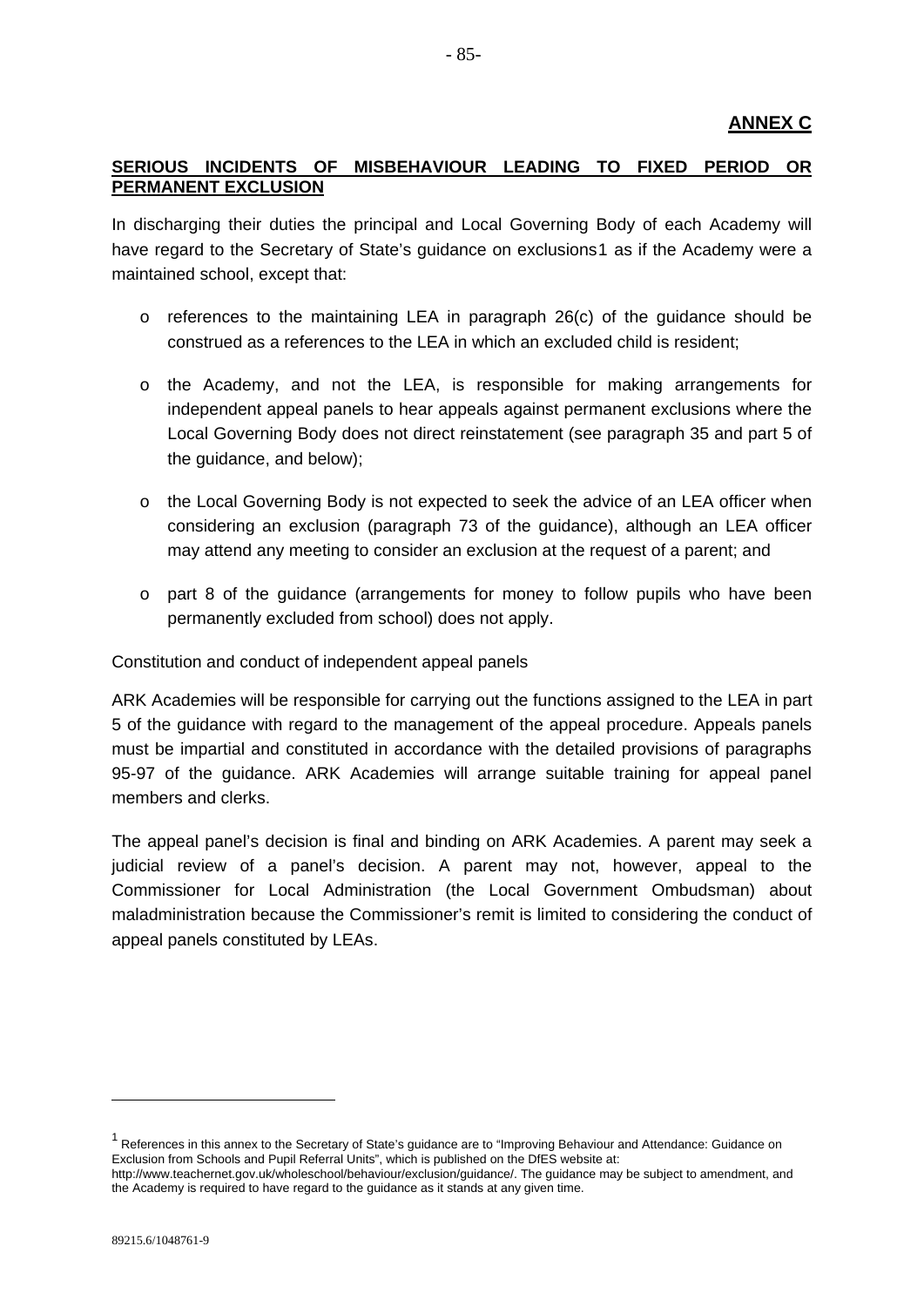**ANNEX C**

**SERIOUS INCIDENTS OF MISBEHAVIOUR LEADING TO FIXED PERIOD OR PERMANENT EXCLUSION**

In discharging their duties the principal and Local Governing Body of each Academy will have regard to the Secretary of State's guidance on exclusions[1] as if the Academy were a maintained school, except that:

- references to the maintaining LEA in paragraph 26(c) of the guidance should be construed as a references to the LEA in which an excluded child is resident;
- the Academy, and not the LEA, is responsible for making arrangements for independent appeal panels to hear appeals against permanent exclusions where the Local Governing Body does not direct reinstatement (see paragraph 35 and part 5 of the guidance, and below);
- the Local Governing Body is not expected to seek the advice of an LEA officer when considering an exclusion (paragraph 73 of the guidance), although an LEA officer may attend any meeting to consider an exclusion at the request of a parent; and
- part 8 of the guidance (arrangements for money to follow pupils who have been permanently excluded from school) does not apply.

Constitution and conduct of independent appeal panels

ARK Academies will be responsible for carrying out the functions assigned to the LEA in part 5 of the guidance with regard to the management of the appeal procedure. Appeals panels must be impartial and constituted in accordance with the detailed provisions of paragraphs 95-97 of the guidance. ARK Academies will arrange suitable training for appeal panel members and clerks.

The appeal panel's decision is final and binding on ARK Academies. A parent may seek a judicial review of a panel's decision. A parent may not, however, appeal to the Commissioner for Local Administration (the Local Government Ombudsman) about maladministration because the Commissioner's remit is limited to considering the conduct of appeal panels constituted by LEAs.

---

[1] References in this annex to the Secretary of State's guidance are to "Improving Behaviour and Attendance: Guidance on Exclusion from Schools and Pupil Referral Units", which is published on the DfES website at: http://www.teachernet.gov.uk/wholeschool/behaviour/exclusion/guidance/. The guidance may be subject to amendment, and the Academy is required to have regard to the guidance as it stands at any given time.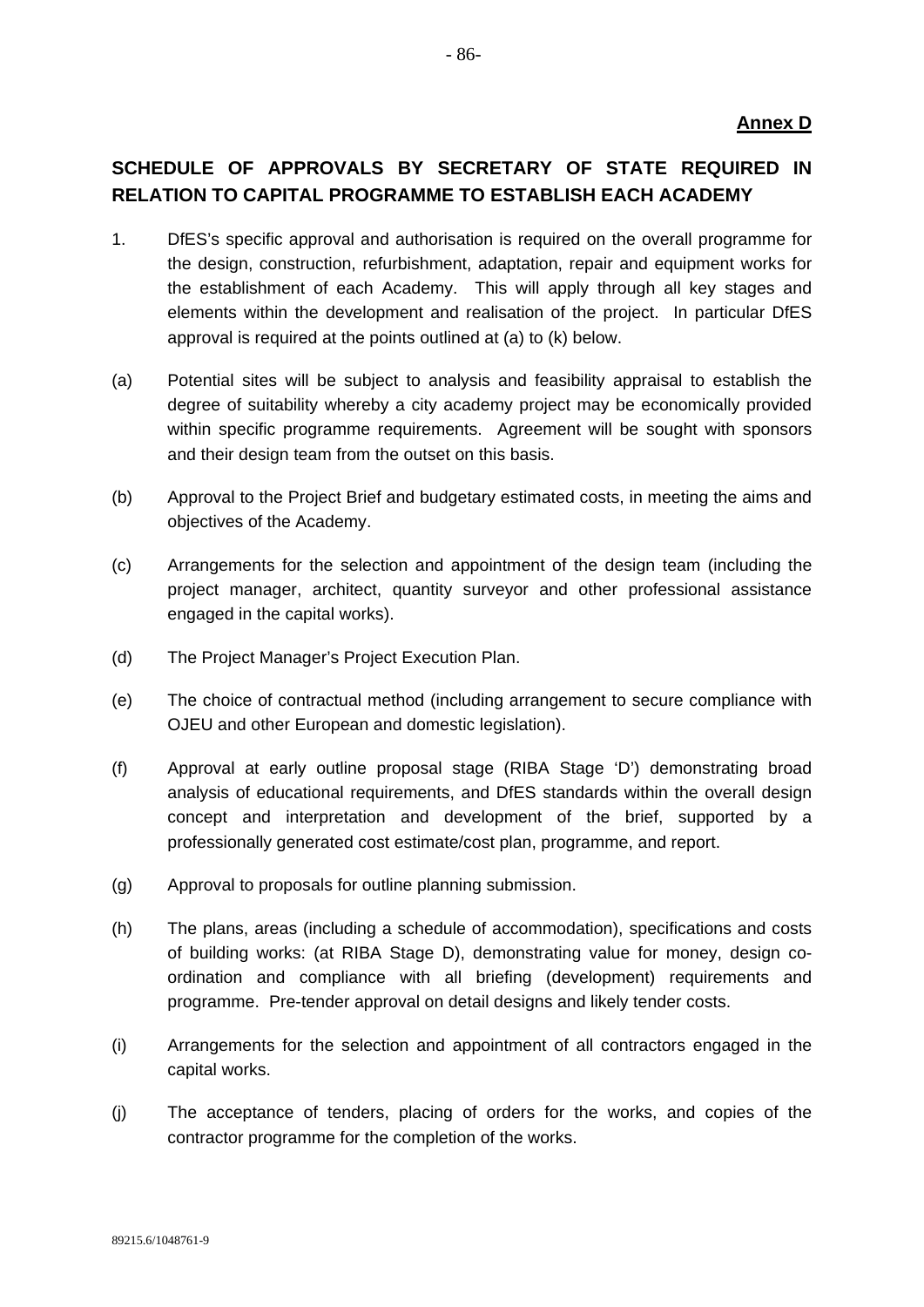**Annex D**

## SCHEDULE OF APPROVALS BY SECRETARY OF STATE REQUIRED IN RELATION TO CAPITAL PROGRAMME TO ESTABLISH EACH ACADEMY

1. DfES's specific approval and authorisation is required on the overall programme for the design, construction, refurbishment, adaptation, repair and equipment works for the establishment of each Academy. This will apply through all key stages and elements within the development and realisation of the project. In particular DfES approval is required at the points outlined at (a) to (k) below.

(a) Potential sites will be subject to analysis and feasibility appraisal to establish the degree of suitability whereby a city academy project may be economically provided within specific programme requirements. Agreement will be sought with sponsors and their design team from the outset on this basis.

(b) Approval to the Project Brief and budgetary estimated costs, in meeting the aims and objectives of the Academy.

(c) Arrangements for the selection and appointment of the design team (including the project manager, architect, quantity surveyor and other professional assistance engaged in the capital works).

(d) The Project Manager's Project Execution Plan.

(e) The choice of contractual method (including arrangement to secure compliance with OJEU and other European and domestic legislation).

(f) Approval at early outline proposal stage (RIBA Stage 'D') demonstrating broad analysis of educational requirements, and DfES standards within the overall design concept and interpretation and development of the brief, supported by a professionally generated cost estimate/cost plan, programme, and report.

(g) Approval to proposals for outline planning submission.

(h) The plans, areas (including a schedule of accommodation), specifications and costs of building works: (at RIBA Stage D), demonstrating value for money, design co-ordination and compliance with all briefing (development) requirements and programme. Pre-tender approval on detail designs and likely tender costs.

(i) Arrangements for the selection and appointment of all contractors engaged in the capital works.

(j) The acceptance of tenders, placing of orders for the works, and copies of the contractor programme for the completion of the works.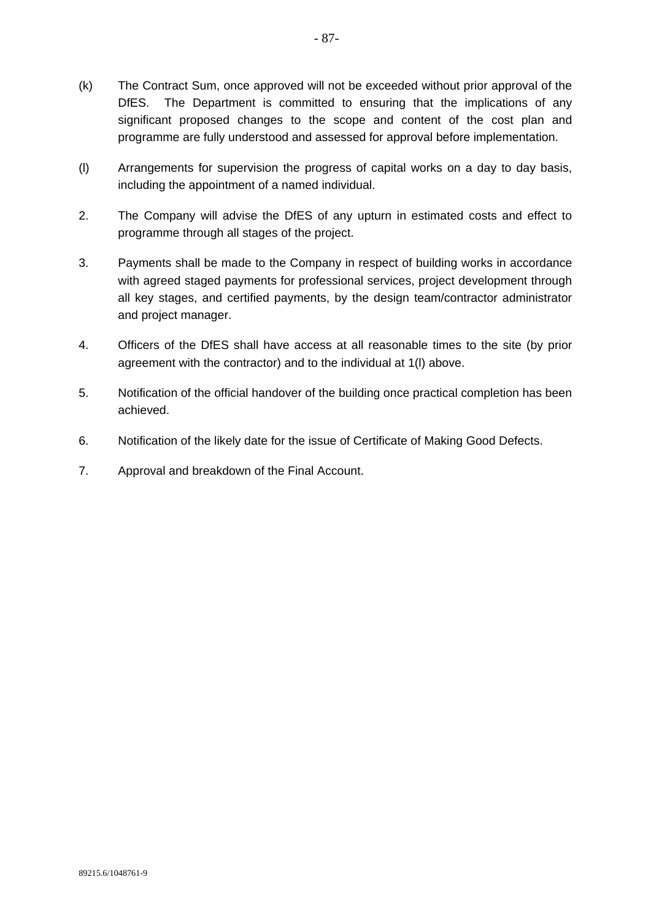(k) The Contract Sum, once approved will not be exceeded without prior approval of the DfES. The Department is committed to ensuring that the implications of any significant proposed changes to the scope and content of the cost plan and programme are fully understood and assessed for approval before implementation.

(l) Arrangements for supervision the progress of capital works on a day to day basis, including the appointment of a named individual.

2. The Company will advise the DfES of any upturn in estimated costs and effect to programme through all stages of the project.

3. Payments shall be made to the Company in respect of building works in accordance with agreed staged payments for professional services, project development through all key stages, and certified payments, by the design team/contractor administrator and project manager.

4. Officers of the DfES shall have access at all reasonable times to the site (by prior agreement with the contractor) and to the individual at 1(l) above.

5. Notification of the official handover of the building once practical completion has been achieved.

6. Notification of the likely date for the issue of Certificate of Making Good Defects.

7. Approval and breakdown of the Final Account.

89215.6/1048761-9